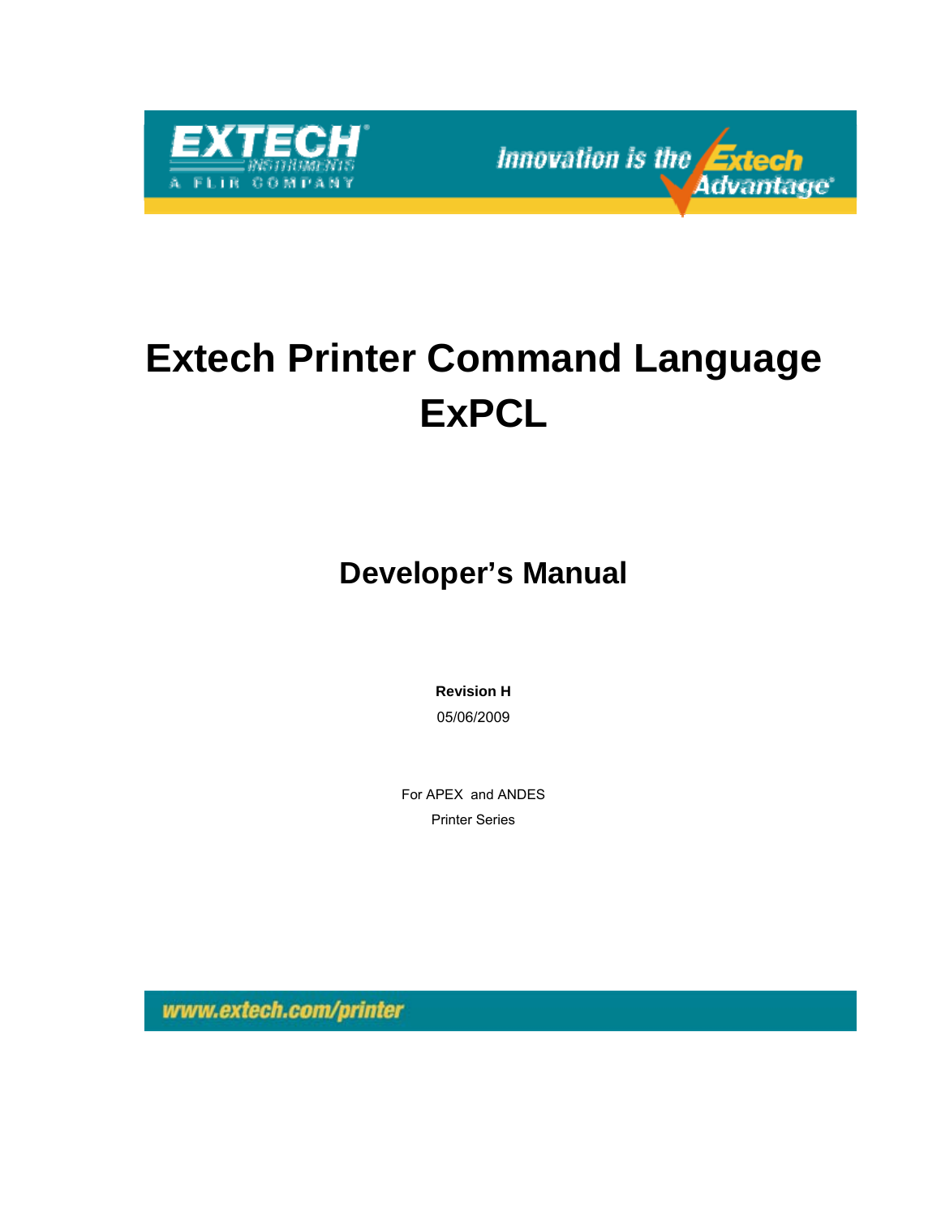EXTECH INSTRUMENTS A FLIR COMPANY

Innovation is the Extech Advantage

# Extech Printer Command Language ExPCL

## Developer's Manual

**Revision H**

05/06/2009

For APEX and ANDES Printer Series

www.extech.com/printer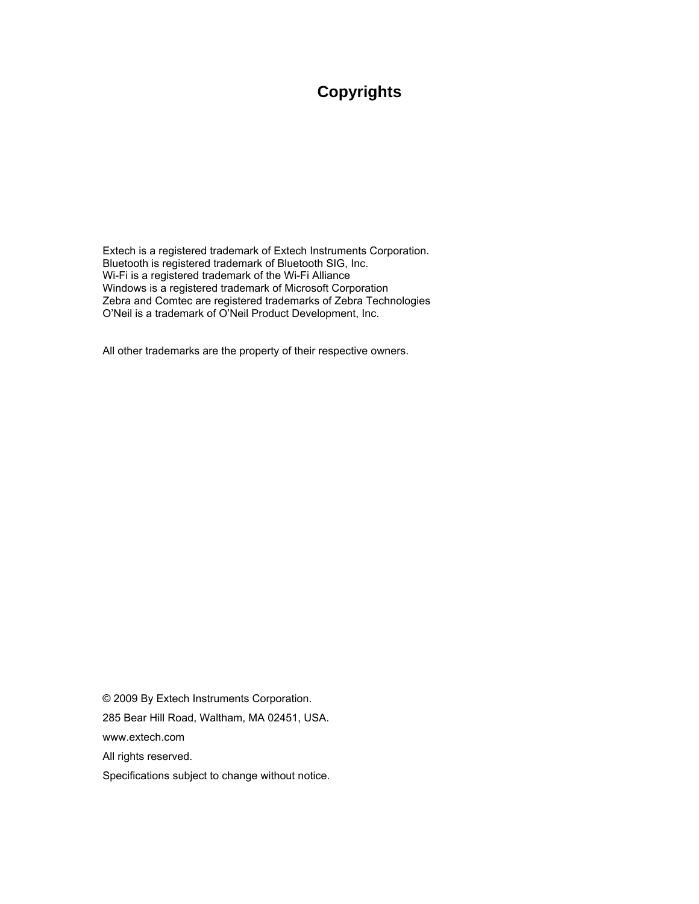# Copyrights

Extech is a registered trademark of Extech Instruments Corporation.
Bluetooth is registered trademark of Bluetooth SIG, Inc.
Wi-Fi is a registered trademark of the Wi-Fi Alliance
Windows is a registered trademark of Microsoft Corporation
Zebra and Comtec are registered trademarks of Zebra Technologies
O'Neil is a trademark of O'Neil Product Development, Inc.

All other trademarks are the property of their respective owners.

© 2009 By Extech Instruments Corporation.

285 Bear Hill Road, Waltham, MA 02451, USA.

www.extech.com

All rights reserved.

Specifications subject to change without notice.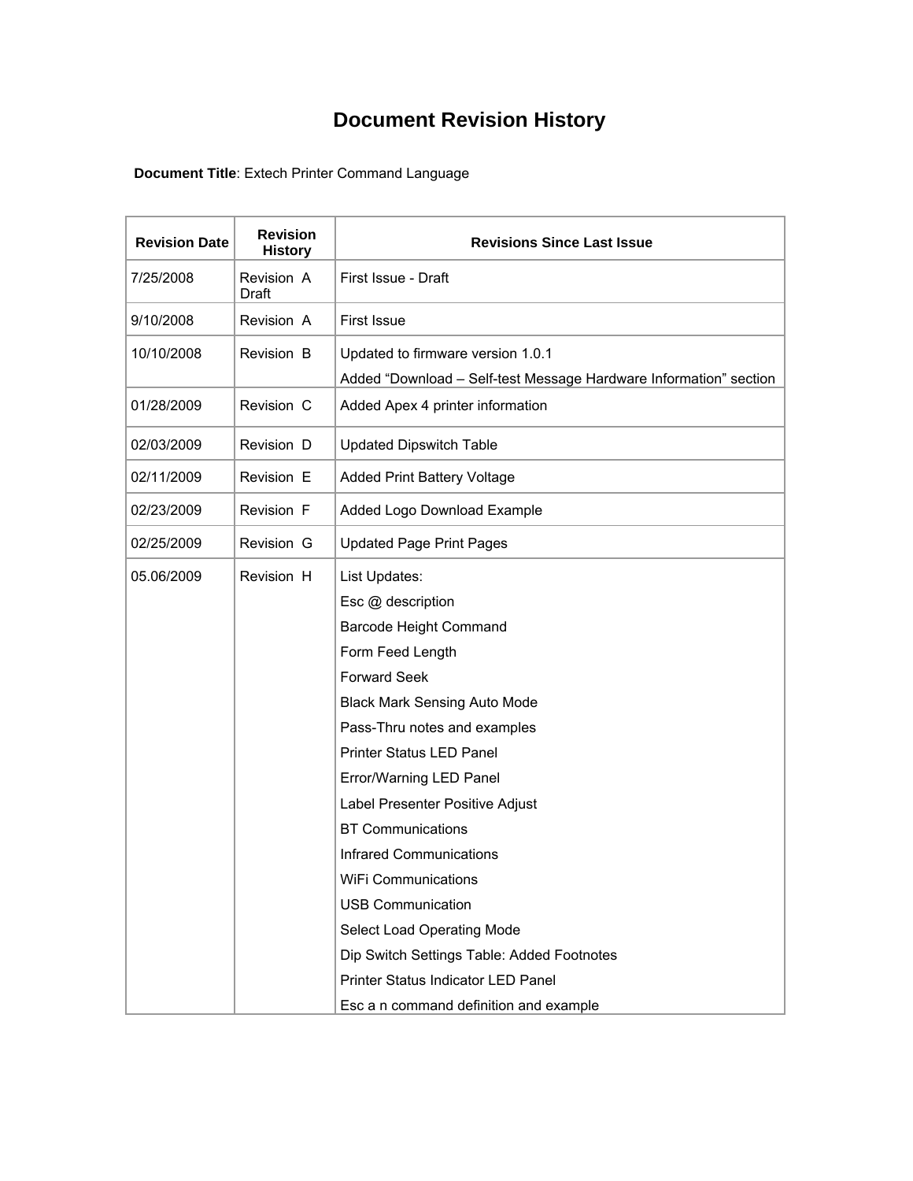# Document Revision History

**Document Title**: Extech Printer Command Language

| Revision Date | Revision History | Revisions Since Last Issue |
|---|---|---|
| 7/25/2008 | Revision A Draft | First Issue - Draft |
| 9/10/2008 | Revision A | First Issue |
| 10/10/2008 | Revision B | Updated to firmware version 1.0.1<br>Added "Download – Self-test Message Hardware Information" section |
| 01/28/2009 | Revision C | Added Apex 4 printer information |
| 02/03/2009 | Revision D | Updated Dipswitch Table |
| 02/11/2009 | Revision E | Added Print Battery Voltage |
| 02/23/2009 | Revision F | Added Logo Download Example |
| 02/25/2009 | Revision G | Updated Page Print Pages |
| 05.06/2009 | Revision H | List Updates:<br>Esc @ description<br>Barcode Height Command<br>Form Feed Length<br>Forward Seek<br>Black Mark Sensing Auto Mode<br>Pass-Thru notes and examples<br>Printer Status LED Panel<br>Error/Warning LED Panel<br>Label Presenter Positive Adjust<br>BT Communications<br>Infrared Communications<br>WiFi Communications<br>USB Communication<br>Select Load Operating Mode<br>Dip Switch Settings Table: Added Footnotes<br>Printer Status Indicator LED Panel<br>Esc a n command definition and example |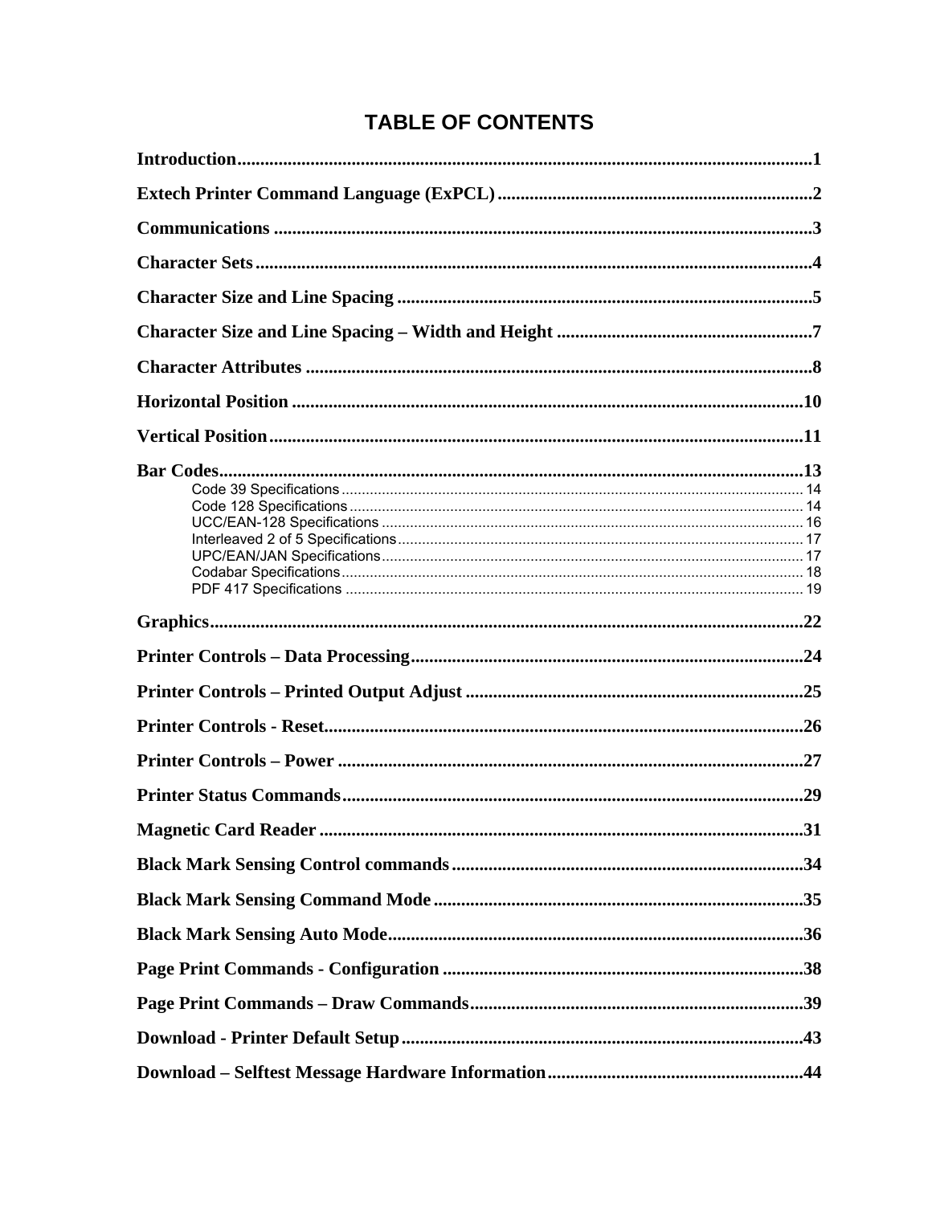# TABLE OF CONTENTS

**Introduction** ............................................................................................................1

**Extech Printer Command Language (ExPCL)** ....................................................................2

**Communications** ......................................................................................................3

**Character Sets** ........................................................................................................4

**Character Size and Line Spacing** ..........................................................................5

**Character Size and Line Spacing – Width and Height** ........................................................7

**Character Attributes** ...............................................................................................8

**Horizontal Position** ................................................................................................10

**Vertical Position** ....................................................................................................11

**Bar Codes** ...............................................................................................................13
- Code 39 Specifications ..................................................................................................14
- Code 128 Specifications ................................................................................................14
- UCC/EAN-128 Specifications ........................................................................................16
- Interleaved 2 of 5 Specifications ....................................................................................17
- UPC/EAN/JAN Specifications ........................................................................................17
- Codabar Specifications ..................................................................................................18
- PDF 417 Specifications .................................................................................................19

**Graphics** .................................................................................................................22

**Printer Controls – Data Processing** ......................................................................24

**Printer Controls – Printed Output Adjust** ..........................................................25

**Printer Controls - Reset** .........................................................................................26

**Printer Controls – Power** ......................................................................................27

**Printer Status Commands** .....................................................................................29

**Magnetic Card Reader** ..........................................................................................31

**Black Mark Sensing Control commands** ..............................................................34

**Black Mark Sensing Command Mode** ..................................................................35

**Black Mark Sensing Auto Mode** ...........................................................................36

**Page Print Commands - Configuration** ................................................................38

**Page Print Commands – Draw Commands** ..........................................................39

**Download - Printer Default Setup** ........................................................................43

**Download – Selftest Message Hardware Information** ........................................44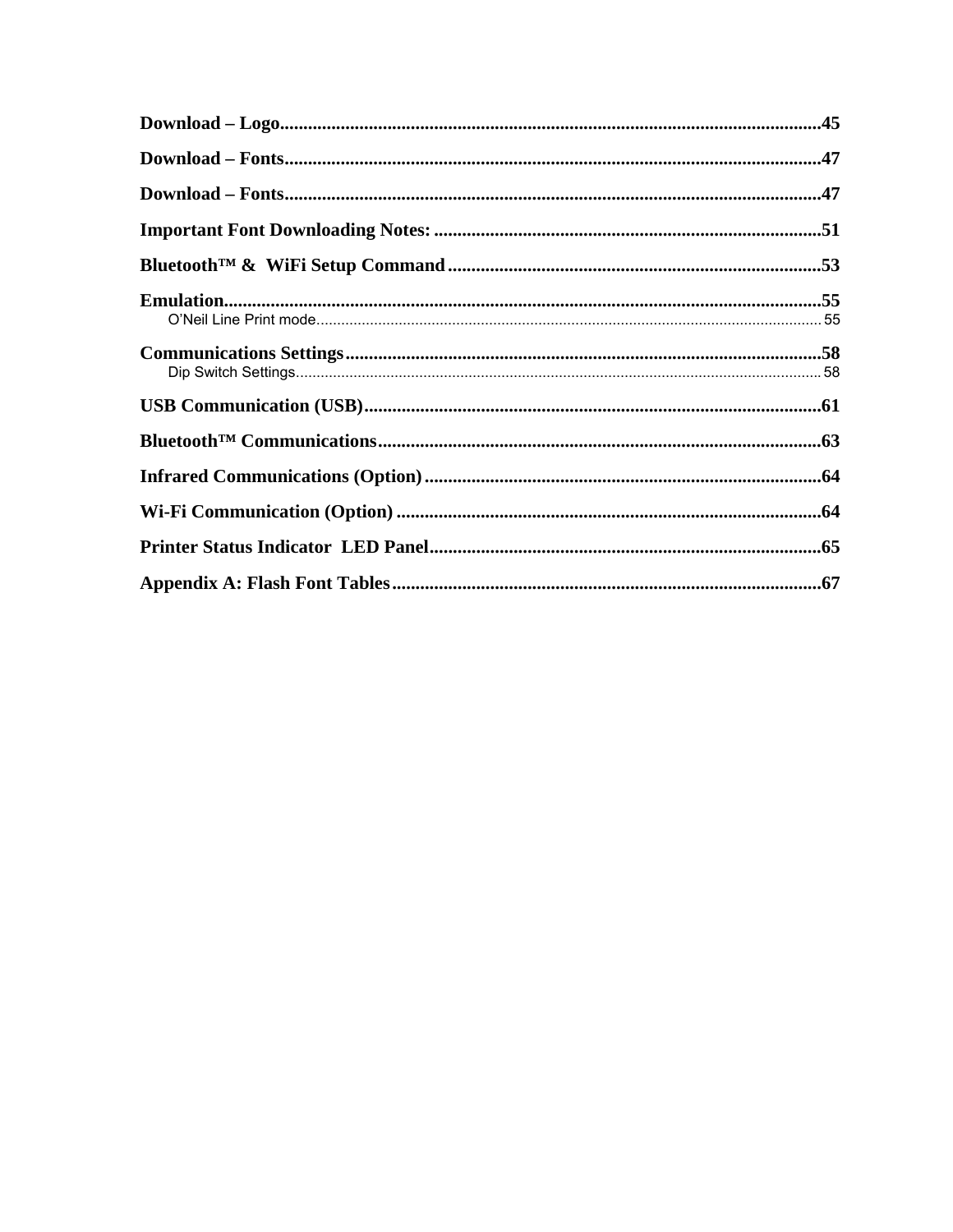**Download – Logo**...................................................................................................................45

**Download – Fonts**..................................................................................................................47

**Download – Fonts**..................................................................................................................47

**Important Font Downloading Notes:** ..................................................................................51

**Bluetooth™ & WiFi Setup Command**...............................................................................53

**Emulation**...............................................................................................................................55

O'Neil Line Print mode..........................................................................................................................55

**Communications Settings**......................................................................................................58

Dip Switch Settings.................................................................................................................................58

**USB Communication (USB)**.................................................................................................61

**Bluetooth™ Communications**..............................................................................................63

**Infrared Communications (Option)**.....................................................................................64

**Wi-Fi Communication (Option)**...........................................................................................64

**Printer Status Indicator LED Panel**....................................................................................65

**Appendix A: Flash Font Tables**............................................................................................67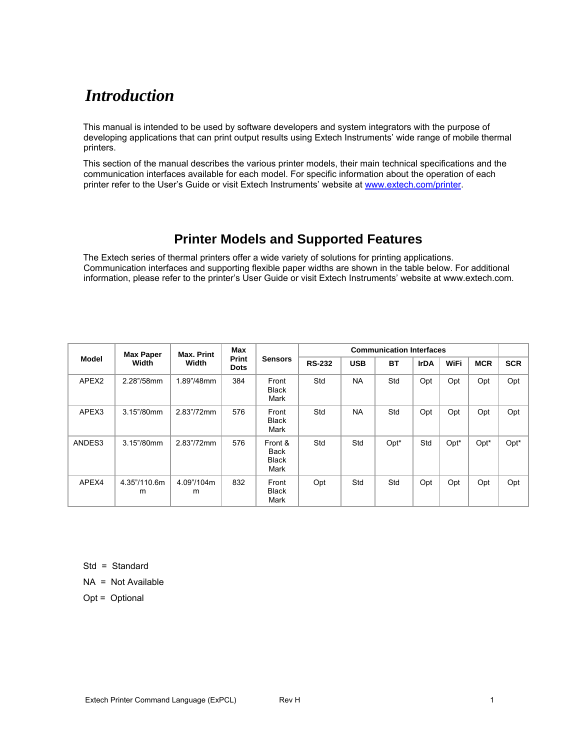# *Introduction*

This manual is intended to be used by software developers and system integrators with the purpose of developing applications that can print output results using Extech Instruments' wide range of mobile thermal printers.

This section of the manual describes the various printer models, their main technical specifications and the communication interfaces available for each model. For specific information about the operation of each printer refer to the User's Guide or visit Extech Instruments' website at www.extech.com/printer.

## Printer Models and Supported Features

The Extech series of thermal printers offer a wide variety of solutions for printing applications. Communication interfaces and supporting flexible paper widths are shown in the table below. For additional information, please refer to the printer's User Guide or visit Extech Instruments' website at www.extech.com.

| Model | Max Paper Width | Max. Print Width | Max Print Dots | Sensors | Communication Interfaces | | | | | | |
|---|---|---|---|---|---|---|---|---|---|---|---|
| | | | | | RS-232 | USB | BT | IrDA | WiFi | MCR | SCR |
| APEX2 | 2.28"/58mm | 1.89"/48mm | 384 | Front Black Mark | Std | NA | Std | Opt | Opt | Opt | Opt |
| APEX3 | 3.15"/80mm | 2.83"/72mm | 576 | Front Black Mark | Std | NA | Std | Opt | Opt | Opt | Opt |
| ANDES3 | 3.15"/80mm | 2.83"/72mm | 576 | Front & Back Black Mark | Std | Std | Opt* | Std | Opt* | Opt* | Opt* |
| APEX4 | 4.35"/110.6mm | 4.09"/104mm | 832 | Front Black Mark | Opt | Std | Std | Opt | Opt | Opt | Opt |

Std = Standard

NA = Not Available

Opt = Optional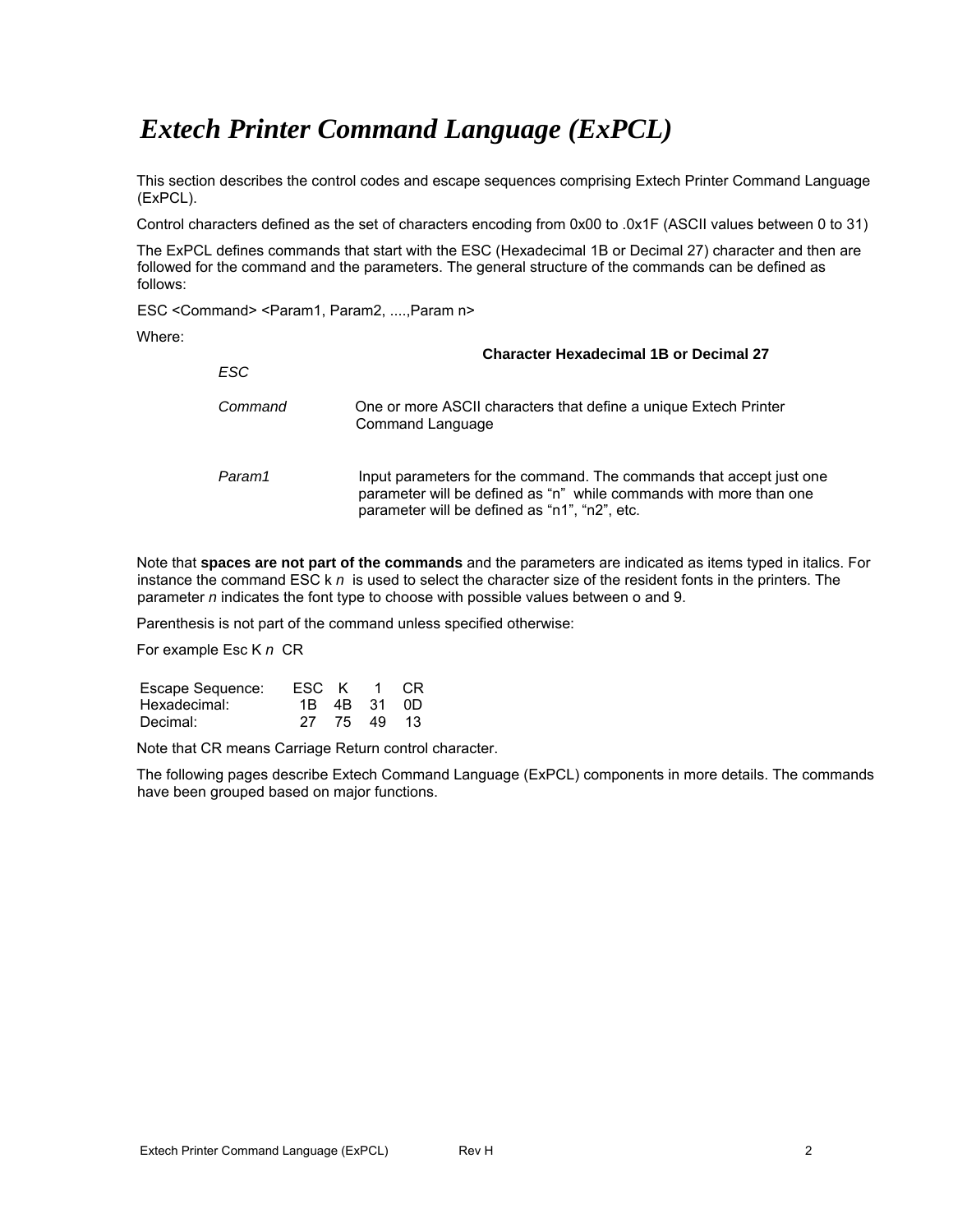# *Extech Printer Command Language (ExPCL)*

This section describes the control codes and escape sequences comprising Extech Printer Command Language (ExPCL).

Control characters defined as the set of characters encoding from 0x00 to .0x1F (ASCII values between 0 to 31)

The ExPCL defines commands that start with the ESC (Hexadecimal 1B or Decimal 27) character and then are followed for the command and the parameters. The general structure of the commands can be defined as follows:

ESC <Command> <Param1, Param2, ....,Param n>

Where:

| | |
|---|---|
| *ESC* | **Character Hexadecimal 1B or Decimal 27** |
| *Command* | One or more ASCII characters that define a unique Extech Printer Command Language |
| *Param1* | Input parameters for the command. The commands that accept just one parameter will be defined as “n” while commands with more than one parameter will be defined as “n1”, “n2”, etc. |

Note that **spaces are not part of the commands** and the parameters are indicated as items typed in italics. For instance the command ESC k *n* is used to select the character size of the resident fonts in the printers. The parameter *n* indicates the font type to choose with possible values between o and 9.

Parenthesis is not part of the command unless specified otherwise:

For example Esc K *n* CR

| | | | | |
|---|---|---|---|---|
| Escape Sequence: | ESC | K | 1 | CR |
| Hexadecimal: | 1B | 4B | 31 | 0D |
| Decimal: | 27 | 75 | 49 | 13 |

Note that CR means Carriage Return control character.

The following pages describe Extech Command Language (ExPCL) components in more details. The commands have been grouped based on major functions.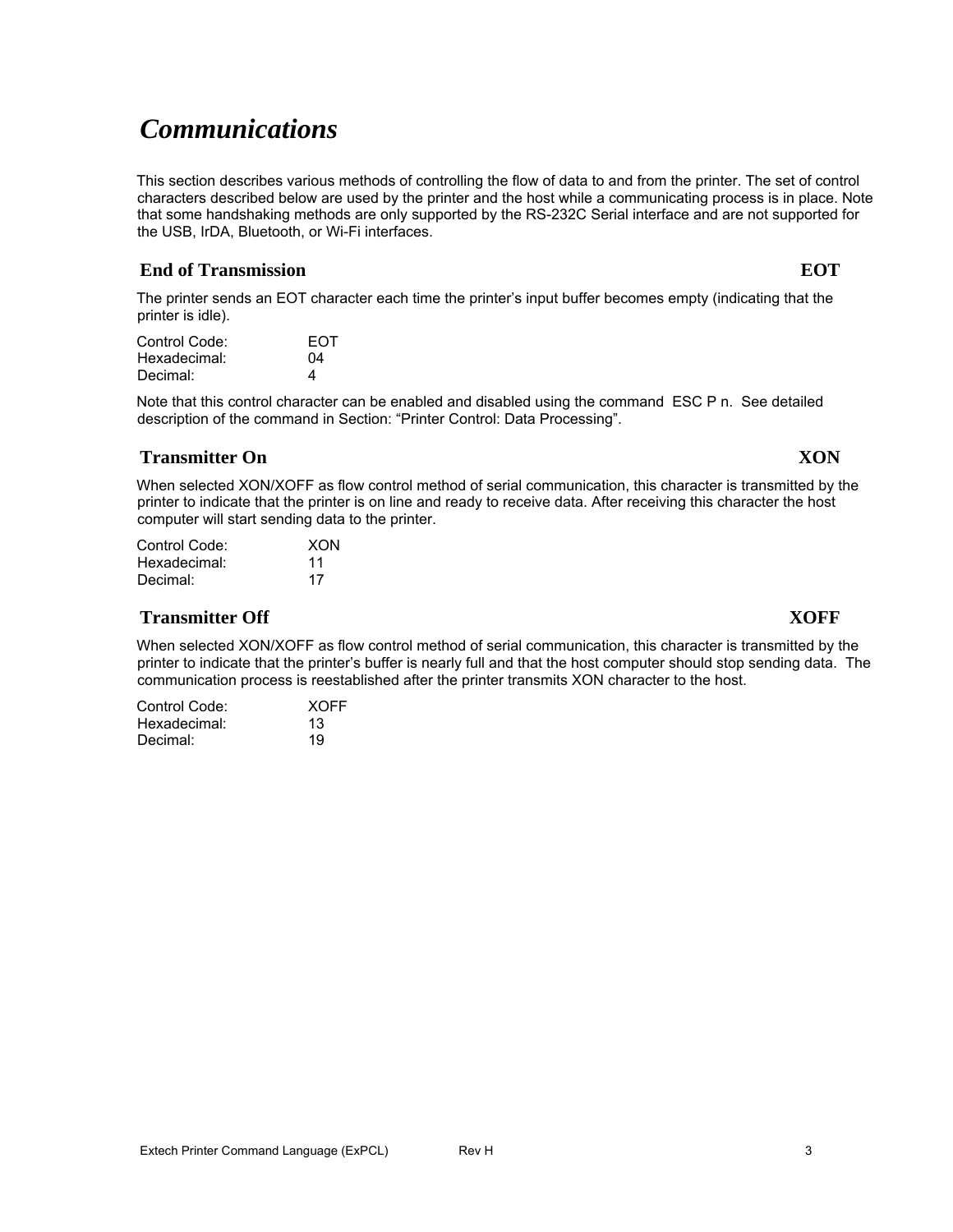# *Communications*

This section describes various methods of controlling the flow of data to and from the printer. The set of control characters described below are used by the printer and the host while a communicating process is in place. Note that some handshaking methods are only supported by the RS-232C Serial interface and are not supported for the USB, IrDA, Bluetooth, or Wi-Fi interfaces.

## End of Transmission EOT

The printer sends an EOT character each time the printer's input buffer becomes empty (indicating that the printer is idle).

| | |
|---|---|
| Control Code: | EOT |
| Hexadecimal: | 04 |
| Decimal: | 4 |

Note that this control character can be enabled and disabled using the command ESC P n. See detailed description of the command in Section: "Printer Control: Data Processing".

## Transmitter On XON

When selected XON/XOFF as flow control method of serial communication, this character is transmitted by the printer to indicate that the printer is on line and ready to receive data. After receiving this character the host computer will start sending data to the printer.

| | |
|---|---|
| Control Code: | XON |
| Hexadecimal: | 11 |
| Decimal: | 17 |

## Transmitter Off XOFF

When selected XON/XOFF as flow control method of serial communication, this character is transmitted by the printer to indicate that the printer's buffer is nearly full and that the host computer should stop sending data. The communication process is reestablished after the printer transmits XON character to the host.

| | |
|---|---|
| Control Code: | XOFF |
| Hexadecimal: | 13 |
| Decimal: | 19 |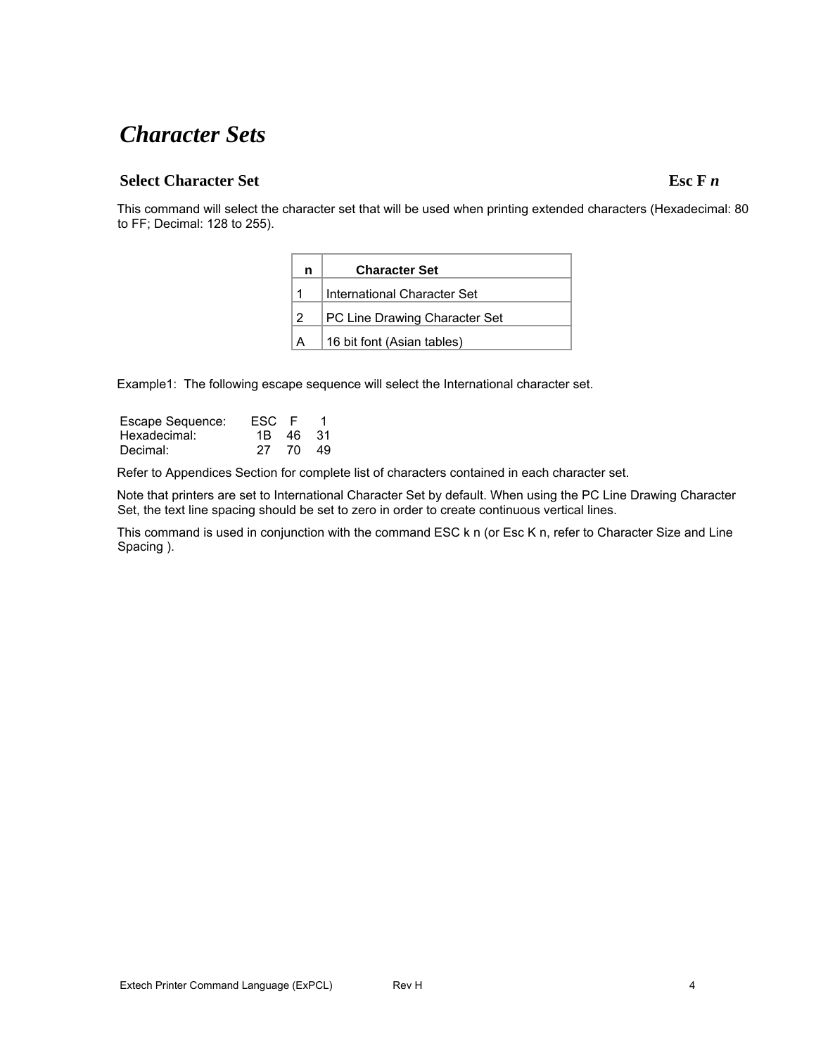# *Character Sets*

## Select Character Set — Esc F *n*

This command will select the character set that will be used when printing extended characters (Hexadecimal: 80 to FF; Decimal: 128 to 255).

| n | Character Set |
|---|---|
| 1 | International Character Set |
| 2 | PC Line Drawing Character Set |
| A | 16 bit font (Asian tables) |

Example1: The following escape sequence will select the International character set.

| | | | |
|---|---|---|---|
| Escape Sequence: | ESC | F | 1 |
| Hexadecimal: | 1B | 46 | 31 |
| Decimal: | 27 | 70 | 49 |

Refer to Appendices Section for complete list of characters contained in each character set.

Note that printers are set to International Character Set by default. When using the PC Line Drawing Character Set, the text line spacing should be set to zero in order to create continuous vertical lines.

This command is used in conjunction with the command ESC k n (or Esc K n, refer to Character Size and Line Spacing ).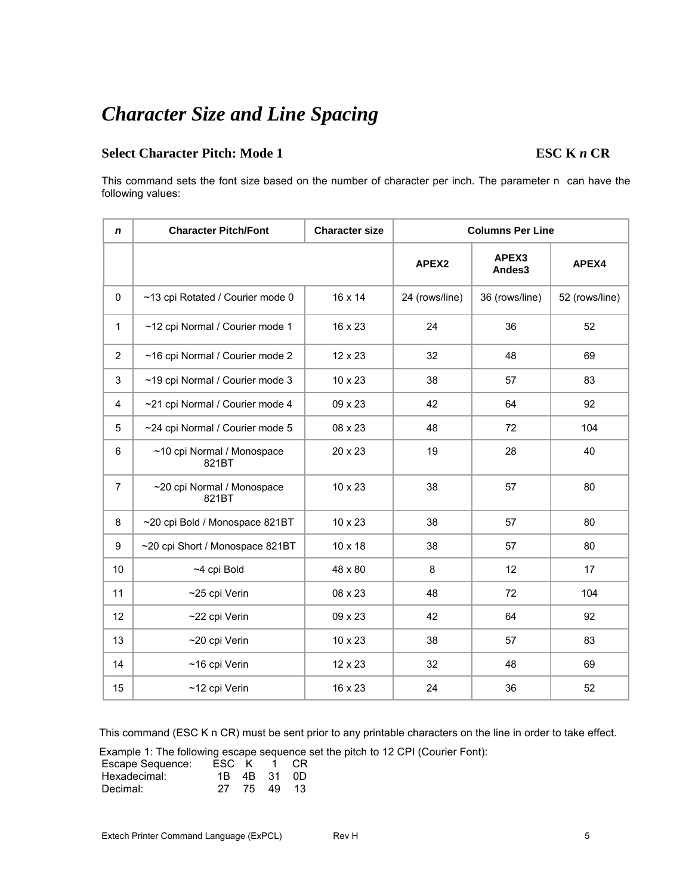# *Character Size and Line Spacing*

## Select Character Pitch: Mode 1 — ESC K *n* CR

This command sets the font size based on the number of character per inch. The parameter n can have the following values:

| *n* | Character Pitch/Font | Character size | Columns Per Line | | |
|---|---|---|---|---|---|
| | | | APEX2 | APEX3 Andes3 | APEX4 |
| 0 | ~13 cpi Rotated / Courier mode 0 | 16 x 14 | 24 (rows/line) | 36 (rows/line) | 52 (rows/line) |
| 1 | ~12 cpi Normal / Courier mode 1 | 16 x 23 | 24 | 36 | 52 |
| 2 | ~16 cpi Normal / Courier mode 2 | 12 x 23 | 32 | 48 | 69 |
| 3 | ~19 cpi Normal / Courier mode 3 | 10 x 23 | 38 | 57 | 83 |
| 4 | ~21 cpi Normal / Courier mode 4 | 09 x 23 | 42 | 64 | 92 |
| 5 | ~24 cpi Normal / Courier mode 5 | 08 x 23 | 48 | 72 | 104 |
| 6 | ~10 cpi Normal / Monospace 821BT | 20 x 23 | 19 | 28 | 40 |
| 7 | ~20 cpi Normal / Monospace 821BT | 10 x 23 | 38 | 57 | 80 |
| 8 | ~20 cpi Bold / Monospace 821BT | 10 x 23 | 38 | 57 | 80 |
| 9 | ~20 cpi Short / Monospace 821BT | 10 x 18 | 38 | 57 | 80 |
| 10 | ~4 cpi Bold | 48 x 80 | 8 | 12 | 17 |
| 11 | ~25 cpi Verin | 08 x 23 | 48 | 72 | 104 |
| 12 | ~22 cpi Verin | 09 x 23 | 42 | 64 | 92 |
| 13 | ~20 cpi Verin | 10 x 23 | 38 | 57 | 83 |
| 14 | ~16 cpi Verin | 12 x 23 | 32 | 48 | 69 |
| 15 | ~12 cpi Verin | 16 x 23 | 24 | 36 | 52 |

This command (ESC K n CR) must be sent prior to any printable characters on the line in order to take effect.

Example 1: The following escape sequence set the pitch to 12 CPI (Courier Font):

```
Escape Sequence:    ESC   K    1    CR
Hexadecimal:         1B   4B   31   0D
Decimal:             27   75   49   13
```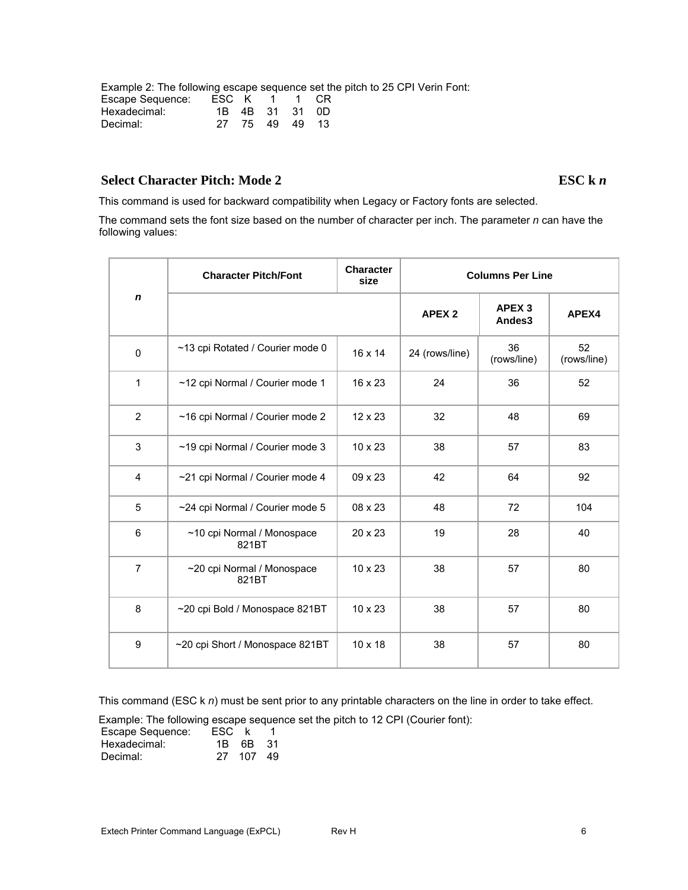Example 2: The following escape sequence set the pitch to 25 CPI Verin Font:

| | | | | | |
|---|---|---|---|---|---|
| Escape Sequence: | ESC | K | 1 | 1 | CR |
| Hexadecimal: | 1B | 4B | 31 | 31 | 0D |
| Decimal: | 27 | 75 | 49 | 49 | 13 |

## Select Character Pitch: Mode 2 — ESC k *n*

This command is used for backward compatibility when Legacy or Factory fonts are selected.

The command sets the font size based on the number of character per inch. The parameter *n* can have the following values:

| *n* | Character Pitch/Font | Character size | Columns Per Line | | |
|---|---|---|---|---|---|
| | | | APEX 2 | APEX 3 Andes3 | APEX4 |
| 0 | ~13 cpi Rotated / Courier mode 0 | 16 x 14 | 24 (rows/line) | 36 (rows/line) | 52 (rows/line) |
| 1 | ~12 cpi Normal / Courier mode 1 | 16 x 23 | 24 | 36 | 52 |
| 2 | ~16 cpi Normal / Courier mode 2 | 12 x 23 | 32 | 48 | 69 |
| 3 | ~19 cpi Normal / Courier mode 3 | 10 x 23 | 38 | 57 | 83 |
| 4 | ~21 cpi Normal / Courier mode 4 | 09 x 23 | 42 | 64 | 92 |
| 5 | ~24 cpi Normal / Courier mode 5 | 08 x 23 | 48 | 72 | 104 |
| 6 | ~10 cpi Normal / Monospace 821BT | 20 x 23 | 19 | 28 | 40 |
| 7 | ~20 cpi Normal / Monospace 821BT | 10 x 23 | 38 | 57 | 80 |
| 8 | ~20 cpi Bold / Monospace 821BT | 10 x 23 | 38 | 57 | 80 |
| 9 | ~20 cpi Short / Monospace 821BT | 10 x 18 | 38 | 57 | 80 |

This command (ESC k *n*) must be sent prior to any printable characters on the line in order to take effect.

Example: The following escape sequence set the pitch to 12 CPI (Courier font):

| | | | |
|---|---|---|---|
| Escape Sequence: | ESC | k | 1 |
| Hexadecimal: | 1B | 6B | 31 |
| Decimal: | 27 | 107 | 49 |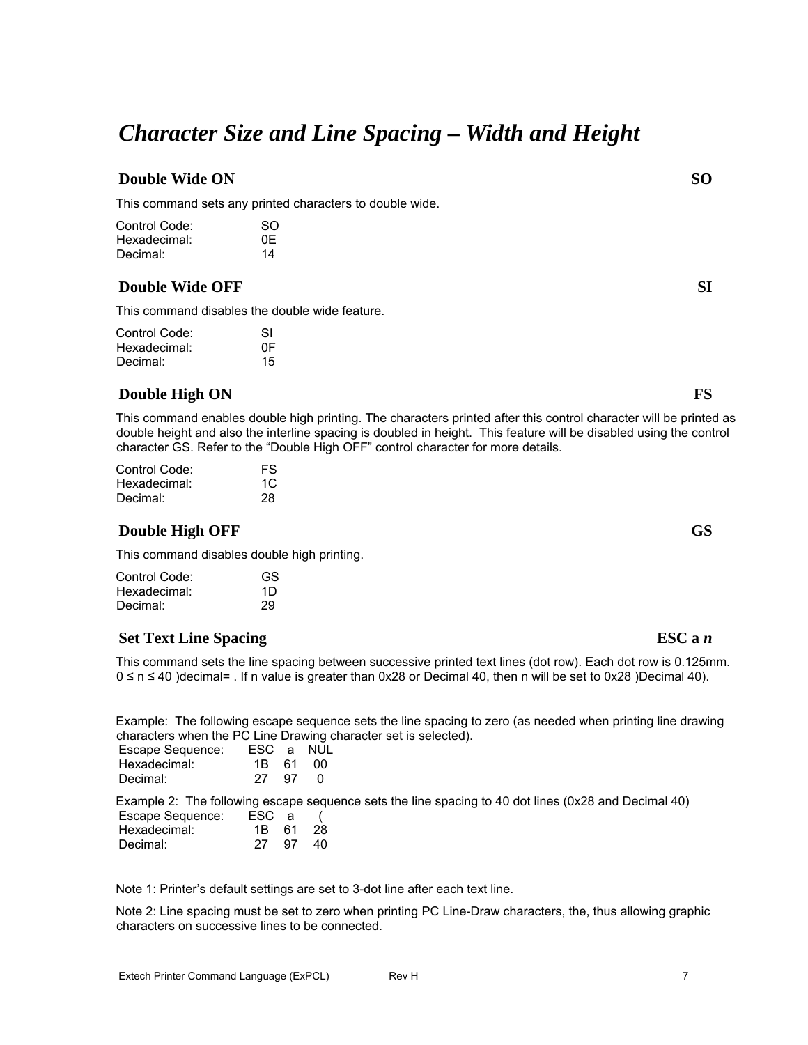# *Character Size and Line Spacing – Width and Height*

## Double Wide ON — SO

This command sets any printed characters to double wide.

| | |
|---|---|
| Control Code: | SO |
| Hexadecimal: | 0E |
| Decimal: | 14 |

## Double Wide OFF — SI

This command disables the double wide feature.

| | |
|---|---|
| Control Code: | SI |
| Hexadecimal: | 0F |
| Decimal: | 15 |

## Double High ON — FS

This command enables double high printing. The characters printed after this control character will be printed as double height and also the interline spacing is doubled in height. This feature will be disabled using the control character GS. Refer to the “Double High OFF” control character for more details.

| | |
|---|---|
| Control Code: | FS |
| Hexadecimal: | 1C |
| Decimal: | 28 |

## Double High OFF — GS

This command disables double high printing.

| | |
|---|---|
| Control Code: | GS |
| Hexadecimal: | 1D |
| Decimal: | 29 |

## Set Text Line Spacing — ESC a *n*

This command sets the line spacing between successive printed text lines (dot row). Each dot row is 0.125mm. 0 ≤ n ≤ 40 )decimal= . If n value is greater than 0x28 or Decimal 40, then n will be set to 0x28 )Decimal 40).

Example: The following escape sequence sets the line spacing to zero (as needed when printing line drawing characters when the PC Line Drawing character set is selected).

| | | | |
|---|---|---|---|
| Escape Sequence: | ESC | a | NUL |
| Hexadecimal: | 1B | 61 | 00 |
| Decimal: | 27 | 97 | 0 |

Example 2: The following escape sequence sets the line spacing to 40 dot lines (0x28 and Decimal 40)

| | | | |
|---|---|---|---|
| Escape Sequence: | ESC | a | ( |
| Hexadecimal: | 1B | 61 | 28 |
| Decimal: | 27 | 97 | 40 |

Note 1: Printer’s default settings are set to 3-dot line after each text line.

Note 2: Line spacing must be set to zero when printing PC Line-Draw characters, the, thus allowing graphic characters on successive lines to be connected.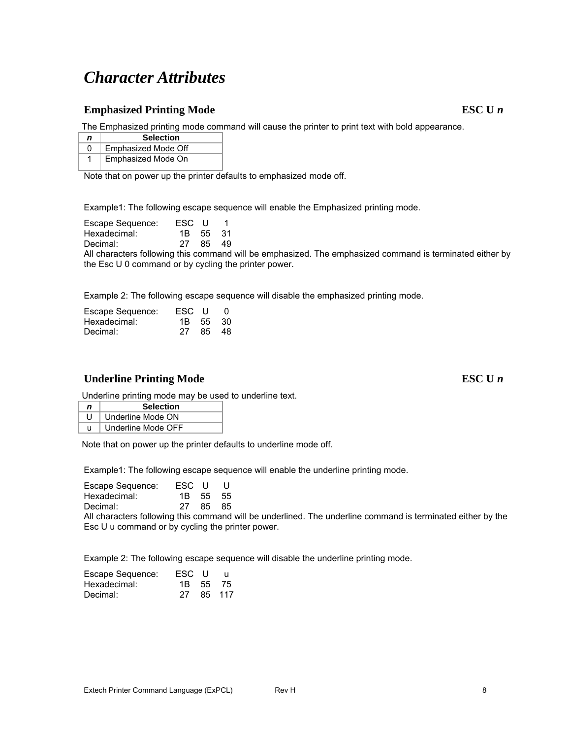# *Character Attributes*

## Emphasized Printing Mode — ESC U *n*

The Emphasized printing mode command will cause the printer to print text with bold appearance.

| *n* | Selection |
|---|---|
| 0 | Emphasized Mode Off |
| 1 | Emphasized Mode On |

Note that on power up the printer defaults to emphasized mode off.

Example1: The following escape sequence will enable the Emphasized printing mode.

| | | | |
|---|---|---|---|
| Escape Sequence: | ESC | U | 1 |
| Hexadecimal: | 1B | 55 | 31 |
| Decimal: | 27 | 85 | 49 |

All characters following this command will be emphasized. The emphasized command is terminated either by the Esc U 0 command or by cycling the printer power.

Example 2: The following escape sequence will disable the emphasized printing mode.

| | | | |
|---|---|---|---|
| Escape Sequence: | ESC | U | 0 |
| Hexadecimal: | 1B | 55 | 30 |
| Decimal: | 27 | 85 | 48 |

## Underline Printing Mode — ESC U *n*

Underline printing mode may be used to underline text.

| *n* | Selection |
|---|---|
| U | Underline Mode ON |
| u | Underline Mode OFF |

Note that on power up the printer defaults to underline mode off.

Example1: The following escape sequence will enable the underline printing mode.

| | | | |
|---|---|---|---|
| Escape Sequence: | ESC | U | U |
| Hexadecimal: | 1B | 55 | 55 |
| Decimal: | 27 | 85 | 85 |

All characters following this command will be underlined. The underline command is terminated either by the Esc U u command or by cycling the printer power.

Example 2: The following escape sequence will disable the underline printing mode.

| | | | |
|---|---|---|---|
| Escape Sequence: | ESC | U | u |
| Hexadecimal: | 1B | 55 | 75 |
| Decimal: | 27 | 85 | 117 |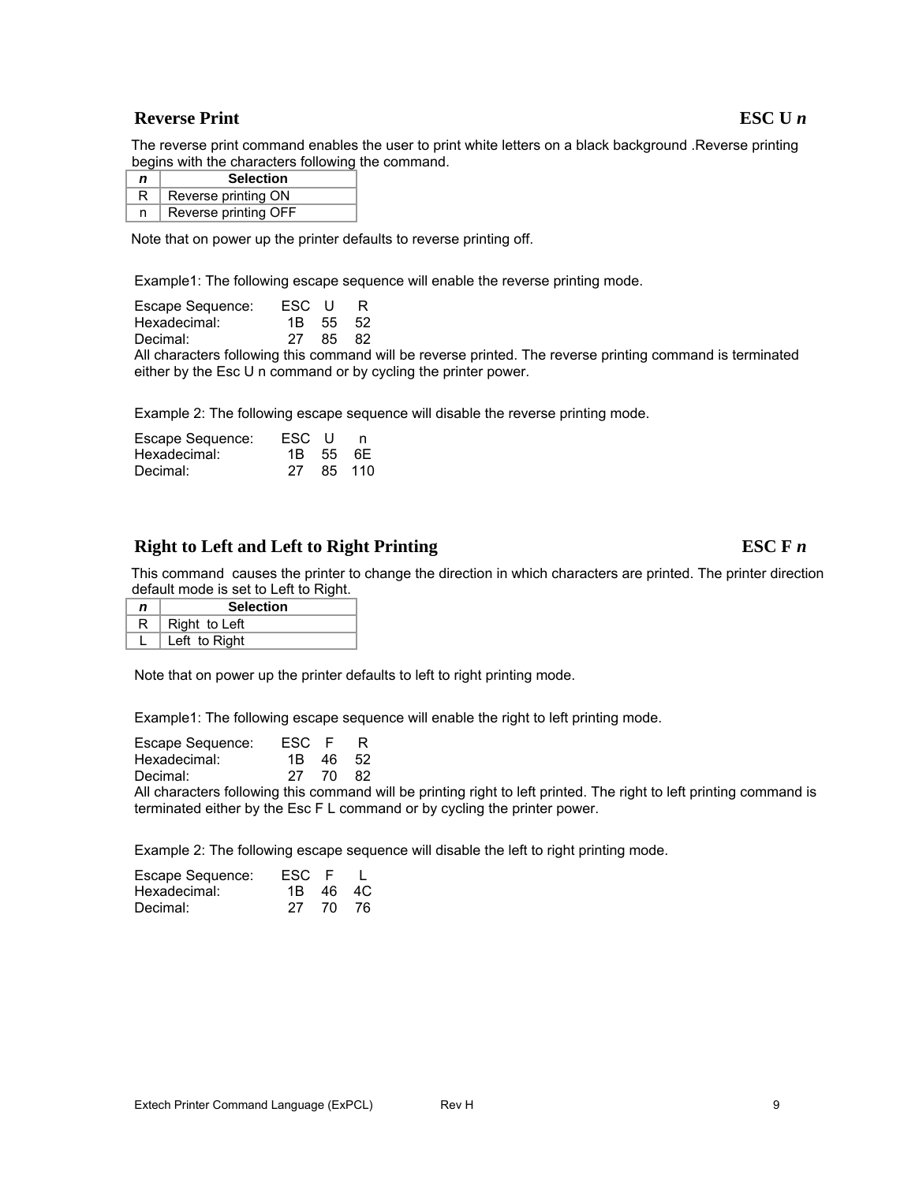## Reverse Print **ESC U *n***

The reverse print command enables the user to print white letters on a black background .Reverse printing begins with the characters following the command.

| *n* | Selection |
|---|---|
| R | Reverse printing ON |
| n | Reverse printing OFF |

Note that on power up the printer defaults to reverse printing off.

Example1: The following escape sequence will enable the reverse printing mode.

| | | | |
|---|---|---|---|
| Escape Sequence: | ESC | U | R |
| Hexadecimal: | 1B | 55 | 52 |
| Decimal: | 27 | 85 | 82 |

All characters following this command will be reverse printed. The reverse printing command is terminated either by the Esc U n command or by cycling the printer power.

Example 2: The following escape sequence will disable the reverse printing mode.

| | | | |
|---|---|---|---|
| Escape Sequence: | ESC | U | n |
| Hexadecimal: | 1B | 55 | 6E |
| Decimal: | 27 | 85 | 110 |

## Right to Left and Left to Right Printing **ESC F *n***

This command causes the printer to change the direction in which characters are printed. The printer direction default mode is set to Left to Right.

| *n* | Selection |
|---|---|
| R | Right to Left |
| L | Left to Right |

Note that on power up the printer defaults to left to right printing mode.

Example1: The following escape sequence will enable the right to left printing mode.

| | | | |
|---|---|---|---|
| Escape Sequence: | ESC | F | R |
| Hexadecimal: | 1B | 46 | 52 |
| Decimal: | 27 | 70 | 82 |

All characters following this command will be printing right to left printed. The right to left printing command is terminated either by the Esc F L command or by cycling the printer power.

Example 2: The following escape sequence will disable the left to right printing mode.

| | | | |
|---|---|---|---|
| Escape Sequence: | ESC | F | L |
| Hexadecimal: | 1B | 46 | 4C |
| Decimal: | 27 | 70 | 76 |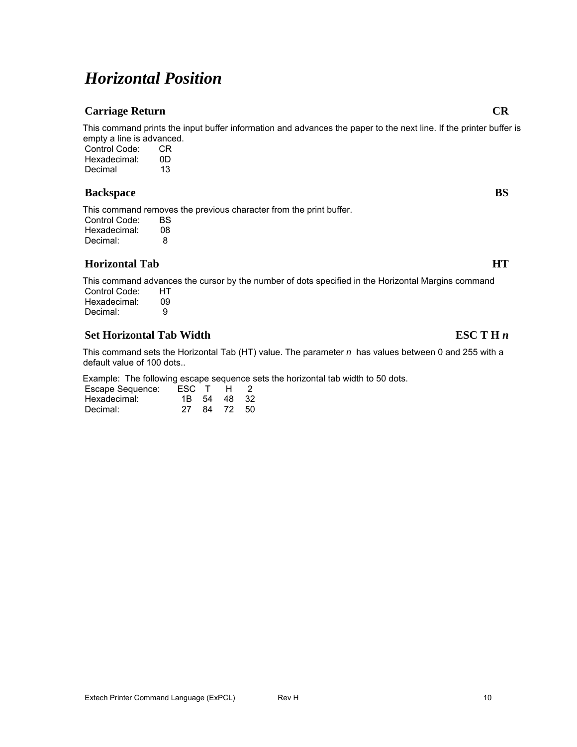# *Horizontal Position*

## Carriage Return — CR

This command prints the input buffer information and advances the paper to the next line. If the printer buffer is empty a line is advanced.

| | |
|---|---|
| Control Code: | CR |
| Hexadecimal: | 0D |
| Decimal | 13 |

## Backspace — BS

This command removes the previous character from the print buffer.

| | |
|---|---|
| Control Code: | BS |
| Hexadecimal: | 08 |
| Decimal: | 8 |

## Horizontal Tab — HT

This command advances the cursor by the number of dots specified in the Horizontal Margins command

| | |
|---|---|
| Control Code: | HT |
| Hexadecimal: | 09 |
| Decimal: | 9 |

## Set Horizontal Tab Width — ESC T H *n*

This command sets the Horizontal Tab (HT) value. The parameter *n* has values between 0 and 255 with a default value of 100 dots..

Example: The following escape sequence sets the horizontal tab width to 50 dots.

| | | | | |
|---|---|---|---|---|
| Escape Sequence: | ESC | T | H | 2 |
| Hexadecimal: | 1B | 54 | 48 | 32 |
| Decimal: | 27 | 84 | 72 | 50 |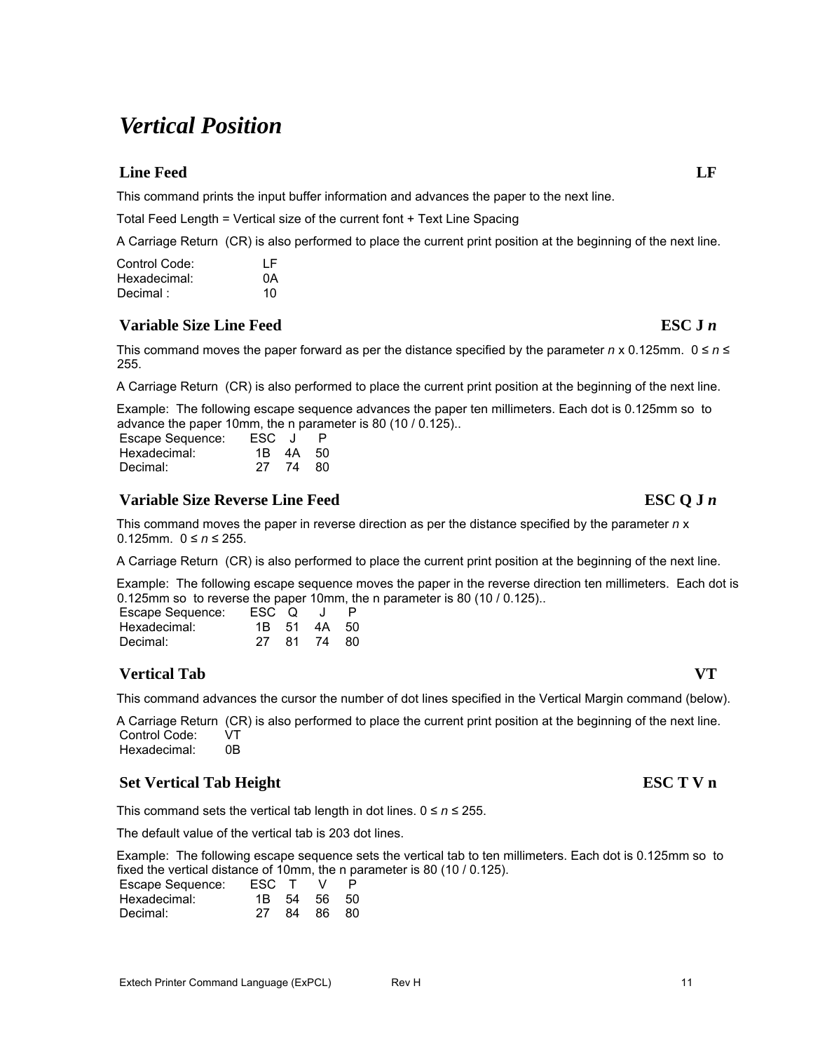# *Vertical Position*

## Line Feed — LF

This command prints the input buffer information and advances the paper to the next line.

Total Feed Length = Vertical size of the current font + Text Line Spacing

A Carriage Return (CR) is also performed to place the current print position at the beginning of the next line.

| | |
|---|---|
| Control Code: | LF |
| Hexadecimal: | 0A |
| Decimal : | 10 |

## Variable Size Line Feed — ESC J *n*

This command moves the paper forward as per the distance specified by the parameter *n* x 0.125mm. $0 \le n \le 255$.

A Carriage Return (CR) is also performed to place the current print position at the beginning of the next line.

Example: The following escape sequence advances the paper ten millimeters. Each dot is 0.125mm so to advance the paper 10mm, the n parameter is 80 (10 / 0.125)..

| | | | |
|---|---|---|---|
| Escape Sequence: | ESC | J | P |
| Hexadecimal: | 1B | 4A | 50 |
| Decimal: | 27 | 74 | 80 |

## Variable Size Reverse Line Feed — ESC Q J *n*

This command moves the paper in reverse direction as per the distance specified by the parameter *n* x 0.125mm. $0 \le n \le 255$.

A Carriage Return (CR) is also performed to place the current print position at the beginning of the next line.

Example: The following escape sequence moves the paper in the reverse direction ten millimeters. Each dot is 0.125mm so to reverse the paper 10mm, the n parameter is 80 (10 / 0.125)..

| | | | | |
|---|---|---|---|---|
| Escape Sequence: | ESC | Q | J | P |
| Hexadecimal: | 1B | 51 | 4A | 50 |
| Decimal: | 27 | 81 | 74 | 80 |

## Vertical Tab — VT

This command advances the cursor the number of dot lines specified in the Vertical Margin command (below).

A Carriage Return (CR) is also performed to place the current print position at the beginning of the next line.

| | |
|---|---|
| Control Code: | VT |
| Hexadecimal: | 0B |

## Set Vertical Tab Height — ESC T V n

This command sets the vertical tab length in dot lines. $0 \le n \le 255$.

The default value of the vertical tab is 203 dot lines.

Example: The following escape sequence sets the vertical tab to ten millimeters. Each dot is 0.125mm so to fixed the vertical distance of 10mm, the n parameter is 80 (10 / 0.125).

| | | | | |
|---|---|---|---|---|
| Escape Sequence: | ESC | T | V | P |
| Hexadecimal: | 1B | 54 | 56 | 50 |
| Decimal: | 27 | 84 | 86 | 80 |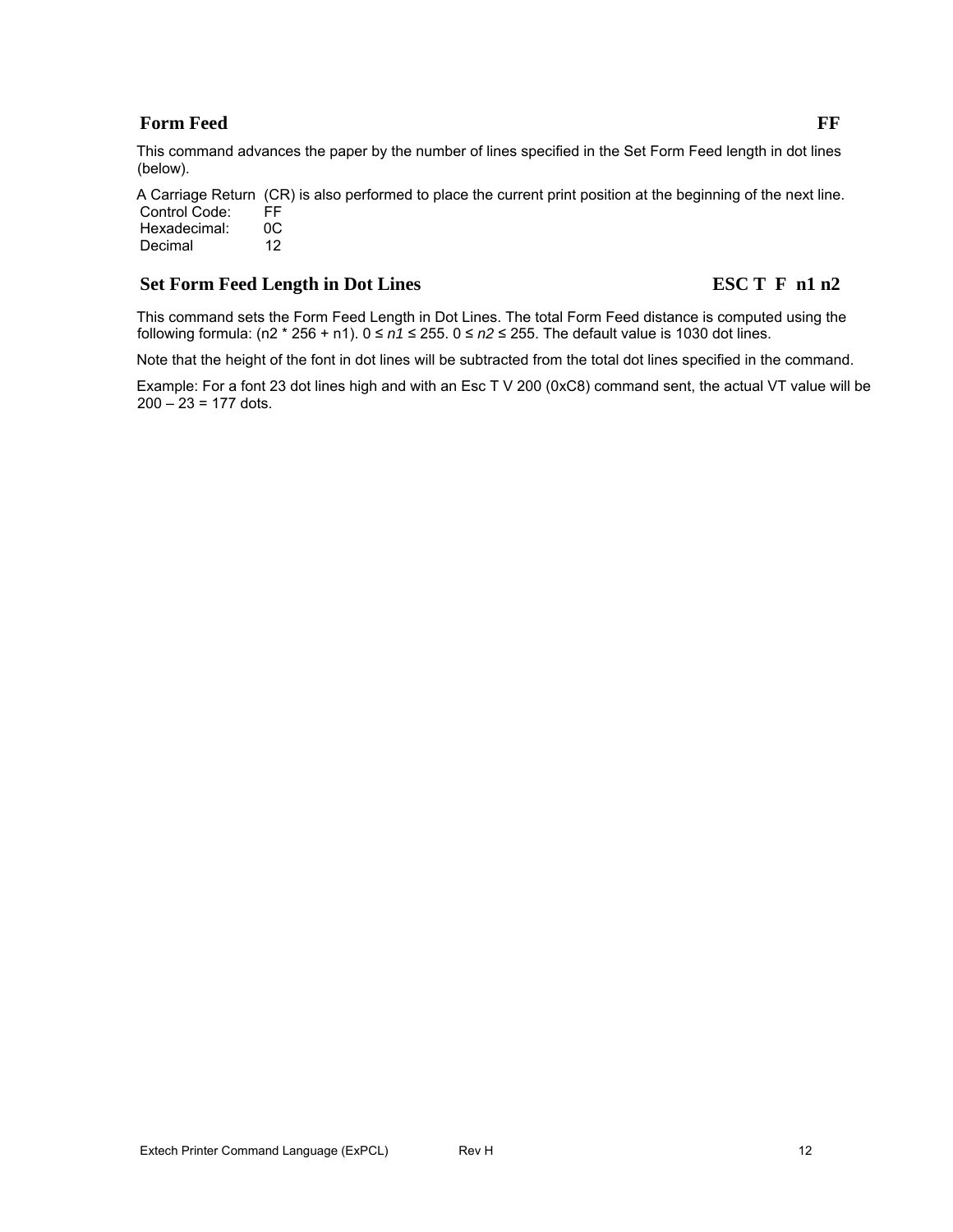## Form Feed FF

This command advances the paper by the number of lines specified in the Set Form Feed length in dot lines (below).

A Carriage Return (CR) is also performed to place the current print position at the beginning of the next line.

Control Code: FF
Hexadecimal: 0C
Decimal 12

## Set Form Feed Length in Dot Lines ESC T F n1 n2

This command sets the Form Feed Length in Dot Lines. The total Form Feed distance is computed using the following formula: (n2 * 256 + n1). $0 \le n1 \le 255$. $0 \le n2 \le 255$. The default value is 1030 dot lines.

Note that the height of the font in dot lines will be subtracted from the total dot lines specified in the command.

Example: For a font 23 dot lines high and with an Esc T V 200 (0xC8) command sent, the actual VT value will be 200 – 23 = 177 dots.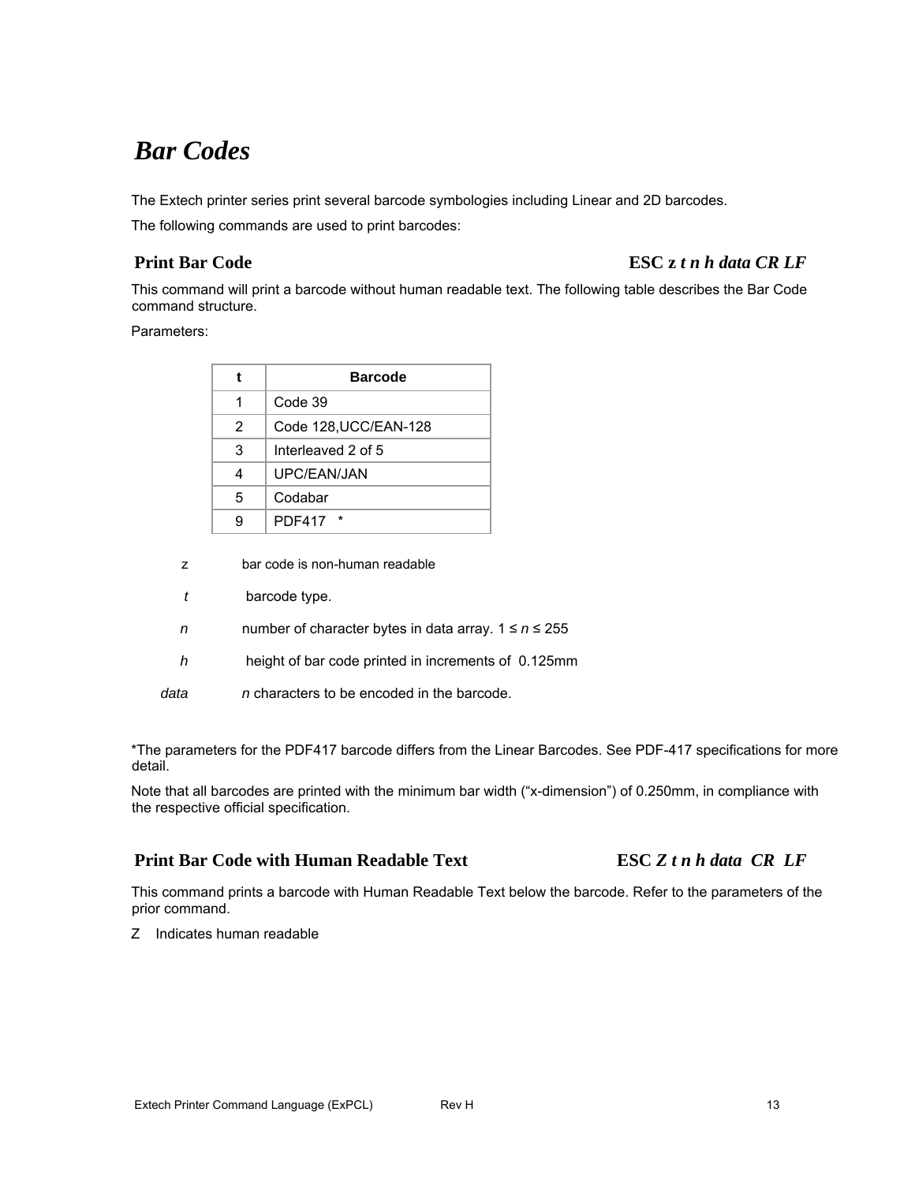# *Bar Codes*

The Extech printer series print several barcode symbologies including Linear and 2D barcodes.

The following commands are used to print barcodes:

### Print Bar Code **ESC z *t n h data CR LF***

This command will print a barcode without human readable text. The following table describes the Bar Code command structure.

Parameters:

| t | Barcode |
|---|---|
| 1 | Code 39 |
| 2 | Code 128,UCC/EAN-128 |
| 3 | Interleaved 2 of 5 |
| 4 | UPC/EAN/JAN |
| 5 | Codabar |
| 9 | PDF417 * |

z — bar code is non-human readable

*t* — barcode type.

*n* — number of character bytes in data array. 1 ≤ *n* ≤ 255

*h* — height of bar code printed in increments of 0.125mm

*data* — *n* characters to be encoded in the barcode.

*The parameters for the PDF417 barcode differs from the Linear Barcodes. See PDF-417 specifications for more detail.

Note that all barcodes are printed with the minimum bar width ("x-dimension") of 0.250mm, in compliance with the respective official specification.

### Print Bar Code with Human Readable Text **ESC *Z t n h data CR LF***

This command prints a barcode with Human Readable Text below the barcode. Refer to the parameters of the prior command.

Z Indicates human readable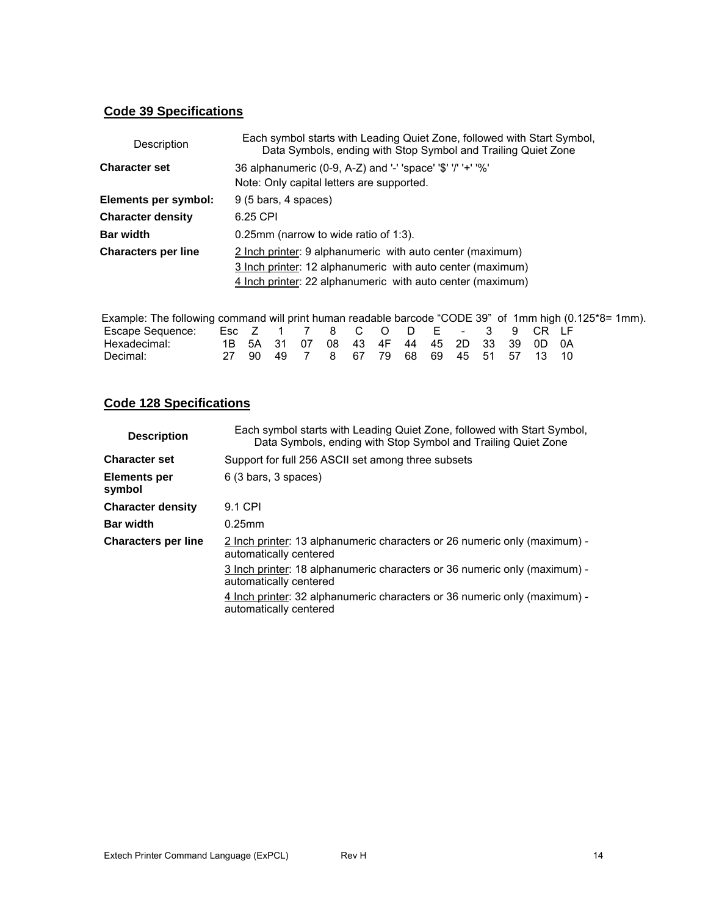## Code 39 Specifications

| Description | Each symbol starts with Leading Quiet Zone, followed with Start Symbol, Data Symbols, ending with Stop Symbol and Trailing Quiet Zone |
|---|---|
| **Character set** | 36 alphanumeric (0-9, A-Z) and '-' 'space' '$' '/' '+' '%'<br>Note: Only capital letters are supported. |
| **Elements per symbol:** | 9 (5 bars, 4 spaces) |
| **Character density** | 6.25 CPI |
| **Bar width** | 0.25mm (narrow to wide ratio of 1:3). |
| **Characters per line** | 2 Inch printer: 9 alphanumeric with auto center (maximum)<br>3 Inch printer: 12 alphanumeric with auto center (maximum)<br>4 Inch printer: 22 alphanumeric with auto center (maximum) |

Example: The following command will print human readable barcode "CODE 39" of 1mm high (0.125*8= 1mm).

| Escape Sequence: | Esc | Z | 1 | 7 | 8 | C | O | D | E | - | 3 | 9 | CR | LF |
|---|---|---|---|---|---|---|---|---|---|---|---|---|---|---|
| Hexadecimal: | 1B | 5A | 31 | 07 | 08 | 43 | 4F | 44 | 45 | 2D | 33 | 39 | 0D | 0A |
| Decimal: | 27 | 90 | 49 | 7 | 8 | 67 | 79 | 68 | 69 | 45 | 51 | 57 | 13 | 10 |

## Code 128 Specifications

| **Description** | Each symbol starts with Leading Quiet Zone, followed with Start Symbol, Data Symbols, ending with Stop Symbol and Trailing Quiet Zone |
|---|---|
| **Character set** | Support for full 256 ASCII set among three subsets |
| **Elements per symbol** | 6 (3 bars, 3 spaces) |
| **Character density** | 9.1 CPI |
| **Bar width** | 0.25mm |
| **Characters per line** | 2 Inch printer: 13 alphanumeric characters or 26 numeric only (maximum) - automatically centered<br>3 Inch printer: 18 alphanumeric characters or 36 numeric only (maximum) - automatically centered<br>4 Inch printer: 32 alphanumeric characters or 36 numeric only (maximum) - automatically centered |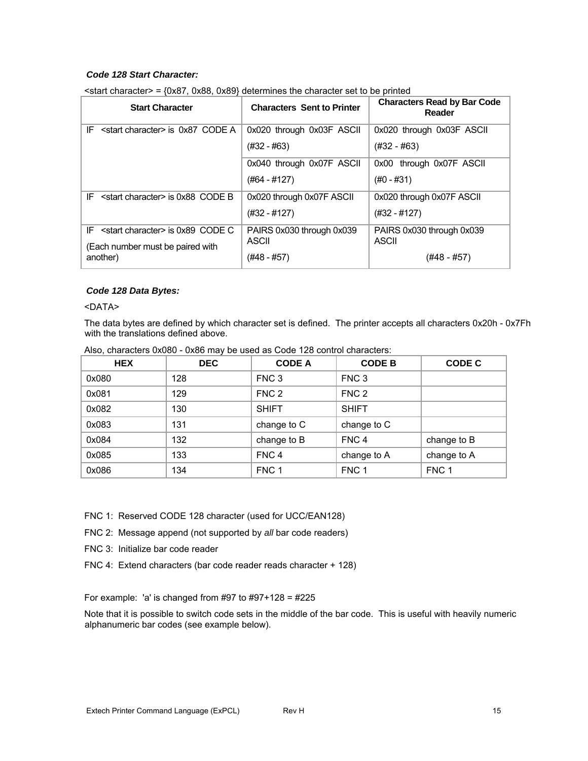### *Code 128 Start Character:*

<start character> = {0x87, 0x88, 0x89} determines the character set to be printed

| Start Character | Characters Sent to Printer | Characters Read by Bar Code Reader |
|---|---|---|
| IF <start character> is 0x87 CODE A | 0x020 through 0x03F ASCII (#32 - #63) | 0x020 through 0x03F ASCII (#32 - #63) |
| | 0x040 through 0x07F ASCII (#64 - #127) | 0x00 through 0x07F ASCII (#0 - #31) |
| IF <start character> is 0x88 CODE B | 0x020 through 0x07F ASCII (#32 - #127) | 0x020 through 0x07F ASCII (#32 - #127) |
| IF <start character> is 0x89 CODE C (Each number must be paired with another) | PAIRS 0x030 through 0x039 ASCII (#48 - #57) | PAIRS 0x030 through 0x039 ASCII (#48 - #57) |

### *Code 128 Data Bytes:*

<DATA>

The data bytes are defined by which character set is defined. The printer accepts all characters 0x20h - 0x7Fh with the translations defined above.

Also, characters 0x080 - 0x86 may be used as Code 128 control characters:

| HEX | DEC | CODE A | CODE B | CODE C |
|---|---|---|---|---|
| 0x080 | 128 | FNC 3 | FNC 3 | |
| 0x081 | 129 | FNC 2 | FNC 2 | |
| 0x082 | 130 | SHIFT | SHIFT | |
| 0x083 | 131 | change to C | change to C | |
| 0x084 | 132 | change to B | FNC 4 | change to B |
| 0x085 | 133 | FNC 4 | change to A | change to A |
| 0x086 | 134 | FNC 1 | FNC 1 | FNC 1 |

FNC 1: Reserved CODE 128 character (used for UCC/EAN128)

FNC 2: Message append (not supported by *all* bar code readers)

FNC 3: Initialize bar code reader

FNC 4: Extend characters (bar code reader reads character + 128)

For example: 'a' is changed from #97 to #97+128 = #225

Note that it is possible to switch code sets in the middle of the bar code. This is useful with heavily numeric alphanumeric bar codes (see example below).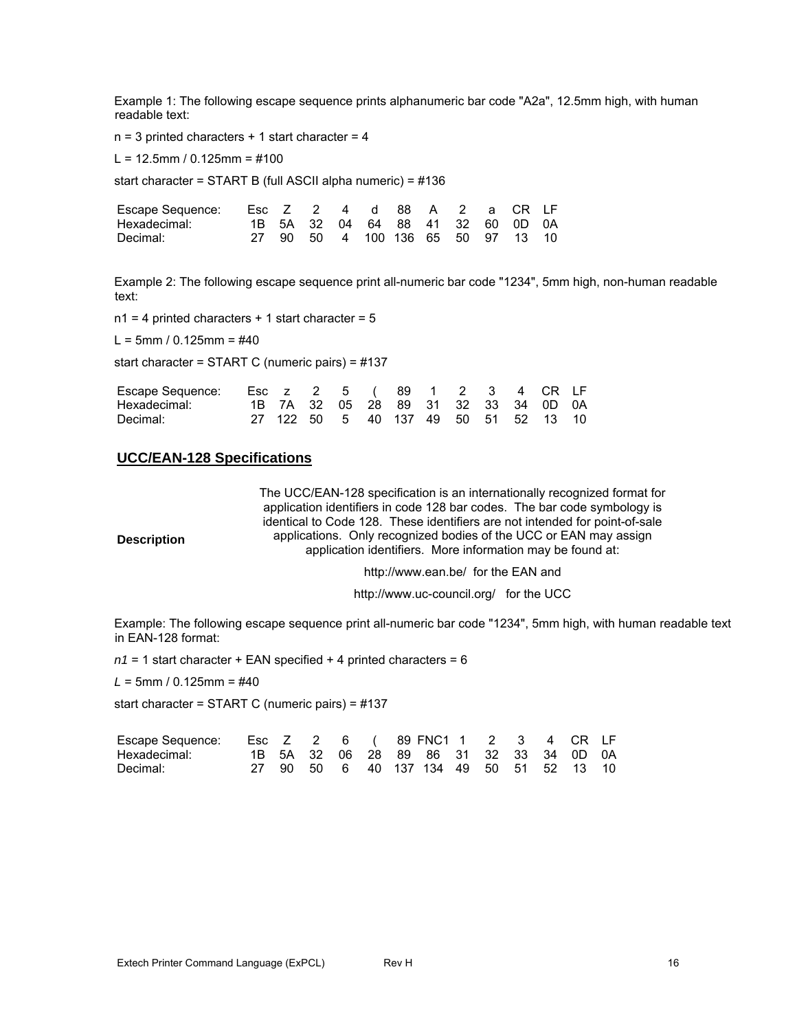Example 1: The following escape sequence prints alphanumeric bar code "A2a", 12.5mm high, with human readable text:

n = 3 printed characters + 1 start character = 4

L = 12.5mm / 0.125mm = #100

start character = START B (full ASCII alpha numeric) = #136

| Escape Sequence: | Esc | Z | 2 | 4 | d | 88 | A | 2 | a | CR | LF |
|---|---|---|---|---|---|---|---|---|---|---|---|
| Hexadecimal: | 1B | 5A | 32 | 04 | 64 | 88 | 41 | 32 | 60 | 0D | 0A |
| Decimal: | 27 | 90 | 50 | 4 | 100 | 136 | 65 | 50 | 97 | 13 | 10 |

Example 2: The following escape sequence print all-numeric bar code "1234", 5mm high, non-human readable text:

n1 = 4 printed characters + 1 start character = 5

L = 5mm / 0.125mm = #40

start character = START C (numeric pairs) = #137

| Escape Sequence: | Esc | z | 2 | 5 | ( | 89 | 1 | 2 | 3 | 4 | CR | LF |
|---|---|---|---|---|---|---|---|---|---|---|---|---|
| Hexadecimal: | 1B | 7A | 32 | 05 | 28 | 89 | 31 | 32 | 33 | 34 | 0D | 0A |
| Decimal: | 27 | 122 | 50 | 5 | 40 | 137 | 49 | 50 | 51 | 52 | 13 | 10 |

## UCC/EAN-128 Specifications

| | |
|---|---|
| **Description** | The UCC/EAN-128 specification is an internationally recognized format for application identifiers in code 128 bar codes. The bar code symbology is identical to Code 128. These identifiers are not intended for point-of-sale applications. Only recognized bodies of the UCC or EAN may assign application identifiers. More information may be found at:<br>http://www.ean.be/ for the EAN and<br>http://www.uc-council.org/ for the UCC |

Example: The following escape sequence print all-numeric bar code "1234", 5mm high, with human readable text in EAN-128 format:

*n1* = 1 start character + EAN specified + 4 printed characters = 6

*L* = 5mm / 0.125mm = #40

start character = START C (numeric pairs) = #137

| Escape Sequence: | Esc | Z | 2 | 6 | ( | 89 | FNC1 | 1 | 2 | 3 | 4 | CR | LF |
|---|---|---|---|---|---|---|---|---|---|---|---|---|---|
| Hexadecimal: | 1B | 5A | 32 | 06 | 28 | 89 | 86 | 31 | 32 | 33 | 34 | 0D | 0A |
| Decimal: | 27 | 90 | 50 | 6 | 40 | 137 | 134 | 49 | 50 | 51 | 52 | 13 | 10 |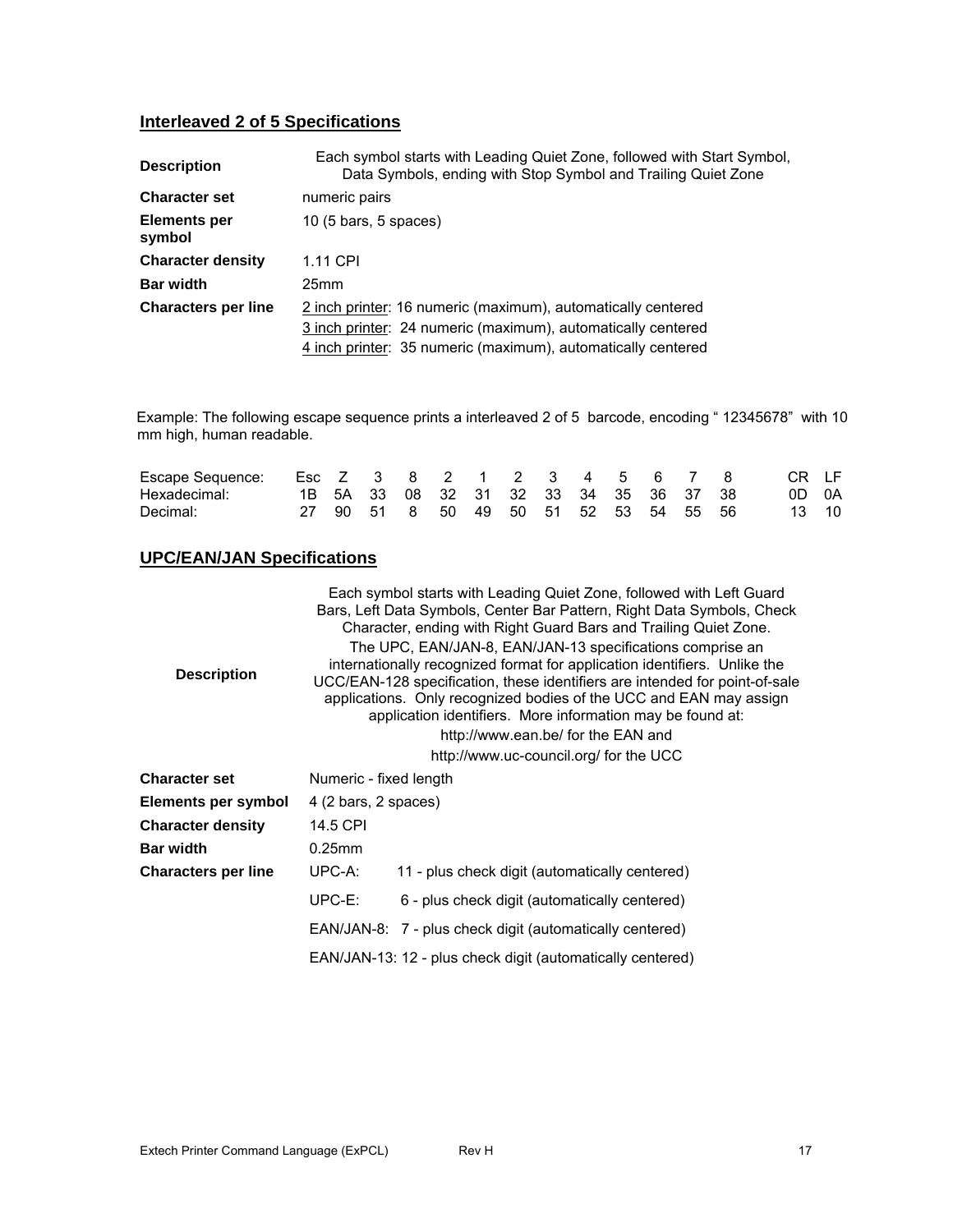## Interleaved 2 of 5 Specifications

| | |
|---|---|
| **Description** | Each symbol starts with Leading Quiet Zone, followed with Start Symbol, Data Symbols, ending with Stop Symbol and Trailing Quiet Zone |
| **Character set** | numeric pairs |
| **Elements per symbol** | 10 (5 bars, 5 spaces) |
| **Character density** | 1.11 CPI |
| **Bar width** | 25mm |
| **Characters per line** | 2 inch printer: 16 numeric (maximum), automatically centered<br>3 inch printer: 24 numeric (maximum), automatically centered<br>4 inch printer: 35 numeric (maximum), automatically centered |

Example: The following escape sequence prints a interleaved 2 of 5 barcode, encoding " 12345678" with 10 mm high, human readable.

| Escape Sequence: | Esc | Z | 3 | 8 | 2 | 1 | 2 | 3 | 4 | 5 | 6 | 7 | 8 | CR | LF |
|---|---|---|---|---|---|---|---|---|---|---|---|---|---|---|---|
| Hexadecimal: | 1B | 5A | 33 | 08 | 32 | 31 | 32 | 33 | 34 | 35 | 36 | 37 | 38 | 0D | 0A |
| Decimal: | 27 | 90 | 51 | 8 | 50 | 49 | 50 | 51 | 52 | 53 | 54 | 55 | 56 | 13 | 10 |

## UPC/EAN/JAN Specifications

| | |
|---|---|
| **Description** | Each symbol starts with Leading Quiet Zone, followed with Left Guard Bars, Left Data Symbols, Center Bar Pattern, Right Data Symbols, Check Character, ending with Right Guard Bars and Trailing Quiet Zone.<br>The UPC, EAN/JAN-8, EAN/JAN-13 specifications comprise an internationally recognized format for application identifiers. Unlike the UCC/EAN-128 specification, these identifiers are intended for point-of-sale applications. Only recognized bodies of the UCC and EAN may assign application identifiers. More information may be found at:<br>http://www.ean.be/ for the EAN and<br>http://www.uc-council.org/ for the UCC |
| **Character set** | Numeric - fixed length |
| **Elements per symbol** | 4 (2 bars, 2 spaces) |
| **Character density** | 14.5 CPI |
| **Bar width** | 0.25mm |
| **Characters per line** | UPC-A: 11 - plus check digit (automatically centered)<br>UPC-E: 6 - plus check digit (automatically centered)<br>EAN/JAN-8: 7 - plus check digit (automatically centered)<br>EAN/JAN-13: 12 - plus check digit (automatically centered) |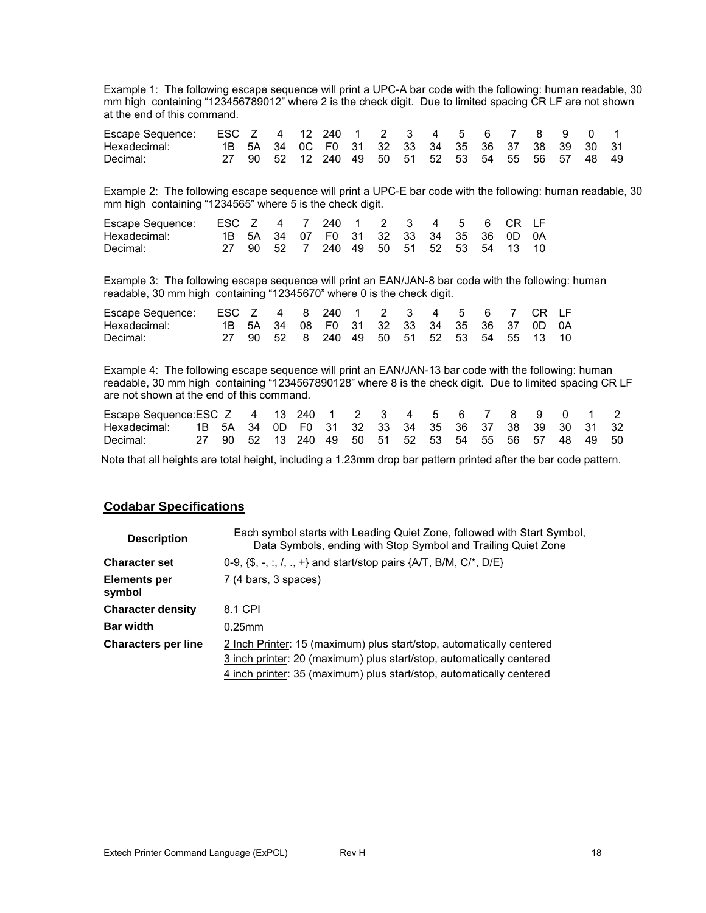Example 1: The following escape sequence will print a UPC-A bar code with the following: human readable, 30 mm high containing "123456789012" where 2 is the check digit. Due to limited spacing CR LF are not shown at the end of this command.

| Escape Sequence: | ESC | Z | 4 | 12 | 240 | 1 | 2 | 3 | 4 | 5 | 6 | 7 | 8 | 9 | 0 | 1 |
|---|---|---|---|---|---|---|---|---|---|---|---|---|---|---|---|---|
| Hexadecimal: | 1B | 5A | 34 | 0C | F0 | 31 | 32 | 33 | 34 | 35 | 36 | 37 | 38 | 39 | 30 | 31 |
| Decimal: | 27 | 90 | 52 | 12 | 240 | 49 | 50 | 51 | 52 | 53 | 54 | 55 | 56 | 57 | 48 | 49 |

Example 2: The following escape sequence will print a UPC-E bar code with the following: human readable, 30 mm high containing "1234565" where 5 is the check digit.

| Escape Sequence: | ESC | Z | 4 | 7 | 240 | 1 | 2 | 3 | 4 | 5 | 6 | CR | LF |
|---|---|---|---|---|---|---|---|---|---|---|---|---|---|
| Hexadecimal: | 1B | 5A | 34 | 07 | F0 | 31 | 32 | 33 | 34 | 35 | 36 | 0D | 0A |
| Decimal: | 27 | 90 | 52 | 7 | 240 | 49 | 50 | 51 | 52 | 53 | 54 | 13 | 10 |

Example 3: The following escape sequence will print an EAN/JAN-8 bar code with the following: human readable, 30 mm high containing "12345670" where 0 is the check digit.

| Escape Sequence: | ESC | Z | 4 | 8 | 240 | 1 | 2 | 3 | 4 | 5 | 6 | 7 | CR | LF |
|---|---|---|---|---|---|---|---|---|---|---|---|---|---|---|
| Hexadecimal: | 1B | 5A | 34 | 08 | F0 | 31 | 32 | 33 | 34 | 35 | 36 | 37 | 0D | 0A |
| Decimal: | 27 | 90 | 52 | 8 | 240 | 49 | 50 | 51 | 52 | 53 | 54 | 55 | 13 | 10 |

Example 4: The following escape sequence will print an EAN/JAN-13 bar code with the following: human readable, 30 mm high containing "1234567890128" where 8 is the check digit. Due to limited spacing CR LF are not shown at the end of this command.

| Escape Sequence: | ESC | Z | 4 | 13 | 240 | 1 | 2 | 3 | 4 | 5 | 6 | 7 | 8 | 9 | 0 | 1 | 2 |
|---|---|---|---|---|---|---|---|---|---|---|---|---|---|---|---|---|---|
| Hexadecimal: | 1B | 5A | 34 | 0D | F0 | 31 | 32 | 33 | 34 | 35 | 36 | 37 | 38 | 39 | 30 | 31 | 32 |
| Decimal: | 27 | 90 | 52 | 13 | 240 | 49 | 50 | 51 | 52 | 53 | 54 | 55 | 56 | 57 | 48 | 49 | 50 |

Note that all heights are total height, including a 1.23mm drop bar pattern printed after the bar code pattern.

## Codabar Specifications

| Description | Each symbol starts with Leading Quiet Zone, followed with Start Symbol, Data Symbols, ending with Stop Symbol and Trailing Quiet Zone |
|---|---|
| **Character set** | 0-9, {$, -, :, /, ., +} and start/stop pairs {A/T, B/M, C/*, D/E} |
| **Elements per symbol** | 7 (4 bars, 3 spaces) |
| **Character density** | 8.1 CPI |
| **Bar width** | 0.25mm |
| **Characters per line** | 2 Inch Printer: 15 (maximum) plus start/stop, automatically centered<br>3 inch printer: 20 (maximum) plus start/stop, automatically centered<br>4 inch printer: 35 (maximum) plus start/stop, automatically centered |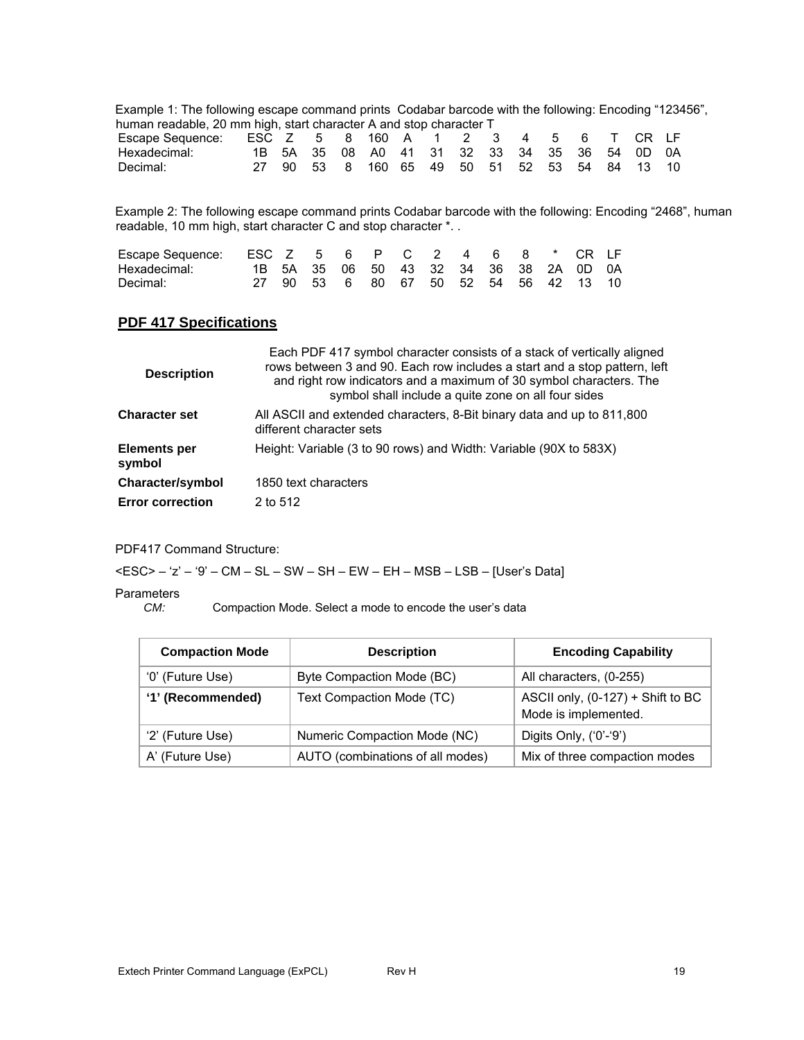Example 1: The following escape command prints Codabar barcode with the following: Encoding "123456", human readable, 20 mm high, start character A and stop character T

| Escape Sequence: | ESC | Z | 5 | 8 | 160 | A | 1 | 2 | 3 | 4 | 5 | 6 | T | CR | LF |
|---|---|---|---|---|---|---|---|---|---|---|---|---|---|---|---|
| Hexadecimal: | 1B | 5A | 35 | 08 | A0 | 41 | 31 | 32 | 33 | 34 | 35 | 36 | 54 | 0D | 0A |
| Decimal: | 27 | 90 | 53 | 8 | 160 | 65 | 49 | 50 | 51 | 52 | 53 | 54 | 84 | 13 | 10 |

Example 2: The following escape command prints Codabar barcode with the following: Encoding "2468", human readable, 10 mm high, start character C and stop character *. .

| Escape Sequence: | ESC | Z | 5 | 6 | P | C | 2 | 4 | 6 | 8 | * | CR | LF |
|---|---|---|---|---|---|---|---|---|---|---|---|---|---|
| Hexadecimal: | 1B | 5A | 35 | 06 | 50 | 43 | 32 | 34 | 36 | 38 | 2A | 0D | 0A |
| Decimal: | 27 | 90 | 53 | 6 | 80 | 67 | 50 | 52 | 54 | 56 | 42 | 13 | 10 |

## PDF 417 Specifications

| | |
|---|---|
| **Description** | Each PDF 417 symbol character consists of a stack of vertically aligned rows between 3 and 90. Each row includes a start and a stop pattern, left and right row indicators and a maximum of 30 symbol characters. The symbol shall include a quite zone on all four sides |
| **Character set** | All ASCII and extended characters, 8-Bit binary data and up to 811,800 different character sets |
| **Elements per symbol** | Height: Variable (3 to 90 rows) and Width: Variable (90X to 583X) |
| **Character/symbol** | 1850 text characters |
| **Error correction** | 2 to 512 |

PDF417 Command Structure:

<ESC> – 'z' – '9' – CM – SL – SW – SH – EW – EH – MSB – LSB – [User's Data]

Parameters

*CM:* Compaction Mode. Select a mode to encode the user's data

| Compaction Mode | Description | Encoding Capability |
|---|---|---|
| '0' (Future Use) | Byte Compaction Mode (BC) | All characters, (0-255) |
| **'1' (Recommended)** | Text Compaction Mode (TC) | ASCII only, (0-127) + Shift to BC Mode is implemented. |
| '2' (Future Use) | Numeric Compaction Mode (NC) | Digits Only, ('0'-'9') |
| A' (Future Use) | AUTO (combinations of all modes) | Mix of three compaction modes |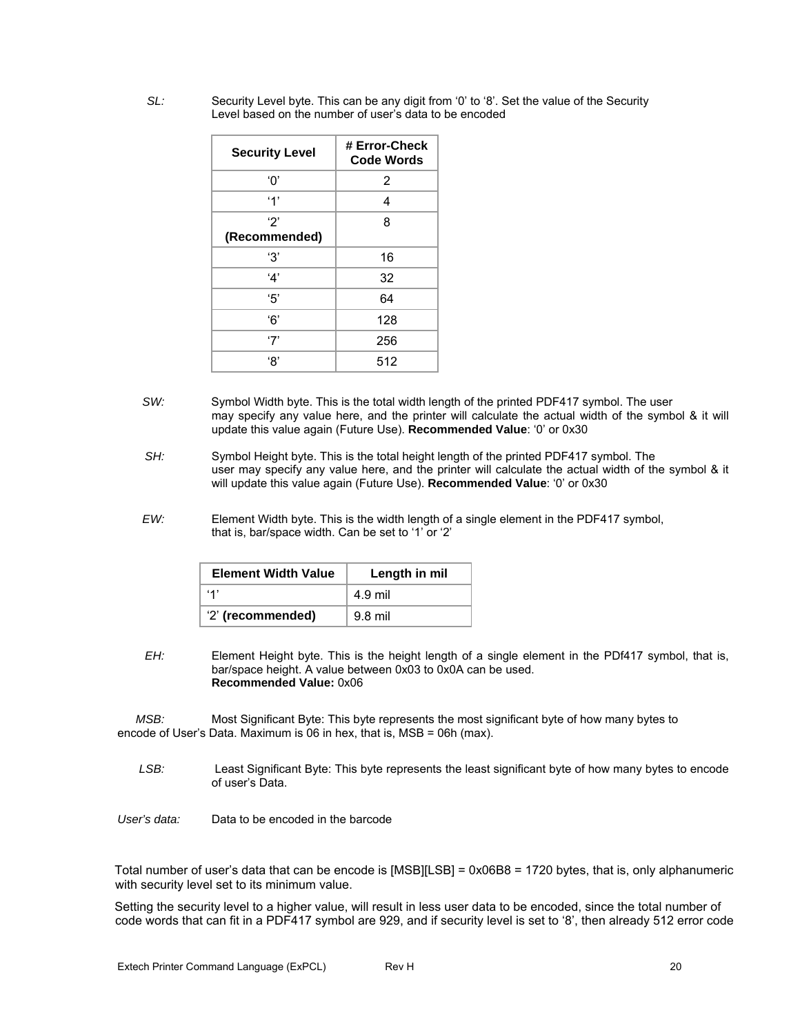*SL:* Security Level byte. This can be any digit from '0' to '8'. Set the value of the Security Level based on the number of user's data to be encoded

| Security Level | # Error-Check Code Words |
|---|---|
| '0' | 2 |
| '1' | 4 |
| '2' **(Recommended)** | 8 |
| '3' | 16 |
| '4' | 32 |
| '5' | 64 |
| '6' | 128 |
| '7' | 256 |
| '8' | 512 |

*SW:* Symbol Width byte. This is the total width length of the printed PDF417 symbol. The user may specify any value here, and the printer will calculate the actual width of the symbol & it will update this value again (Future Use). **Recommended Value**: '0' or 0x30

*SH:* Symbol Height byte. This is the total height length of the printed PDF417 symbol. The user may specify any value here, and the printer will calculate the actual width of the symbol & it will update this value again (Future Use). **Recommended Value**: '0' or 0x30

*EW:* Element Width byte. This is the width length of a single element in the PDF417 symbol, that is, bar/space width. Can be set to '1' or '2'

| Element Width Value | Length in mil |
|---|---|
| '1' | 4.9 mil |
| '2' **(recommended)** | 9.8 mil |

*EH:* Element Height byte. This is the height length of a single element in the PDf417 symbol, that is, bar/space height. A value between 0x03 to 0x0A can be used.
**Recommended Value:** 0x06

*MSB:* Most Significant Byte: This byte represents the most significant byte of how many bytes to encode of User's Data. Maximum is 06 in hex, that is, MSB = 06h (max).

*LSB:* Least Significant Byte: This byte represents the least significant byte of how many bytes to encode of user's Data.

*User's data:* Data to be encoded in the barcode

Total number of user's data that can be encode is [MSB][LSB] = 0x06B8 = 1720 bytes, that is, only alphanumeric with security level set to its minimum value.

Setting the security level to a higher value, will result in less user data to be encoded, since the total number of code words that can fit in a PDF417 symbol are 929, and if security level is set to '8', then already 512 error code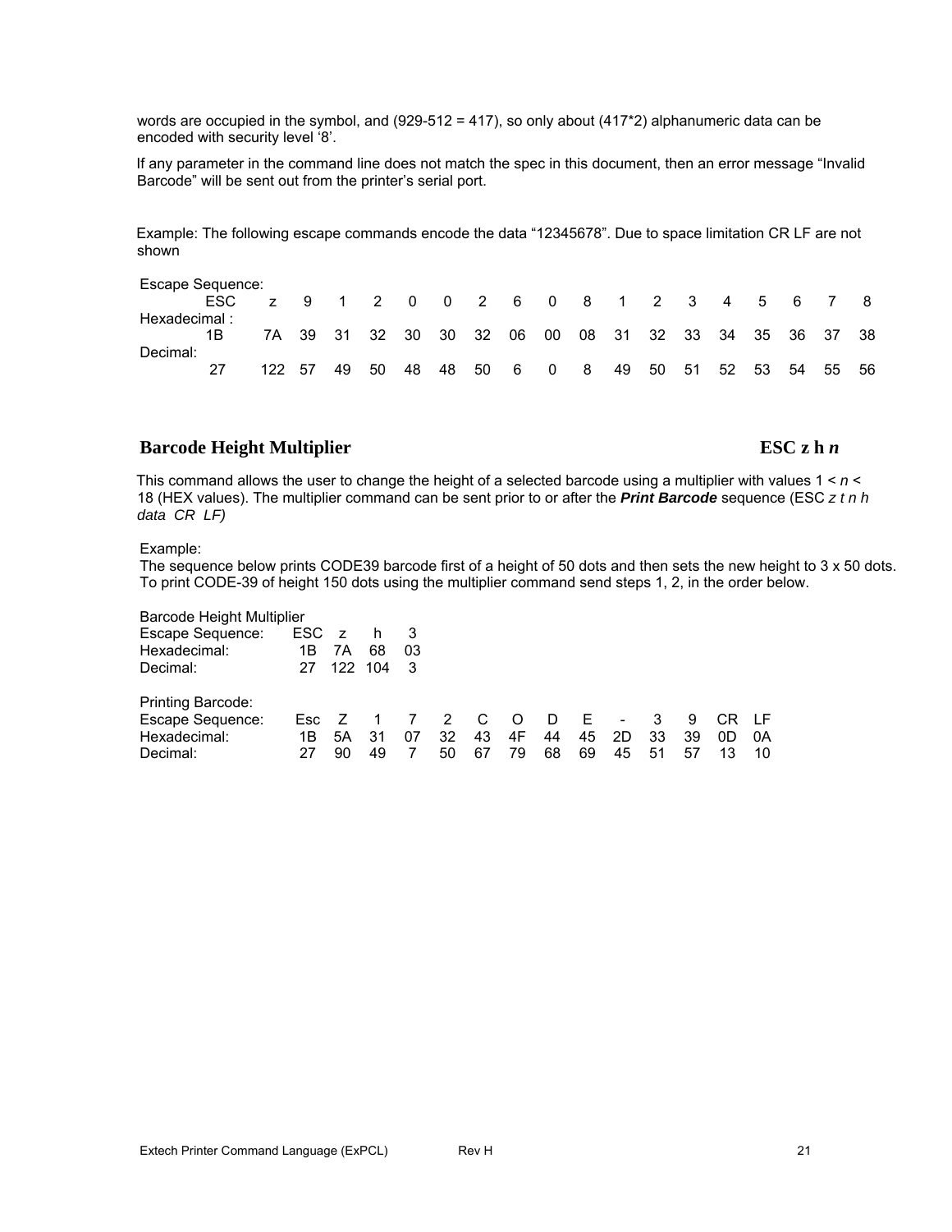words are occupied in the symbol, and (929-512 = 417), so only about (417*2) alphanumeric data can be encoded with security level '8'.

If any parameter in the command line does not match the spec in this document, then an error message "Invalid Barcode" will be sent out from the printer's serial port.

Example: The following escape commands encode the data "12345678". Due to space limitation CR LF are not shown

| Escape Sequence: | | | | | | | | | | | | | | | | | | | |
|---|---|---|---|---|---|---|---|---|---|---|---|---|---|---|---|---|---|---|---|
| | ESC | z | 9 | 1 | 2 | 0 | 0 | 2 | 6 | 0 | 8 | 1 | 2 | 3 | 4 | 5 | 6 | 7 | 8 |
| Hexadecimal : | | | | | | | | | | | | | | | | | | | |
| | 1B | 7A | 39 | 31 | 32 | 30 | 30 | 32 | 06 | 00 | 08 | 31 | 32 | 33 | 34 | 35 | 36 | 37 | 38 |
| Decimal: | | | | | | | | | | | | | | | | | | | |
| | 27 | 122 | 57 | 49 | 50 | 48 | 48 | 50 | 6 | 0 | 8 | 49 | 50 | 51 | 52 | 53 | 54 | 55 | 56 |

## Barcode Height Multiplier — ESC z h *n*

This command allows the user to change the height of a selected barcode using a multiplier with values 1 < *n* < 18 (HEX values). The multiplier command can be sent prior to or after the ***Print Barcode*** sequence (ESC *z t n h data CR LF)*

Example:
The sequence below prints CODE39 barcode first of a height of 50 dots and then sets the new height to 3 x 50 dots. To print CODE-39 of height 150 dots using the multiplier command send steps 1, 2, in the order below.

Barcode Height Multiplier

| | | | | |
|---|---|---|---|---|
| Escape Sequence: | ESC | z | h | 3 |
| Hexadecimal: | 1B | 7A | 68 | 03 |
| Decimal: | 27 | 122 | 104 | 3 |

Printing Barcode:

| | | | | | | | | | | | | | | |
|---|---|---|---|---|---|---|---|---|---|---|---|---|---|---|
| Escape Sequence: | Esc | Z | 1 | 7 | 2 | C | O | D | E | - | 3 | 9 | CR | LF |
| Hexadecimal: | 1B | 5A | 31 | 07 | 32 | 43 | 4F | 44 | 45 | 2D | 33 | 39 | 0D | 0A |
| Decimal: | 27 | 90 | 49 | 7 | 50 | 67 | 79 | 68 | 69 | 45 | 51 | 57 | 13 | 10 |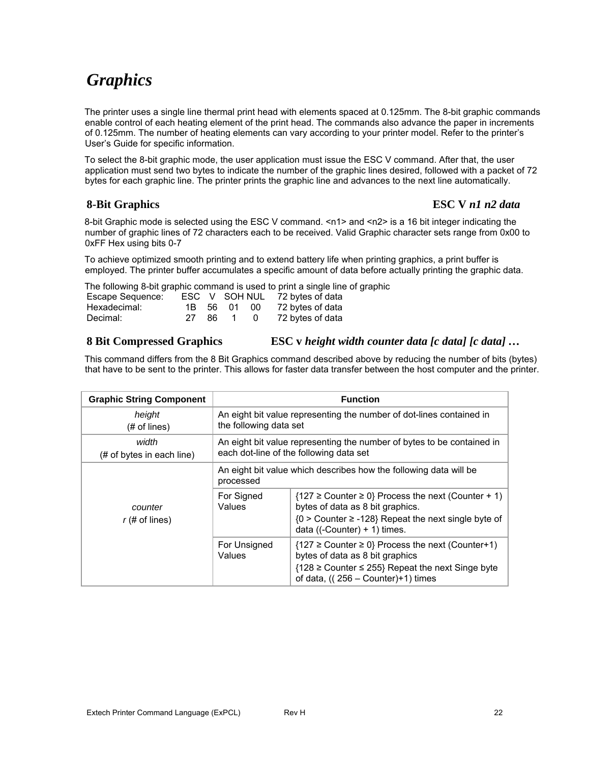# *Graphics*

The printer uses a single line thermal print head with elements spaced at 0.125mm. The 8-bit graphic commands enable control of each heating element of the print head. The commands also advance the paper in increments of 0.125mm. The number of heating elements can vary according to your printer model. Refer to the printer's User's Guide for specific information.

To select the 8-bit graphic mode, the user application must issue the ESC V command. After that, the user application must send two bytes to indicate the number of the graphic lines desired, followed with a packet of 72 bytes for each graphic line. The printer prints the graphic line and advances to the next line automatically.

## 8-Bit Graphics — ESC V *n1 n2 data*

8-bit Graphic mode is selected using the ESC V command. <n1> and <n2> is a 16 bit integer indicating the number of graphic lines of 72 characters each to be received. Valid Graphic character sets range from 0x00 to 0xFF Hex using bits 0-7

To achieve optimized smooth printing and to extend battery life when printing graphics, a print buffer is employed. The printer buffer accumulates a specific amount of data before actually printing the graphic data.

The following 8-bit graphic command is used to print a single line of graphic

| | | | | | |
|---|---|---|---|---|---|
| Escape Sequence: | ESC | V | SOH | NUL | 72 bytes of data |
| Hexadecimal: | 1B | 56 | 01 | 00 | 72 bytes of data |
| Decimal: | 27 | 86 | 1 | 0 | 72 bytes of data |

## 8 Bit Compressed Graphics — ESC v *height width counter data [c data] [c data] …*

This command differs from the 8 Bit Graphics command described above by reducing the number of bits (bytes) that have to be sent to the printer. This allows for faster data transfer between the host computer and the printer.

| Graphic String Component | Function | |
|---|---|---|
| *height* (# of lines) | An eight bit value representing the number of dot-lines contained in the following data set | |
| *width* (# of bytes in each line) | An eight bit value representing the number of bytes to be contained in each dot-line of the following data set | |
| *counter* *r* (# of lines) | An eight bit value which describes how the following data will be processed | |
| | For Signed Values | {127 ≥ Counter ≥ 0} Process the next (Counter + 1) bytes of data as 8 bit graphics. {0 > Counter ≥ -128} Repeat the next single byte of data ((-Counter) + 1) times. |
| | For Unsigned Values | {127 ≥ Counter ≥ 0} Process the next (Counter+1) bytes of data as 8 bit graphics {128 ≥ Counter ≤ 255} Repeat the next Singe byte of data, (( 256 – Counter)+1) times |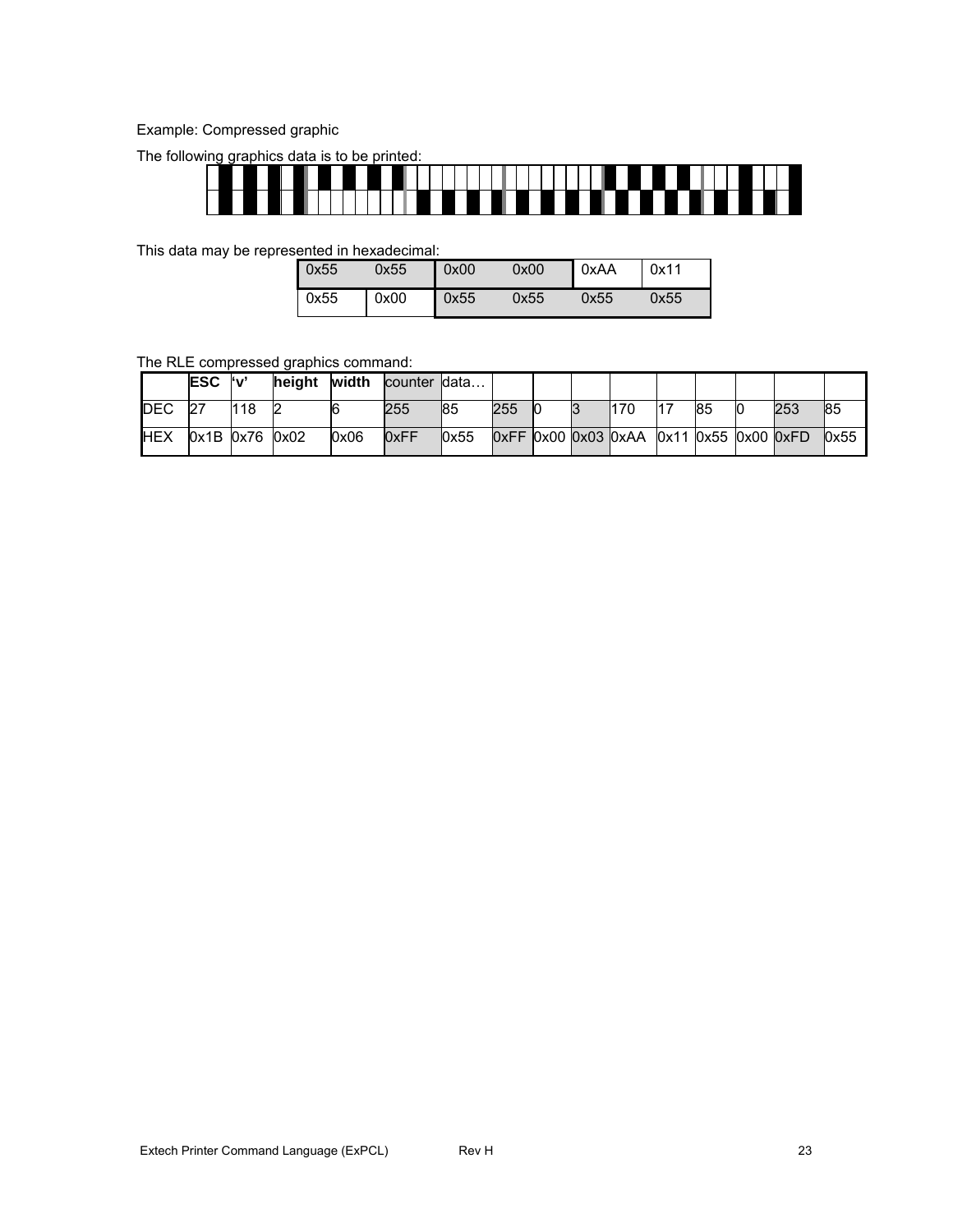Example: Compressed graphic

The following graphics data is to be printed:

This data may be represented in hexadecimal:

| | | | | | |
|---|---|---|---|---|---|
| 0x55 | 0x55 | 0x00 | 0x00 | 0xAA | 0x11 |
| 0x55 | 0x00 | 0x55 | 0x55 | 0x55 | 0x55 |

The RLE compressed graphics command:

| | ESC | 'v' | height | width | counter | data… | | | | | | | | | |
|---|---|---|---|---|---|---|---|---|---|---|---|---|---|---|---|
| DEC | 27 | 118 | 2 | 6 | 255 | 85 | 255 | 0 | 3 | 170 | 17 | 85 | 0 | 253 | 85 |
| HEX | 0x1B | 0x76 | 0x02 | 0x06 | 0xFF | 0x55 | 0xFF | 0x00 | 0x03 | 0xAA | 0x11 | 0x55 | 0x00 | 0xFD | 0x55 |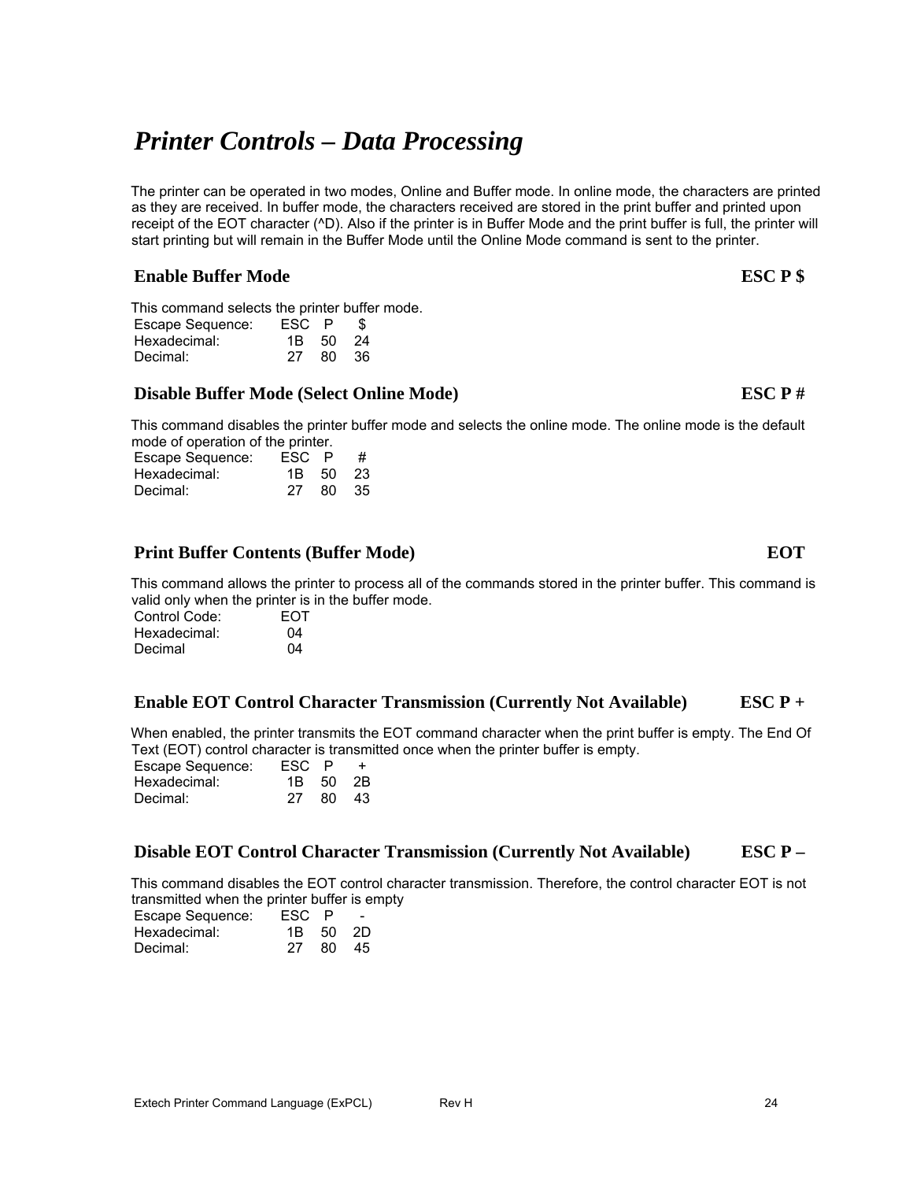# *Printer Controls – Data Processing*

The printer can be operated in two modes, Online and Buffer mode. In online mode, the characters are printed as they are received. In buffer mode, the characters received are stored in the print buffer and printed upon receipt of the EOT character (^D). Also if the printer is in Buffer Mode and the print buffer is full, the printer will start printing but will remain in the Buffer Mode until the Online Mode command is sent to the printer.

## Enable Buffer Mode — ESC P $

This command selects the printer buffer mode.

| | | | |
|---|---|---|---|
| Escape Sequence: | ESC | P | $ |
| Hexadecimal: | 1B | 50 | 24 |
| Decimal: | 27 | 80 | 36 |

## Disable Buffer Mode (Select Online Mode) — ESC P #

This command disables the printer buffer mode and selects the online mode. The online mode is the default mode of operation of the printer.

| | | | |
|---|---|---|---|
| Escape Sequence: | ESC | P | # |
| Hexadecimal: | 1B | 50 | 23 |
| Decimal: | 27 | 80 | 35 |

## Print Buffer Contents (Buffer Mode) — EOT

This command allows the printer to process all of the commands stored in the printer buffer. This command is valid only when the printer is in the buffer mode.

| | |
|---|---|
| Control Code: | EOT |
| Hexadecimal: | 04 |
| Decimal | 04 |

## Enable EOT Control Character Transmission (Currently Not Available) — ESC P +

When enabled, the printer transmits the EOT command character when the print buffer is empty. The End Of Text (EOT) control character is transmitted once when the printer buffer is empty.

| | | | |
|---|---|---|---|
| Escape Sequence: | ESC | P | + |
| Hexadecimal: | 1B | 50 | 2B |
| Decimal: | 27 | 80 | 43 |

## Disable EOT Control Character Transmission (Currently Not Available) — ESC P –

This command disables the EOT control character transmission. Therefore, the control character EOT is not transmitted when the printer buffer is empty

| | | | |
|---|---|---|---|
| Escape Sequence: | ESC | P | - |
| Hexadecimal: | 1B | 50 | 2D |
| Decimal: | 27 | 80 | 45 |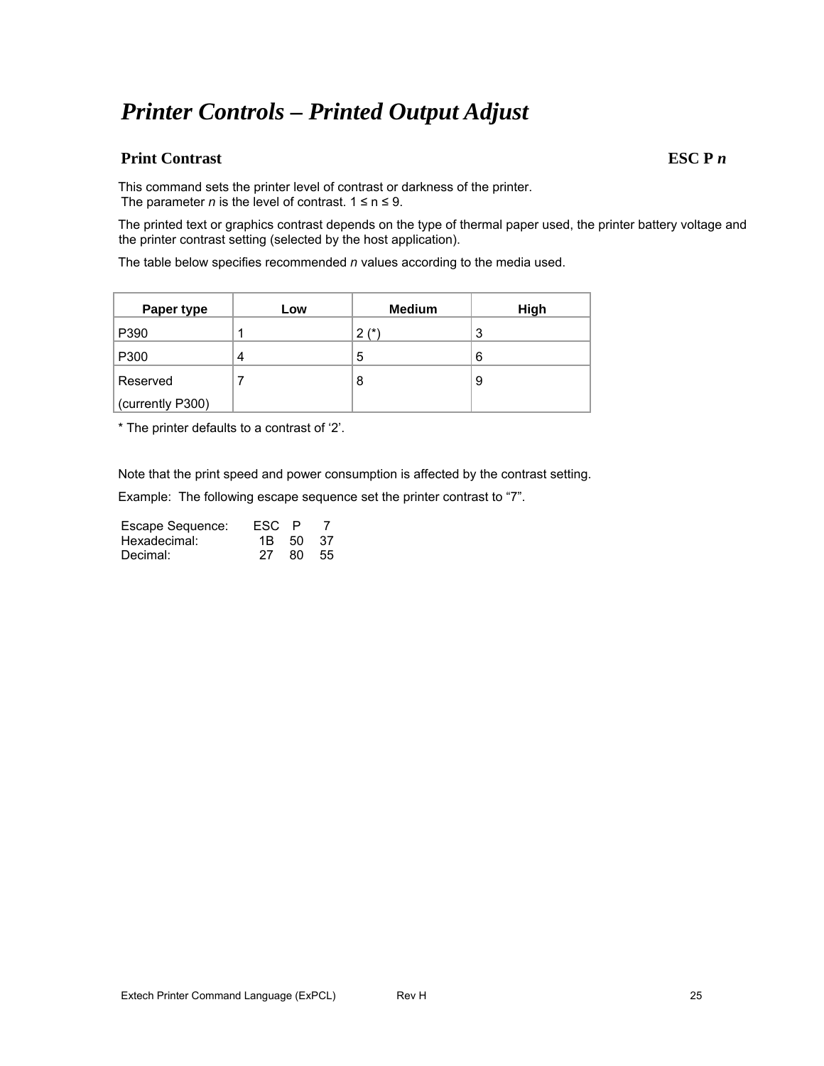# *Printer Controls – Printed Output Adjust*

## Print Contrast — ESC P *n*

This command sets the printer level of contrast or darkness of the printer.
The parameter *n* is the level of contrast. 1 ≤ n ≤ 9.

The printed text or graphics contrast depends on the type of thermal paper used, the printer battery voltage and the printer contrast setting (selected by the host application).

The table below specifies recommended *n* values according to the media used.

| Paper type | Low | Medium | High |
|---|---|---|---|
| P390 | 1 | 2 (*) | 3 |
| P300 | 4 | 5 | 6 |
| Reserved (currently P300) | 7 | 8 | 9 |

* The printer defaults to a contrast of '2'.

Note that the print speed and power consumption is affected by the contrast setting.

Example: The following escape sequence set the printer contrast to "7".

| | | | |
|---|---|---|---|
| Escape Sequence: | ESC | P | 7 |
| Hexadecimal: | 1B | 50 | 37 |
| Decimal: | 27 | 80 | 55 |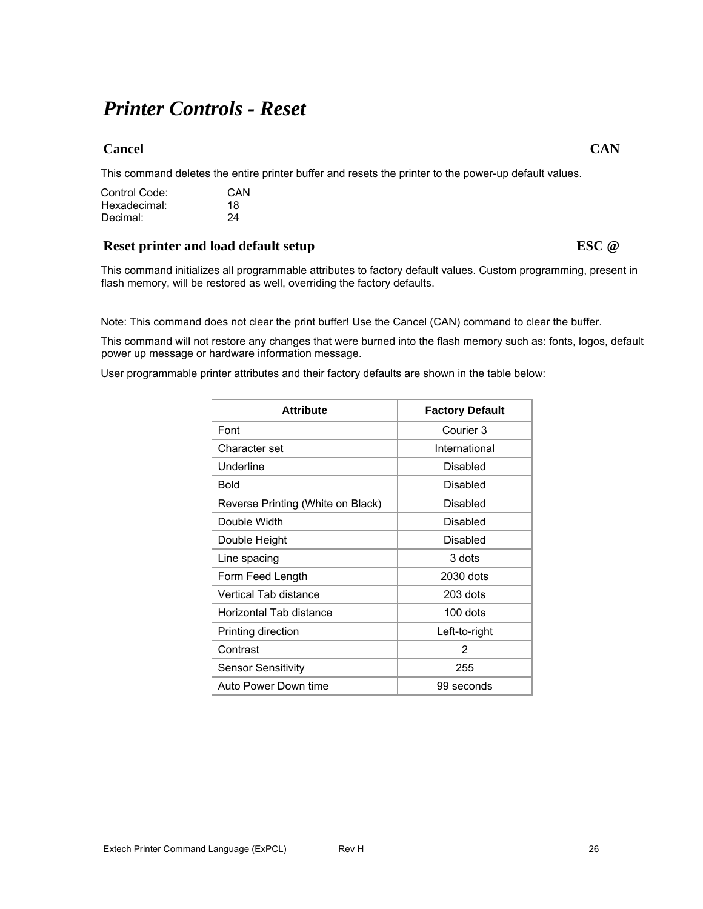# *Printer Controls - Reset*

## Cancel — CAN

This command deletes the entire printer buffer and resets the printer to the power-up default values.

Control Code: CAN
Hexadecimal: 18
Decimal: 24

## Reset printer and load default setup — ESC @

This command initializes all programmable attributes to factory default values. Custom programming, present in flash memory, will be restored as well, overriding the factory defaults.

Note: This command does not clear the print buffer! Use the Cancel (CAN) command to clear the buffer.

This command will not restore any changes that were burned into the flash memory such as: fonts, logos, default power up message or hardware information message.

User programmable printer attributes and their factory defaults are shown in the table below:

| Attribute | Factory Default |
|---|---|
| Font | Courier 3 |
| Character set | International |
| Underline | Disabled |
| Bold | Disabled |
| Reverse Printing (White on Black) | Disabled |
| Double Width | Disabled |
| Double Height | Disabled |
| Line spacing | 3 dots |
| Form Feed Length | 2030 dots |
| Vertical Tab distance | 203 dots |
| Horizontal Tab distance | 100 dots |
| Printing direction | Left-to-right |
| Contrast | 2 |
| Sensor Sensitivity | 255 |
| Auto Power Down time | 99 seconds |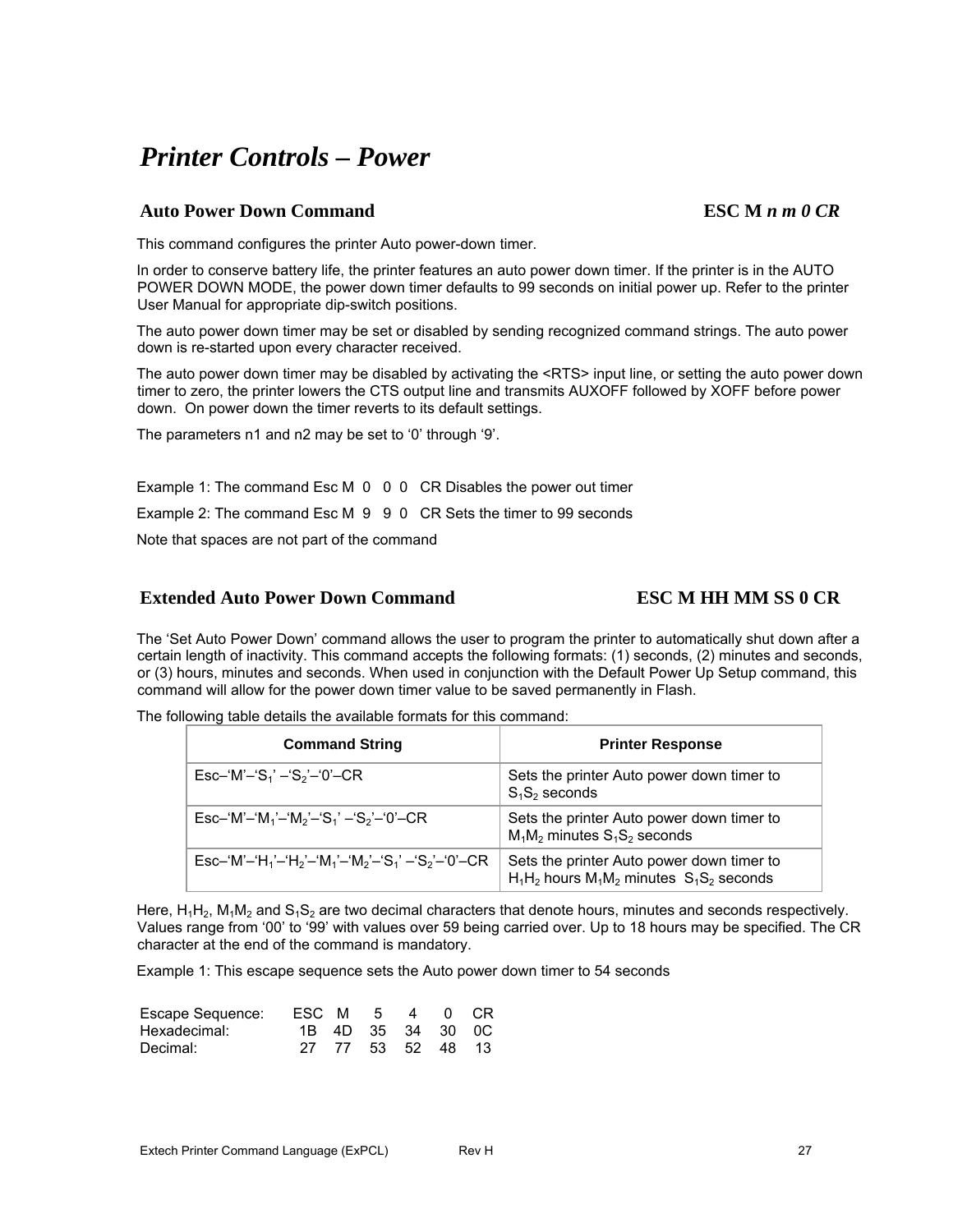# *Printer Controls – Power*

## Auto Power Down Command ESC M *n m 0 CR*

This command configures the printer Auto power-down timer.

In order to conserve battery life, the printer features an auto power down timer. If the printer is in the AUTO POWER DOWN MODE, the power down timer defaults to 99 seconds on initial power up. Refer to the printer User Manual for appropriate dip-switch positions.

The auto power down timer may be set or disabled by sending recognized command strings. The auto power down is re-started upon every character received.

The auto power down timer may be disabled by activating the <RTS> input line, or setting the auto power down timer to zero, the printer lowers the CTS output line and transmits AUXOFF followed by XOFF before power down. On power down the timer reverts to its default settings.

The parameters n1 and n2 may be set to '0' through '9'.

Example 1: The command Esc M 0 0 0 CR Disables the power out timer

Example 2: The command Esc M 9 9 0 CR Sets the timer to 99 seconds

Note that spaces are not part of the command

## Extended Auto Power Down Command ESC M HH MM SS 0 CR

The 'Set Auto Power Down' command allows the user to program the printer to automatically shut down after a certain length of inactivity. This command accepts the following formats: (1) seconds, (2) minutes and seconds, or (3) hours, minutes and seconds. When used in conjunction with the Default Power Up Setup command, this command will allow for the power down timer value to be saved permanently in Flash.

The following table details the available formats for this command:

| Command String | Printer Response |
|---|---|
| Esc–'M'–'$S_1$' –'$S_2$'–'0'–CR | Sets the printer Auto power down timer to $S_1S_2$ seconds |
| Esc–'M'–'$M_1$'–'$M_2$'–'$S_1$' –'$S_2$'–'0'–CR | Sets the printer Auto power down timer to $M_1M_2$ minutes $S_1S_2$ seconds |
| Esc–'M'–'$H_1$'–'$H_2$'–'$M_1$'–'$M_2$'–'$S_1$' –'$S_2$'–'0'–CR | Sets the printer Auto power down timer to $H_1H_2$ hours $M_1M_2$ minutes $S_1S_2$ seconds |

Here, $H_1H_2$, $M_1M_2$ and $S_1S_2$ are two decimal characters that denote hours, minutes and seconds respectively. Values range from '00' to '99' with values over 59 being carried over. Up to 18 hours may be specified. The CR character at the end of the command is mandatory.

Example 1: This escape sequence sets the Auto power down timer to 54 seconds

| Escape Sequence: | ESC | M | 5 | 4 | 0 | CR |
|---|---|---|---|---|---|---|
| Hexadecimal: | 1B | 4D | 35 | 34 | 30 | 0C |
| Decimal: | 27 | 77 | 53 | 52 | 48 | 13 |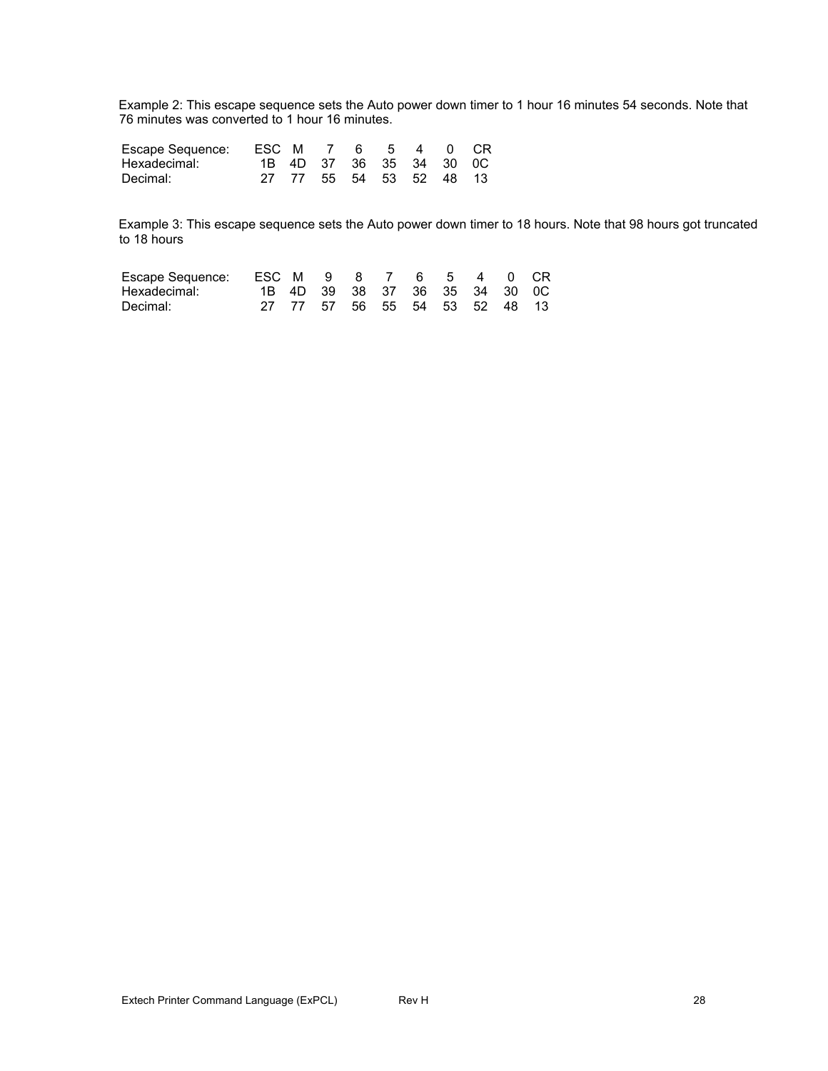Example 2: This escape sequence sets the Auto power down timer to 1 hour 16 minutes 54 seconds. Note that 76 minutes was converted to 1 hour 16 minutes.

| Escape Sequence: | ESC | M | 7 | 6 | 5 | 4 | 0 | CR |
|---|---|---|---|---|---|---|---|---|
| Hexadecimal: | 1B | 4D | 37 | 36 | 35 | 34 | 30 | 0C |
| Decimal: | 27 | 77 | 55 | 54 | 53 | 52 | 48 | 13 |

Example 3: This escape sequence sets the Auto power down timer to 18 hours. Note that 98 hours got truncated to 18 hours

| Escape Sequence: | ESC | M | 9 | 8 | 7 | 6 | 5 | 4 | 0 | CR |
|---|---|---|---|---|---|---|---|---|---|---|
| Hexadecimal: | 1B | 4D | 39 | 38 | 37 | 36 | 35 | 34 | 30 | 0C |
| Decimal: | 27 | 77 | 57 | 56 | 55 | 54 | 53 | 52 | 48 | 13 |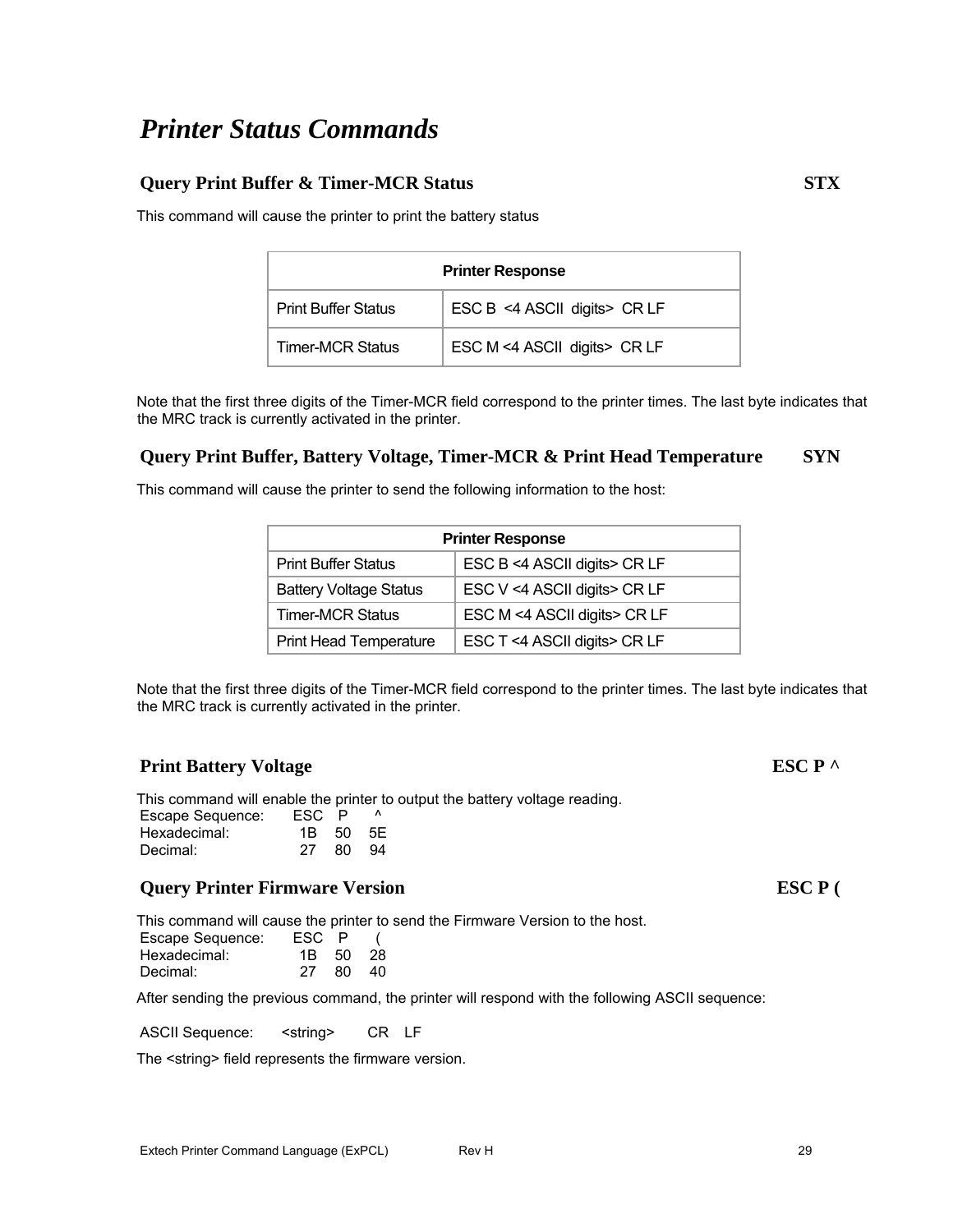# *Printer Status Commands*

## Query Print Buffer & Timer-MCR Status STX

This command will cause the printer to print the battery status

| Printer Response | |
|---|---|
| Print Buffer Status | ESC B <4 ASCII digits> CR LF |
| Timer-MCR Status | ESC M <4 ASCII digits> CR LF |

Note that the first three digits of the Timer-MCR field correspond to the printer times. The last byte indicates that the MRC track is currently activated in the printer.

## Query Print Buffer, Battery Voltage, Timer-MCR & Print Head Temperature SYN

This command will cause the printer to send the following information to the host:

| Printer Response | |
|---|---|
| Print Buffer Status | ESC B <4 ASCII digits> CR LF |
| Battery Voltage Status | ESC V <4 ASCII digits> CR LF |
| Timer-MCR Status | ESC M <4 ASCII digits> CR LF |
| Print Head Temperature | ESC T <4 ASCII digits> CR LF |

Note that the first three digits of the Timer-MCR field correspond to the printer times. The last byte indicates that the MRC track is currently activated in the printer.

## Print Battery Voltage ESC P ^

This command will enable the printer to output the battery voltage reading.

| | | | |
|---|---|---|---|
| Escape Sequence: | ESC | P | ^ |
| Hexadecimal: | 1B | 50 | 5E |
| Decimal: | 27 | 80 | 94 |

## Query Printer Firmware Version ESC P (

This command will cause the printer to send the Firmware Version to the host.

| | | | |
|---|---|---|---|
| Escape Sequence: | ESC | P | ( |
| Hexadecimal: | 1B | 50 | 28 |
| Decimal: | 27 | 80 | 40 |

After sending the previous command, the printer will respond with the following ASCII sequence:

ASCII Sequence: <string> CR LF

The <string> field represents the firmware version.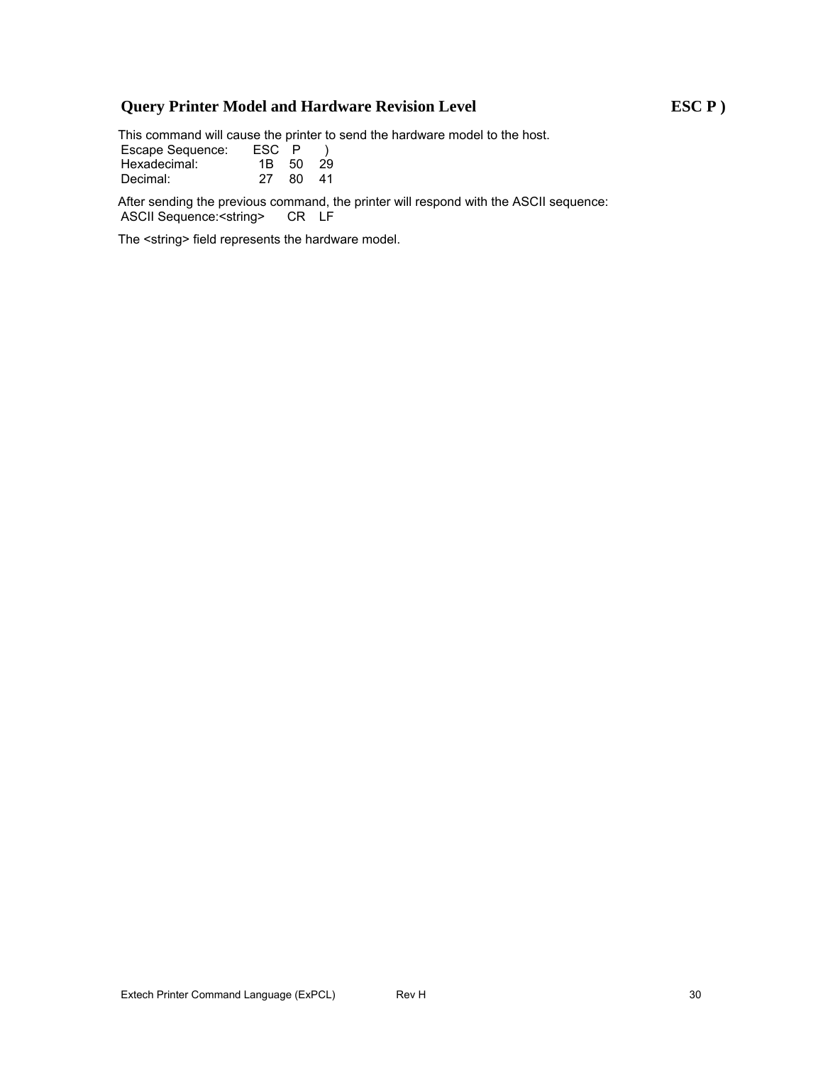## Query Printer Model and Hardware Revision Level ESC P )

This command will cause the printer to send the hardware model to the host.

| | | | |
|---|---|---|---|
| Escape Sequence: | ESC | P | ) |
| Hexadecimal: | 1B | 50 | 29 |
| Decimal: | 27 | 80 | 41 |

After sending the previous command, the printer will respond with the ASCII sequence:

ASCII Sequence:<string> CR LF

The <string> field represents the hardware model.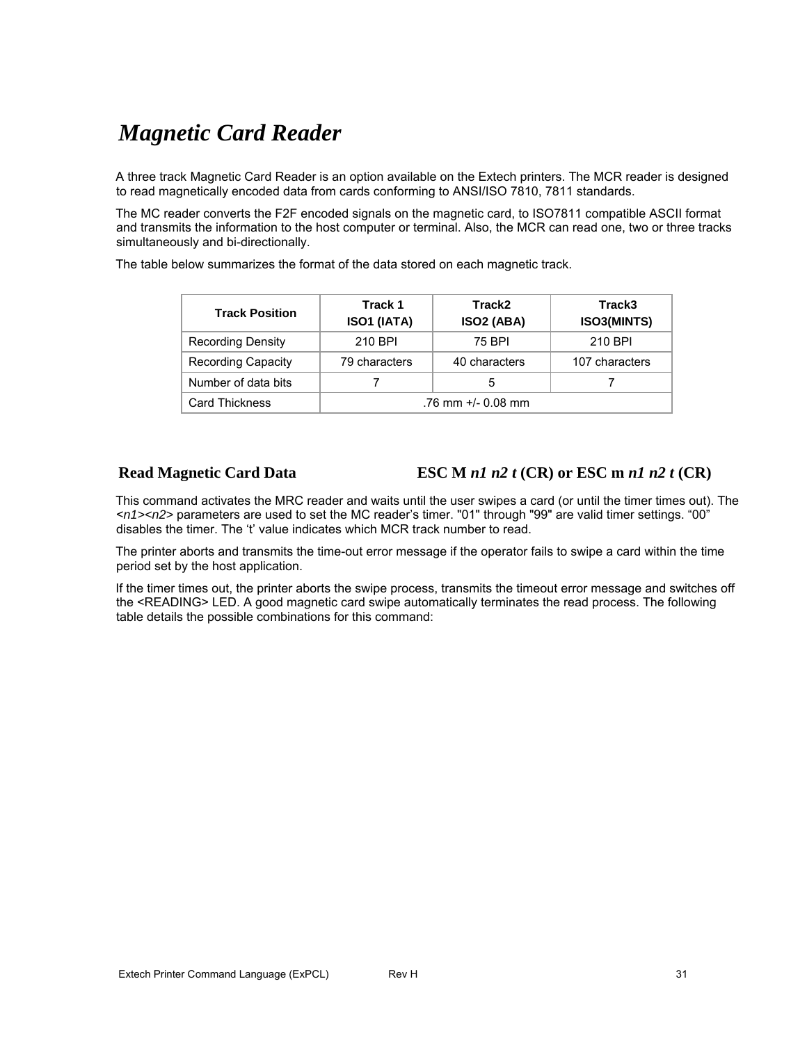# *Magnetic Card Reader*

A three track Magnetic Card Reader is an option available on the Extech printers. The MCR reader is designed to read magnetically encoded data from cards conforming to ANSI/ISO 7810, 7811 standards.

The MC reader converts the F2F encoded signals on the magnetic card, to ISO7811 compatible ASCII format and transmits the information to the host computer or terminal. Also, the MCR can read one, two or three tracks simultaneously and bi-directionally.

The table below summarizes the format of the data stored on each magnetic track.

| Track Position | Track 1<br>ISO1 (IATA) | Track2<br>ISO2 (ABA) | Track3<br>ISO3(MINTS) |
|---|---|---|---|
| Recording Density | 210 BPI | 75 BPI | 210 BPI |
| Recording Capacity | 79 characters | 40 characters | 107 characters |
| Number of data bits | 7 | 5 | 7 |
| Card Thickness | .76 mm +/- 0.08 mm | | |

## Read Magnetic Card Data — ESC M *n1 n2 t* (CR) or ESC m *n1 n2 t* (CR)

This command activates the MRC reader and waits until the user swipes a card (or until the timer times out). The <*n1*><*n2*> parameters are used to set the MC reader's timer. "01" through "99" are valid timer settings. "00" disables the timer. The 't' value indicates which MCR track number to read.

The printer aborts and transmits the time-out error message if the operator fails to swipe a card within the time period set by the host application.

If the timer times out, the printer aborts the swipe process, transmits the timeout error message and switches off the <READING> LED. A good magnetic card swipe automatically terminates the read process. The following table details the possible combinations for this command: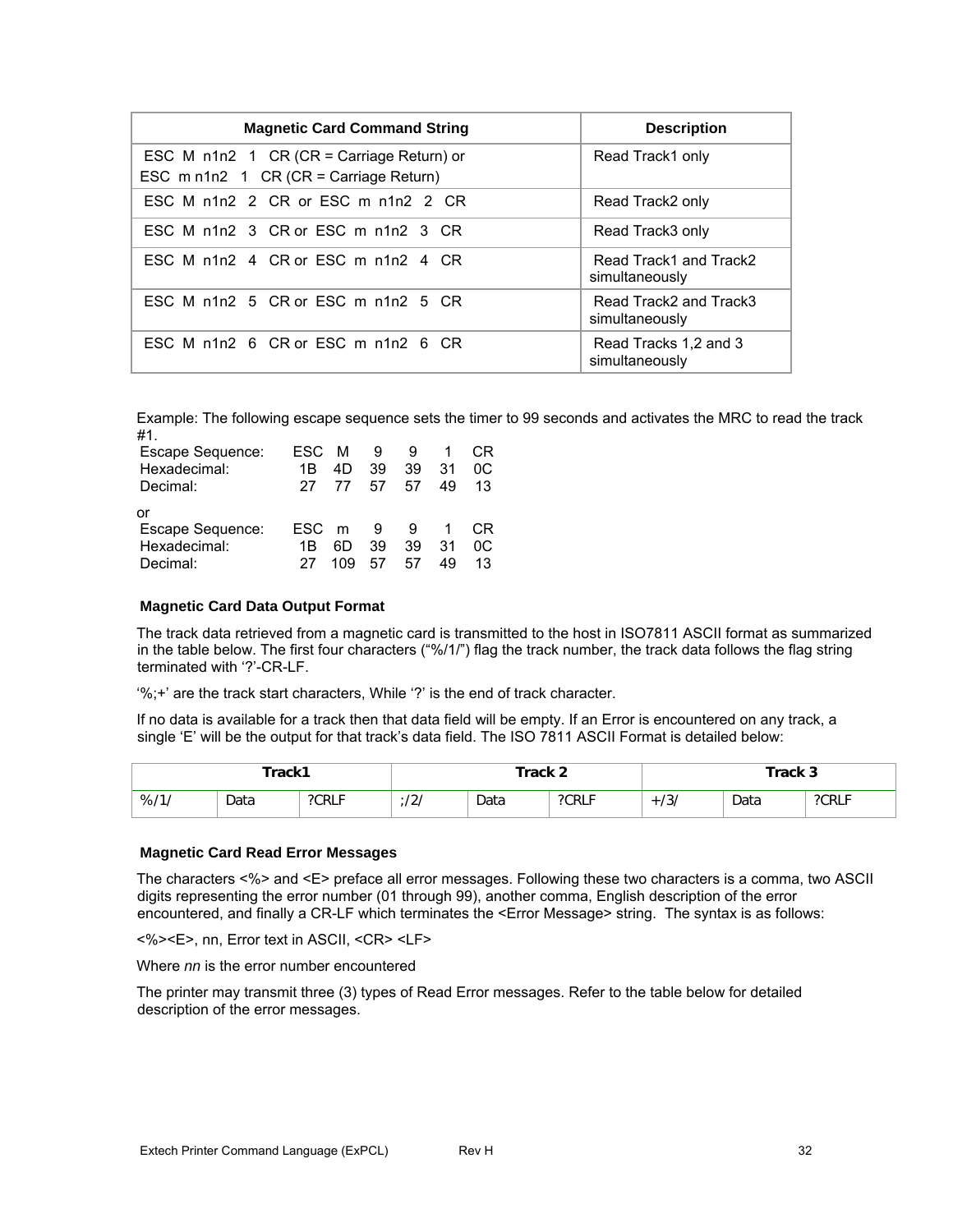| Magnetic Card Command String | Description |
|---|---|
| ESC M n1n2 1 CR (CR = Carriage Return) or<br>ESC m n1n2 1 CR (CR = Carriage Return) | Read Track1 only |
| ESC M n1n2 2 CR or ESC m n1n2 2 CR | Read Track2 only |
| ESC M n1n2 3 CR or ESC m n1n2 3 CR | Read Track3 only |
| ESC M n1n2 4 CR or ESC m n1n2 4 CR | Read Track1 and Track2 simultaneously |
| ESC M n1n2 5 CR or ESC m n1n2 5 CR | Read Track2 and Track3 simultaneously |
| ESC M n1n2 6 CR or ESC m n1n2 6 CR | Read Tracks 1,2 and 3 simultaneously |

Example: The following escape sequence sets the timer to 99 seconds and activates the MRC to read the track #1.

| Escape Sequence: | ESC | M | 9 | 9 | 1 | CR |
|---|---|---|---|---|---|---|
| Hexadecimal: | 1B | 4D | 39 | 39 | 31 | 0C |
| Decimal: | 27 | 77 | 57 | 57 | 49 | 13 |

or

| Escape Sequence: | ESC | m | 9 | 9 | 1 | CR |
|---|---|---|---|---|---|---|
| Hexadecimal: | 1B | 6D | 39 | 39 | 31 | 0C |
| Decimal: | 27 | 109 | 57 | 57 | 49 | 13 |

### Magnetic Card Data Output Format

The track data retrieved from a magnetic card is transmitted to the host in ISO7811 ASCII format as summarized in the table below. The first four characters ("%/1/") flag the track number, the track data follows the flag string terminated with '?'-CR-LF.

'%;+' are the track start characters, While '?' is the end of track character.

If no data is available for a track then that data field will be empty. If an Error is encountered on any track, a single 'E' will be the output for that track's data field. The ISO 7811 ASCII Format is detailed below:

| Track1 | | | Track 2 | | | Track 3 | | |
|---|---|---|---|---|---|---|---|---|
| %/1/ | Data | ?CRLF | ;/2/ | Data | ?CRLF | +/3/ | Data | ?CRLF |

### Magnetic Card Read Error Messages

The characters <%> and <E> preface all error messages. Following these two characters is a comma, two ASCII digits representing the error number (01 through 99), another comma, English description of the error encountered, and finally a CR-LF which terminates the <Error Message> string. The syntax is as follows:

<%><E>, nn, Error text in ASCII, <CR> <LF>

Where *nn* is the error number encountered

The printer may transmit three (3) types of Read Error messages. Refer to the table below for detailed description of the error messages.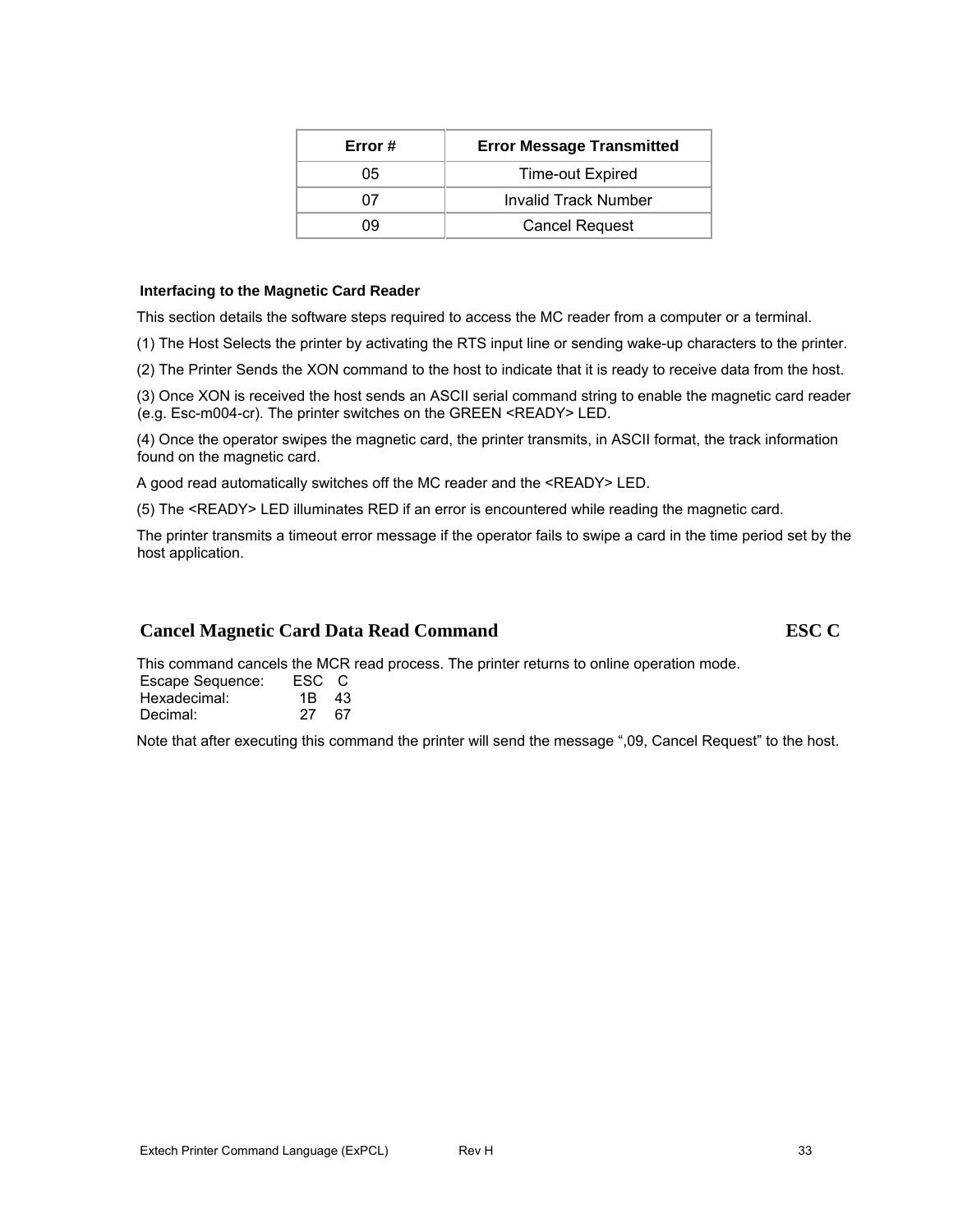| Error # | Error Message Transmitted |
| --- | --- |
| 05 | Time-out Expired |
| 07 | Invalid Track Number |
| 09 | Cancel Request |

### Interfacing to the Magnetic Card Reader

This section details the software steps required to access the MC reader from a computer or a terminal.

(1) The Host Selects the printer by activating the RTS input line or sending wake-up characters to the printer.

(2) The Printer Sends the XON command to the host to indicate that it is ready to receive data from the host.

(3) Once XON is received the host sends an ASCII serial command string to enable the magnetic card reader (e.g. Esc-m004-cr). The printer switches on the GREEN <READY> LED.

(4) Once the operator swipes the magnetic card, the printer transmits, in ASCII format, the track information found on the magnetic card.

A good read automatically switches off the MC reader and the <READY> LED.

(5) The <READY> LED illuminates RED if an error is encountered while reading the magnetic card.

The printer transmits a timeout error message if the operator fails to swipe a card in the time period set by the host application.

## Cancel Magnetic Card Data Read Command ESC C

This command cancels the MCR read process. The printer returns to online operation mode.

| | | |
| --- | --- | --- |
| Escape Sequence: | ESC | C |
| Hexadecimal: | 1B | 43 |
| Decimal: | 27 | 67 |

Note that after executing this command the printer will send the message ",09, Cancel Request" to the host.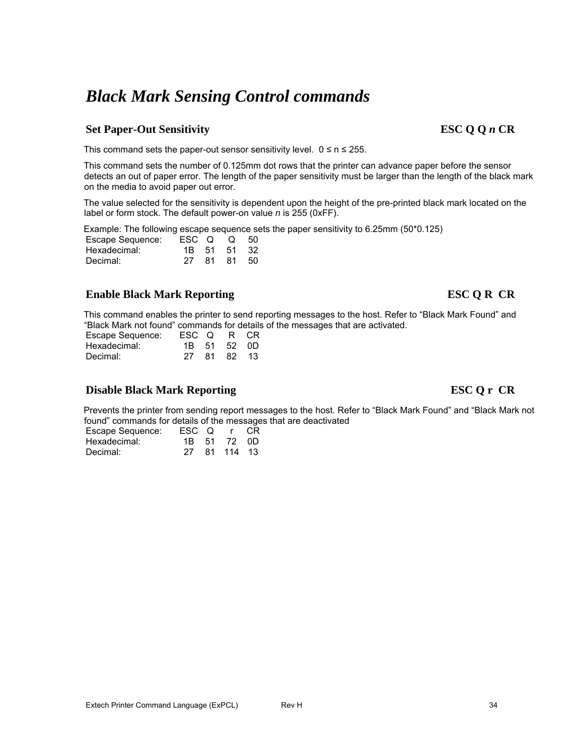# *Black Mark Sensing Control commands*

### Set Paper-Out Sensitivity — ESC Q Q *n* CR

This command sets the paper-out sensor sensitivity level. 0 ≤ n ≤ 255.

This command sets the number of 0.125mm dot rows that the printer can advance paper before the sensor detects an out of paper error. The length of the paper sensitivity must be larger than the length of the black mark on the media to avoid paper out error.

The value selected for the sensitivity is dependent upon the height of the pre-printed black mark located on the label or form stock. The default power-on value *n* is 255 (0xFF).

Example: The following escape sequence sets the paper sensitivity to 6.25mm (50*0.125)

| | | | | |
|---|---|---|---|---|
| Escape Sequence: | ESC | Q | Q | 50 |
| Hexadecimal: | 1B | 51 | 51 | 32 |
| Decimal: | 27 | 81 | 81 | 50 |

### Enable Black Mark Reporting — ESC Q R CR

This command enables the printer to send reporting messages to the host. Refer to “Black Mark Found” and “Black Mark not found” commands for details of the messages that are activated.

| | | | | |
|---|---|---|---|---|
| Escape Sequence: | ESC | Q | R | CR |
| Hexadecimal: | 1B | 51 | 52 | 0D |
| Decimal: | 27 | 81 | 82 | 13 |

### Disable Black Mark Reporting — ESC Q r CR

Prevents the printer from sending report messages to the host. Refer to “Black Mark Found” and “Black Mark not found” commands for details of the messages that are deactivated

| | | | | |
|---|---|---|---|---|
| Escape Sequence: | ESC | Q | r | CR |
| Hexadecimal: | 1B | 51 | 72 | 0D |
| Decimal: | 27 | 81 | 114 | 13 |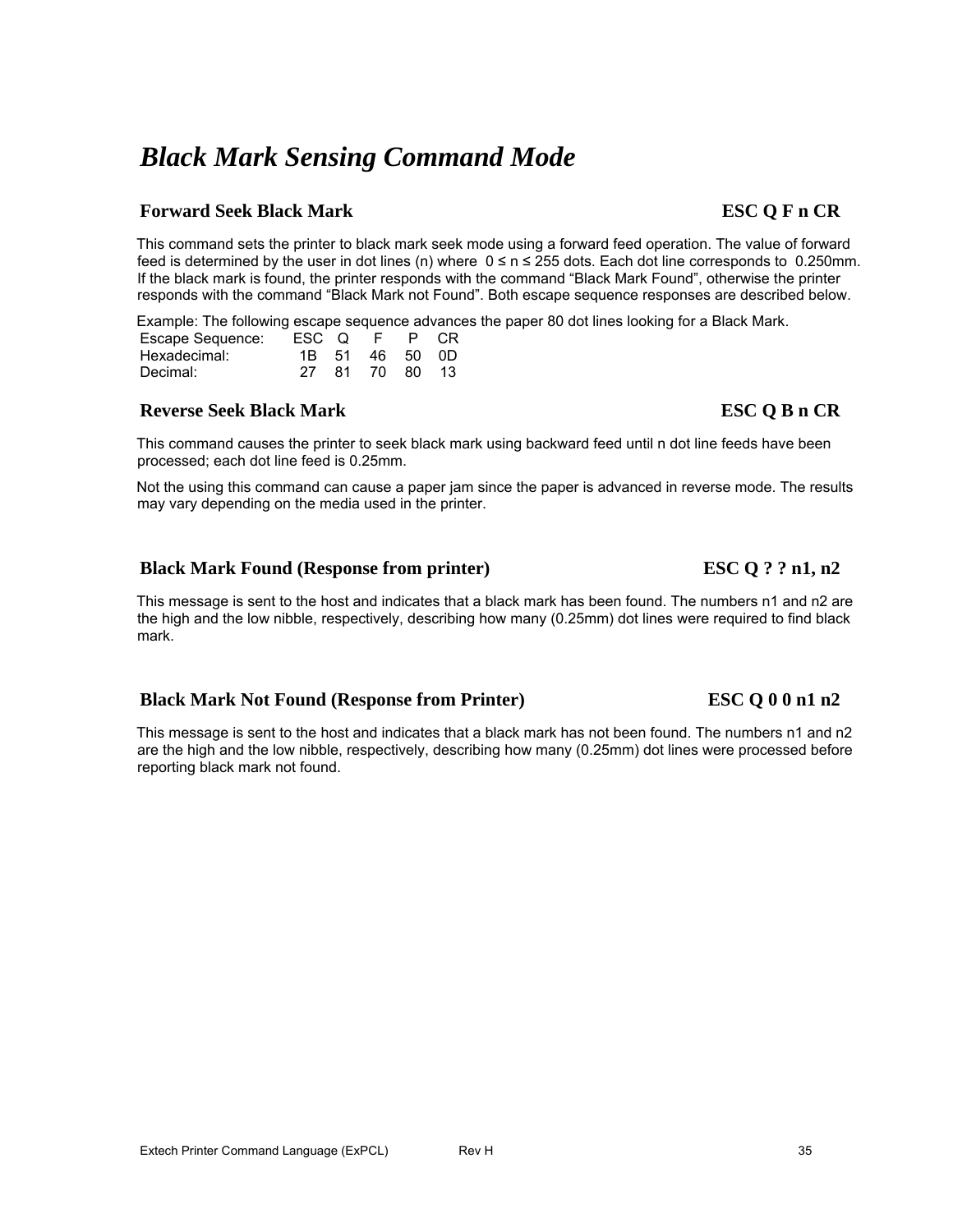# *Black Mark Sensing Command Mode*

### Forward Seek Black Mark — ESC Q F n CR

This command sets the printer to black mark seek mode using a forward feed operation. The value of forward feed is determined by the user in dot lines (n) where $0 \le n \le 255$ dots. Each dot line corresponds to 0.250mm. If the black mark is found, the printer responds with the command "Black Mark Found", otherwise the printer responds with the command "Black Mark not Found". Both escape sequence responses are described below.

Example: The following escape sequence advances the paper 80 dot lines looking for a Black Mark.

| Escape Sequence: | ESC | Q | F | P | CR |
|---|---|---|---|---|---|
| Hexadecimal: | 1B | 51 | 46 | 50 | 0D |
| Decimal: | 27 | 81 | 70 | 80 | 13 |

### Reverse Seek Black Mark — ESC Q B n CR

This command causes the printer to seek black mark using backward feed until n dot line feeds have been processed; each dot line feed is 0.25mm.

Not the using this command can cause a paper jam since the paper is advanced in reverse mode. The results may vary depending on the media used in the printer.

### Black Mark Found (Response from printer) — ESC Q ? ? n1, n2

This message is sent to the host and indicates that a black mark has been found. The numbers n1 and n2 are the high and the low nibble, respectively, describing how many (0.25mm) dot lines were required to find black mark.

### Black Mark Not Found (Response from Printer) — ESC Q 0 0 n1 n2

This message is sent to the host and indicates that a black mark has not been found. The numbers n1 and n2 are the high and the low nibble, respectively, describing how many (0.25mm) dot lines were processed before reporting black mark not found.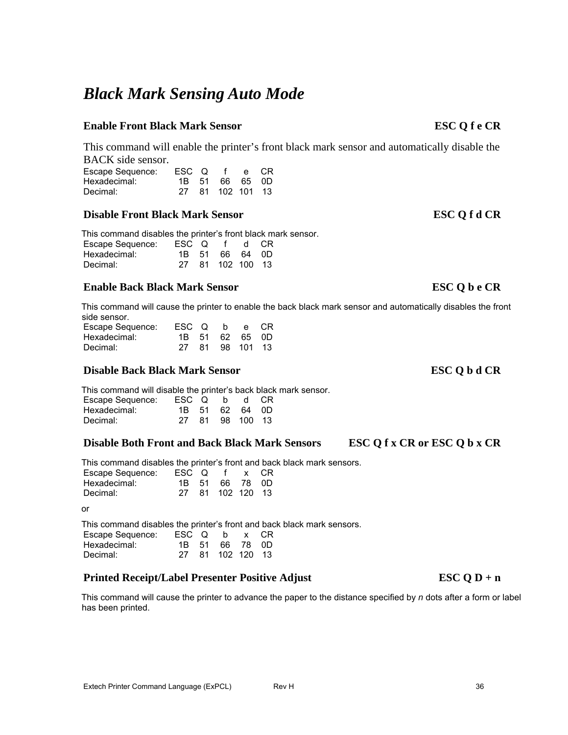# *Black Mark Sensing Auto Mode*

### Enable Front Black Mark Sensor — ESC Q f e CR

This command will enable the printer's front black mark sensor and automatically disable the BACK side sensor.

| Escape Sequence: | ESC | Q | f | e | CR |
|---|---|---|---|---|---|
| Hexadecimal: | 1B | 51 | 66 | 65 | 0D |
| Decimal: | 27 | 81 | 102 | 101 | 13 |

### Disable Front Black Mark Sensor — ESC Q f d CR

This command disables the printer's front black mark sensor.

| Escape Sequence: | ESC | Q | f | d | CR |
|---|---|---|---|---|---|
| Hexadecimal: | 1B | 51 | 66 | 64 | 0D |
| Decimal: | 27 | 81 | 102 | 100 | 13 |

### Enable Back Black Mark Sensor — ESC Q b e CR

This command will cause the printer to enable the back black mark sensor and automatically disables the front side sensor.

| Escape Sequence: | ESC | Q | b | e | CR |
|---|---|---|---|---|---|
| Hexadecimal: | 1B | 51 | 62 | 65 | 0D |
| Decimal: | 27 | 81 | 98 | 101 | 13 |

### Disable Back Black Mark Sensor — ESC Q b d CR

This command will disable the printer's back black mark sensor.

| Escape Sequence: | ESC | Q | b | d | CR |
|---|---|---|---|---|---|
| Hexadecimal: | 1B | 51 | 62 | 64 | 0D |
| Decimal: | 27 | 81 | 98 | 100 | 13 |

### Disable Both Front and Back Black Mark Sensors — ESC Q f x CR or ESC Q b x CR

This command disables the printer's front and back black mark sensors.

| Escape Sequence: | ESC | Q | f | x | CR |
|---|---|---|---|---|---|
| Hexadecimal: | 1B | 51 | 66 | 78 | 0D |
| Decimal: | 27 | 81 | 102 | 120 | 13 |

or

This command disables the printer's front and back black mark sensors.

| Escape Sequence: | ESC | Q | b | x | CR |
|---|---|---|---|---|---|
| Hexadecimal: | 1B | 51 | 66 | 78 | 0D |
| Decimal: | 27 | 81 | 102 | 120 | 13 |

### Printed Receipt/Label Presenter Positive Adjust — ESC Q D + n

This command will cause the printer to advance the paper to the distance specified by *n* dots after a form or label has been printed.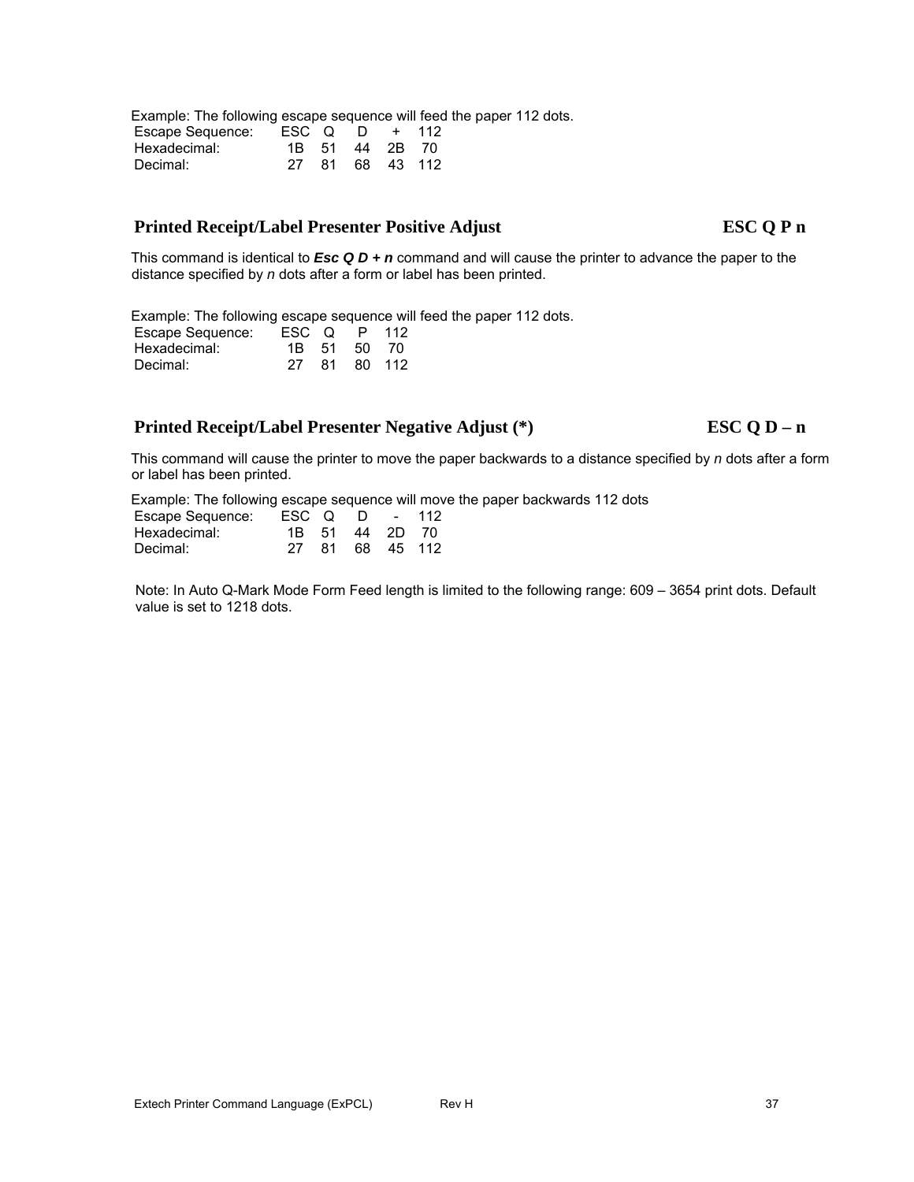Example: The following escape sequence will feed the paper 112 dots.

| Escape Sequence: | ESC | Q | D | + | 112 |
|---|---|---|---|---|---|
| Hexadecimal: | 1B | 51 | 44 | 2B | 70 |
| Decimal: | 27 | 81 | 68 | 43 | 112 |

## Printed Receipt/Label Presenter Positive Adjust — ESC Q P n

This command is identical to ***Esc Q D + n*** command and will cause the printer to advance the paper to the distance specified by *n* dots after a form or label has been printed.

Example: The following escape sequence will feed the paper 112 dots.

| Escape Sequence: | ESC | Q | P | 112 |
|---|---|---|---|---|
| Hexadecimal: | 1B | 51 | 50 | 70 |
| Decimal: | 27 | 81 | 80 | 112 |

## Printed Receipt/Label Presenter Negative Adjust (*) — ESC Q D – n

This command will cause the printer to move the paper backwards to a distance specified by *n* dots after a form or label has been printed.

Example: The following escape sequence will move the paper backwards 112 dots

| Escape Sequence: | ESC | Q | D | - | 112 |
|---|---|---|---|---|---|
| Hexadecimal: | 1B | 51 | 44 | 2D | 70 |
| Decimal: | 27 | 81 | 68 | 45 | 112 |

Note: In Auto Q-Mark Mode Form Feed length is limited to the following range: 609 – 3654 print dots. Default value is set to 1218 dots.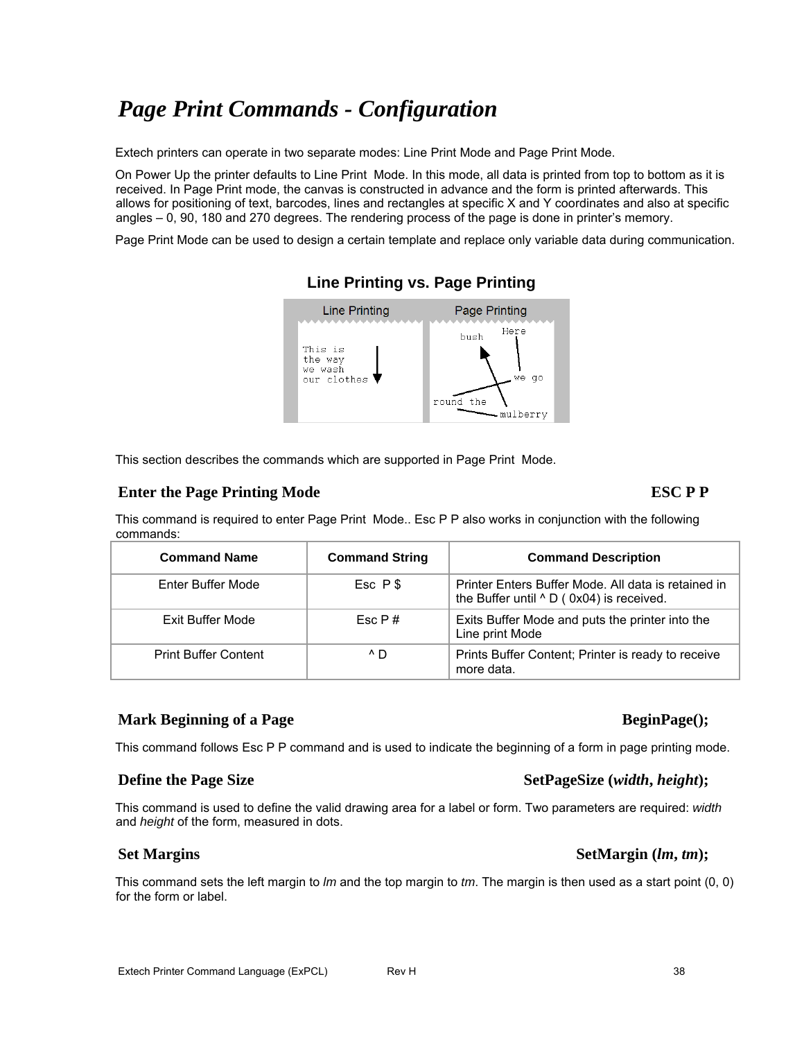# *Page Print Commands - Configuration*

Extech printers can operate in two separate modes: Line Print Mode and Page Print Mode.

On Power Up the printer defaults to Line Print Mode. In this mode, all data is printed from top to bottom as it is received. In Page Print mode, the canvas is constructed in advance and the form is printed afterwards. This allows for positioning of text, barcodes, lines and rectangles at specific X and Y coordinates and also at specific angles – 0, 90, 180 and 270 degrees. The rendering process of the page is done in printer's memory.

Page Print Mode can be used to design a certain template and replace only variable data during communication.

**Line Printing vs. Page Printing**

This section describes the commands which are supported in Page Print Mode.

### Enter the Page Printing Mode — ESC P P

This command is required to enter Page Print Mode.. Esc P P also works in conjunction with the following commands:

| Command Name | Command String | Command Description |
|---|---|---|
| Enter Buffer Mode | Esc P $ | Printer Enters Buffer Mode. All data is retained in the Buffer until ^ D ( 0x04) is received. |
| Exit Buffer Mode | Esc P # | Exits Buffer Mode and puts the printer into the Line print Mode |
| Print Buffer Content | ^ D | Prints Buffer Content; Printer is ready to receive more data. |

### Mark Beginning of a Page — BeginPage();

This command follows Esc P P command and is used to indicate the beginning of a form in page printing mode.

### Define the Page Size — SetPageSize (*width*, *height*);

This command is used to define the valid drawing area for a label or form. Two parameters are required: *width* and *height* of the form, measured in dots.

### Set Margins — SetMargin (*lm*, *tm*);

This command sets the left margin to *lm* and the top margin to *tm*. The margin is then used as a start point (0, 0) for the form or label.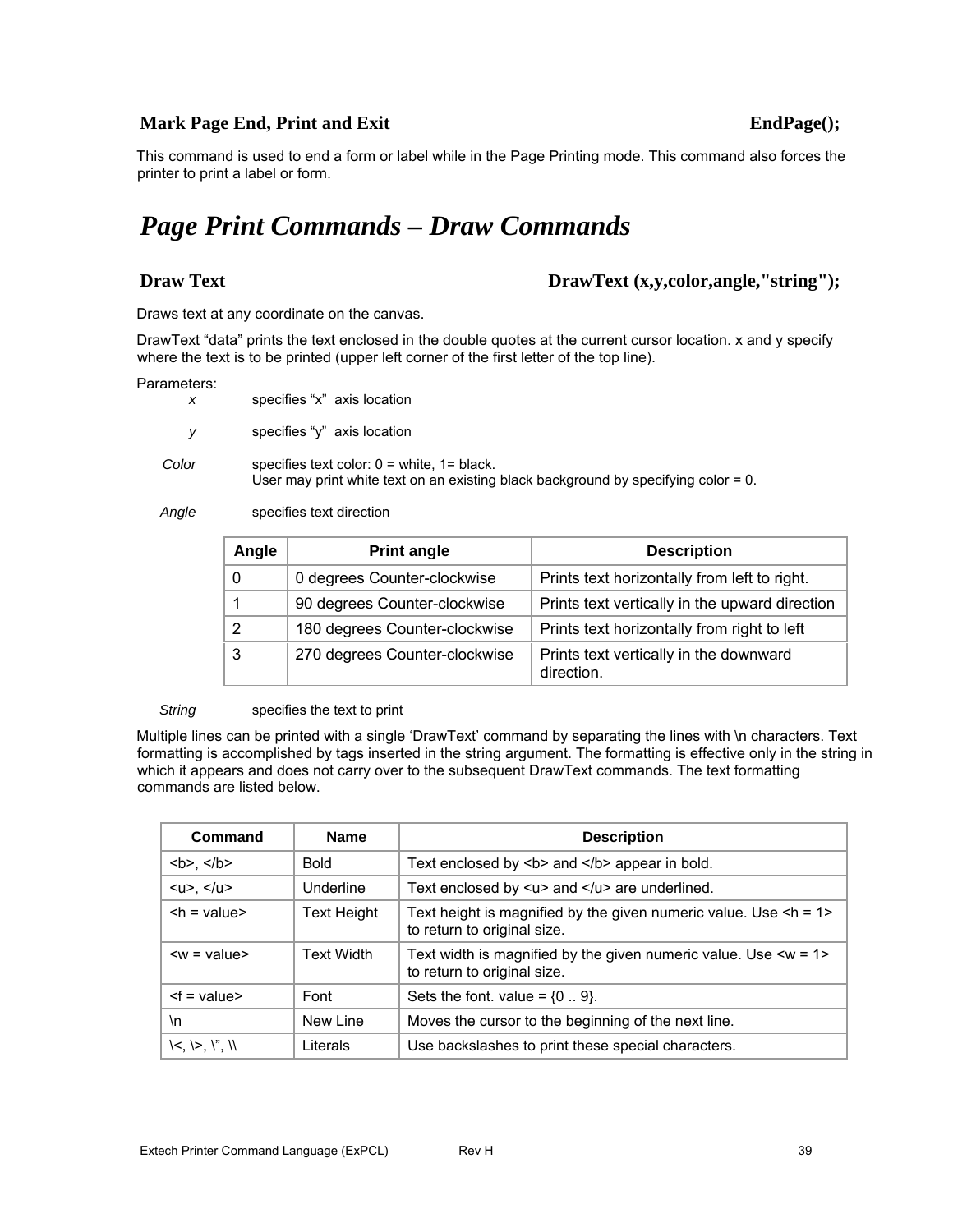### Mark Page End, Print and Exit — EndPage();

This command is used to end a form or label while in the Page Printing mode. This command also forces the printer to print a label or form.

# *Page Print Commands – Draw Commands*

### Draw Text — DrawText (x,y,color,angle,"string");

Draws text at any coordinate on the canvas.

DrawText "data" prints the text enclosed in the double quotes at the current cursor location. x and y specify where the text is to be printed (upper left corner of the first letter of the top line).

Parameters:

*x* — specifies "x" axis location

*y* — specifies "y" axis location

*Color* — specifies text color: 0 = white, 1= black.
User may print white text on an existing black background by specifying color = 0.

*Angle* — specifies text direction

| Angle | Print angle | Description |
|---|---|---|
| 0 | 0 degrees Counter-clockwise | Prints text horizontally from left to right. |
| 1 | 90 degrees Counter-clockwise | Prints text vertically in the upward direction |
| 2 | 180 degrees Counter-clockwise | Prints text horizontally from right to left |
| 3 | 270 degrees Counter-clockwise | Prints text vertically in the downward direction. |

*String* — specifies the text to print

Multiple lines can be printed with a single 'DrawText' command by separating the lines with \n characters. Text formatting is accomplished by tags inserted in the string argument. The formatting is effective only in the string in which it appears and does not carry over to the subsequent DrawText commands. The text formatting commands are listed below.

| Command | Name | Description |
|---|---|---|
| <b>, </b> | Bold | Text enclosed by <b> and </b> appear in bold. |
| <u>, </u> | Underline | Text enclosed by <u> and </u> are underlined. |
| <h = value> | Text Height | Text height is magnified by the given numeric value. Use <h = 1> to return to original size. |
| <w = value> | Text Width | Text width is magnified by the given numeric value. Use <w = 1> to return to original size. |
| <f = value> | Font | Sets the font. value = {0 .. 9}. |
| \n | New Line | Moves the cursor to the beginning of the next line. |
| \<, \>, \", \\ | Literals | Use backslashes to print these special characters. |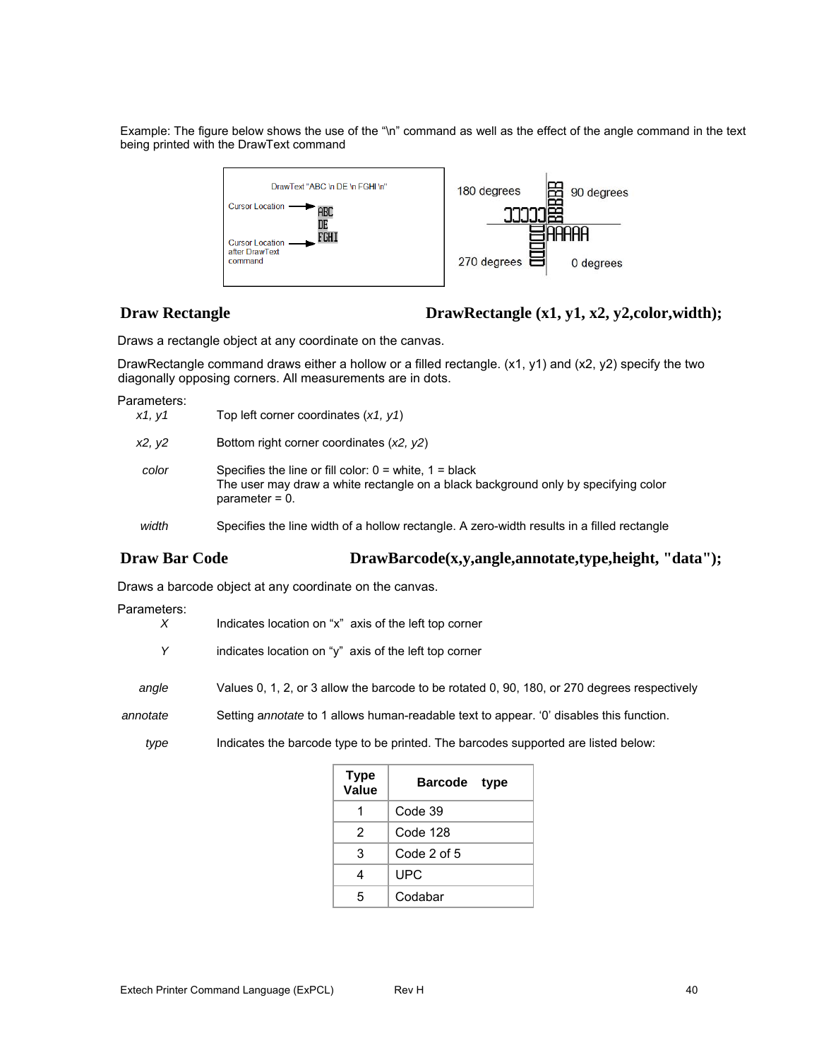Example: The figure below shows the use of the "\n" command as well as the effect of the angle command in the text being printed with the DrawText command

## Draw Rectangle DrawRectangle (x1, y1, x2, y2,color,width);

Draws a rectangle object at any coordinate on the canvas.

DrawRectangle command draws either a hollow or a filled rectangle. (x1, y1) and (x2, y2) specify the two diagonally opposing corners. All measurements are in dots.

Parameters:

| | |
|---|---|
| *x1, y1* | Top left corner coordinates (*x1, y1*) |
| *x2, y2* | Bottom right corner coordinates (*x2, y2*) |
| *color* | Specifies the line or fill color: 0 = white, 1 = black<br>The user may draw a white rectangle on a black background only by specifying color parameter = 0. |
| *width* | Specifies the line width of a hollow rectangle. A zero-width results in a filled rectangle |

## Draw Bar Code DrawBarcode(x,y,angle,annotate,type,height, "data");

Draws a barcode object at any coordinate on the canvas.

Parameters:

| | |
|---|---|
| *X* | Indicates location on "x" axis of the left top corner |
| *Y* | indicates location on "y" axis of the left top corner |
| *angle* | Values 0, 1, 2, or 3 allow the barcode to be rotated 0, 90, 180, or 270 degrees respectively |
| *annotate* | Setting *annotate* to 1 allows human-readable text to appear. '0' disables this function. |
| *type* | Indicates the barcode type to be printed. The barcodes supported are listed below: |

| Type Value | Barcode type |
|---|---|
| 1 | Code 39 |
| 2 | Code 128 |
| 3 | Code 2 of 5 |
| 4 | UPC |
| 5 | Codabar |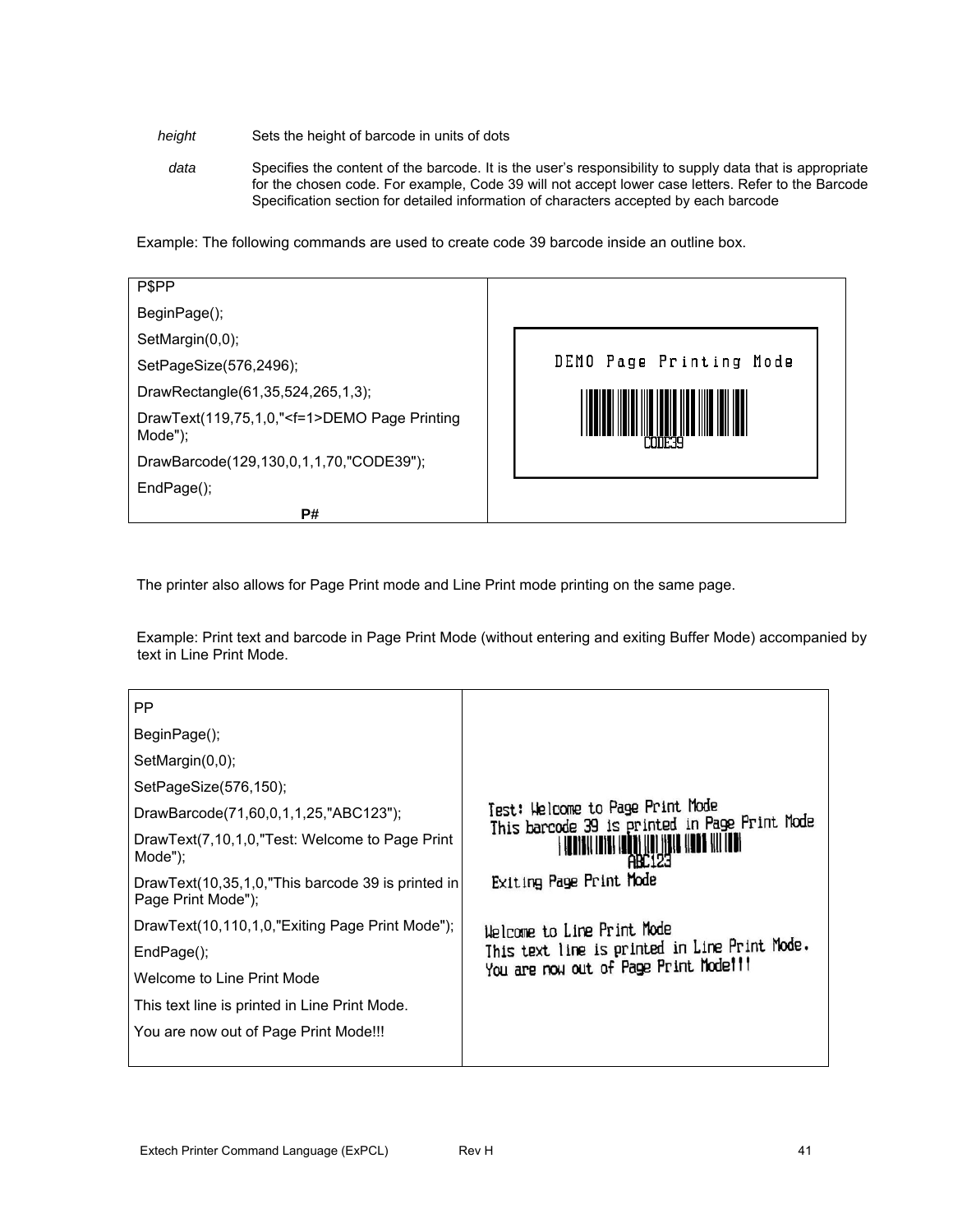*height* Sets the height of barcode in units of dots

*data* Specifies the content of the barcode. It is the user's responsibility to supply data that is appropriate for the chosen code. For example, Code 39 will not accept lower case letters. Refer to the Barcode Specification section for detailed information of characters accepted by each barcode

Example: The following commands are used to create code 39 barcode inside an outline box.

```
P$PP
BeginPage();
SetMargin(0,0);
SetPageSize(576,2496);
DrawRectangle(61,35,524,265,1,3);
DrawText(119,75,1,0,"<f=1>DEMO Page Printing Mode");
DrawBarcode(129,130,0,1,1,70,"CODE39");
EndPage();
P#
```

The printer also allows for Page Print mode and Line Print mode printing on the same page.

Example: Print text and barcode in Page Print Mode (without entering and exiting Buffer Mode) accompanied by text in Line Print Mode.

```
PP
BeginPage();
SetMargin(0,0);
SetPageSize(576,150);
DrawBarcode(71,60,0,1,1,25,"ABC123");
DrawText(7,10,1,0,"Test: Welcome to Page Print Mode");
DrawText(10,35,1,0,"This barcode 39 is printed in Page Print Mode");
DrawText(10,110,1,0,"Exiting Page Print Mode");
EndPage();
Welcome to Line Print Mode
This text line is printed in Line Print Mode.
You are now out of Page Print Mode!!!
```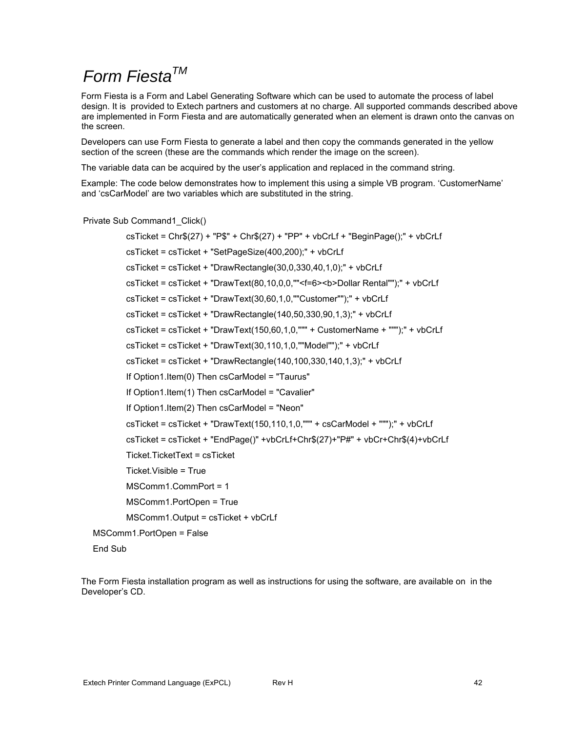# Form Fiesta[TM]

Form Fiesta is a Form and Label Generating Software which can be used to automate the process of label design. It is provided to Extech partners and customers at no charge. All supported commands described above are implemented in Form Fiesta and are automatically generated when an element is drawn onto the canvas on the screen.

Developers can use Form Fiesta to generate a label and then copy the commands generated in the yellow section of the screen (these are the commands which render the image on the screen).

The variable data can be acquired by the user's application and replaced in the command string.

Example: The code below demonstrates how to implement this using a simple VB program. 'CustomerName' and 'csCarModel' are two variables which are substituted in the string.

```
Private Sub Command1_Click()
        csTicket = Chr$(27) + "P$" + Chr$(27) + "PP" + vbCrLf + "BeginPage();" + vbCrLf
        csTicket = csTicket + "SetPageSize(400,200);" + vbCrLf
        csTicket = csTicket + "DrawRectangle(30,0,330,40,1,0);" + vbCrLf
        csTicket = csTicket + "DrawText(80,10,0,0,""<f=6><b>Dollar Rental"");" + vbCrLf
        csTicket = csTicket + "DrawText(30,60,1,0,""Customer"");" + vbCrLf
        csTicket = csTicket + "DrawRectangle(140,50,330,90,1,3);" + vbCrLf
        csTicket = csTicket + "DrawText(150,60,1,0,""" + CustomerName + """);" + vbCrLf
        csTicket = csTicket + "DrawText(30,110,1,0,""Model"");" + vbCrLf
        csTicket = csTicket + "DrawRectangle(140,100,330,140,1,3);" + vbCrLf
        If Option1.Item(0) Then csCarModel = "Taurus"
        If Option1.Item(1) Then csCarModel = "Cavalier"
        If Option1.Item(2) Then csCarModel = "Neon"
        csTicket = csTicket + "DrawText(150,110,1,0,""" + csCarModel + """);" + vbCrLf
        csTicket = csTicket + "EndPage()" +vbCrLf+Chr$(27)+"P#" + vbCr+Chr$(4)+vbCrLf
        Ticket.TicketText = csTicket
        Ticket.Visible = True
        MSComm1.CommPort = 1
        MSComm1.PortOpen = True
        MSComm1.Output = csTicket + vbCrLf
  MSComm1.PortOpen = False
  End Sub
```

The Form Fiesta installation program as well as instructions for using the software, are available on in the Developer's CD.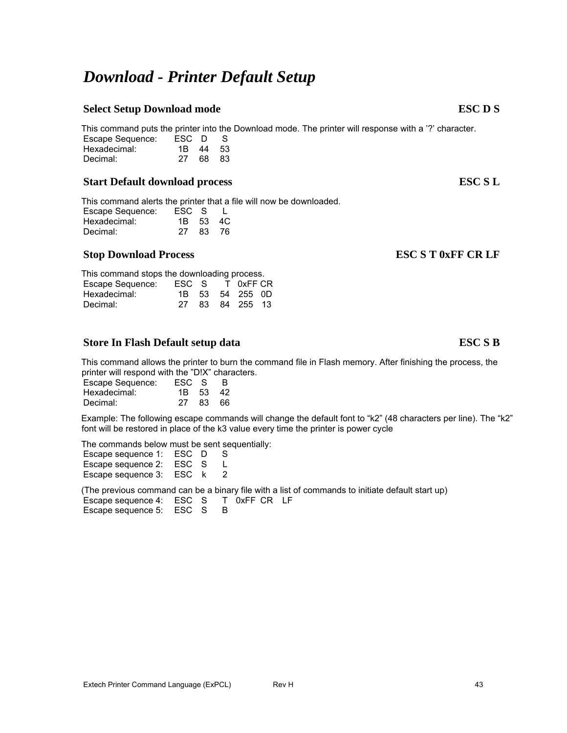# *Download - Printer Default Setup*

### Select Setup Download mode — ESC D S

This command puts the printer into the Download mode. The printer will response with a '?' character.

| | | | |
|---|---|---|---|
| Escape Sequence: | ESC | D | S |
| Hexadecimal: | 1B | 44 | 53 |
| Decimal: | 27 | 68 | 83 |

### Start Default download process — ESC S L

This command alerts the printer that a file will now be downloaded.

| | | | |
|---|---|---|---|
| Escape Sequence: | ESC | S | L |
| Hexadecimal: | 1B | 53 | 4C |
| Decimal: | 27 | 83 | 76 |

### Stop Download Process — ESC S T 0xFF CR LF

This command stops the downloading process.

| | | | | | |
|---|---|---|---|---|---|
| Escape Sequence: | ESC | S | T | 0xFF | CR |
| Hexadecimal: | 1B | 53 | 54 | 255 | 0D |
| Decimal: | 27 | 83 | 84 | 255 | 13 |

### Store In Flash Default setup data — ESC S B

This command allows the printer to burn the command file in Flash memory. After finishing the process, the printer will respond with the "D!X" characters.

| | | | |
|---|---|---|---|
| Escape Sequence: | ESC | S | B |
| Hexadecimal: | 1B | 53 | 42 |
| Decimal: | 27 | 83 | 66 |

Example: The following escape commands will change the default font to "k2" (48 characters per line). The "k2" font will be restored in place of the k3 value every time the printer is power cycle

The commands below must be sent sequentially:

| | | | |
|---|---|---|---|
| Escape sequence 1: | ESC | D | S |
| Escape sequence 2: | ESC | S | L |
| Escape sequence 3: | ESC | k | 2 |

(The previous command can be a binary file with a list of commands to initiate default start up)

| | | | | | | |
|---|---|---|---|---|---|---|
| Escape sequence 4: | ESC | S | T | 0xFF | CR | LF |
| Escape sequence 5: | ESC | S | B | | | |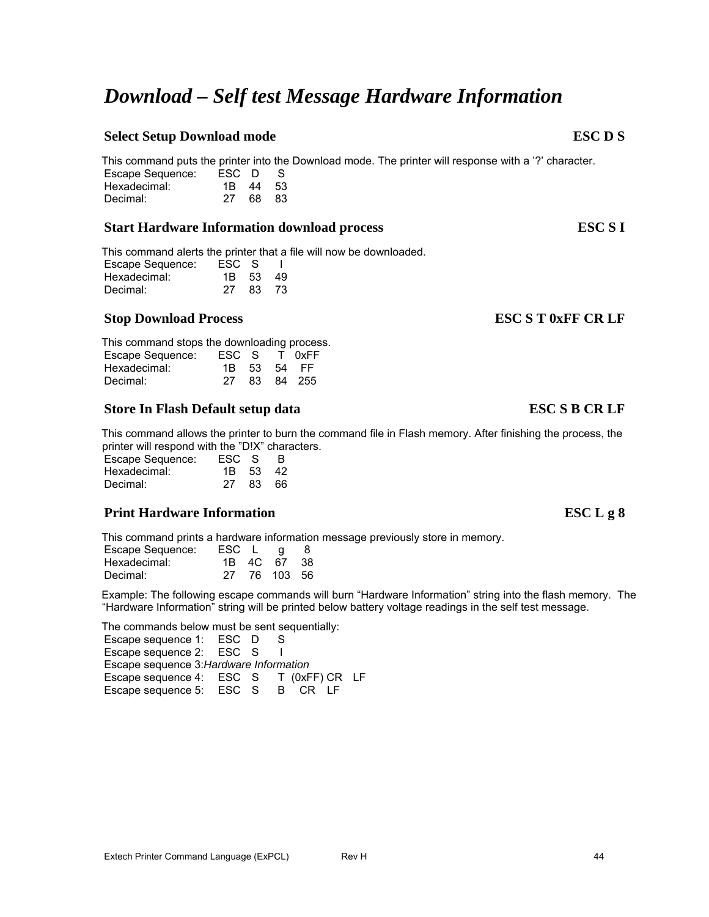# Download – Self test Message Hardware Information

## Select Setup Download mode — ESC D S

This command puts the printer into the Download mode. The printer will response with a '?' character.

| | | | |
|---|---|---|---|
| Escape Sequence: | ESC | D | S |
| Hexadecimal: | 1B | 44 | 53 |
| Decimal: | 27 | 68 | 83 |

## Start Hardware Information download process — ESC S I

This command alerts the printer that a file will now be downloaded.

| | | | |
|---|---|---|---|
| Escape Sequence: | ESC | S | I |
| Hexadecimal: | 1B | 53 | 49 |
| Decimal: | 27 | 83 | 73 |

## Stop Download Process — ESC S T 0xFF CR LF

This command stops the downloading process.

| | | | | |
|---|---|---|---|---|
| Escape Sequence: | ESC | S | T | 0xFF |
| Hexadecimal: | 1B | 53 | 54 | FF |
| Decimal: | 27 | 83 | 84 | 255 |

## Store In Flash Default setup data — ESC S B CR LF

This command allows the printer to burn the command file in Flash memory. After finishing the process, the printer will respond with the "D!X" characters.

| | | | |
|---|---|---|---|
| Escape Sequence: | ESC | S | B |
| Hexadecimal: | 1B | 53 | 42 |
| Decimal: | 27 | 83 | 66 |

## Print Hardware Information — ESC L g 8

This command prints a hardware information message previously store in memory.

| | | | | |
|---|---|---|---|---|
| Escape Sequence: | ESC | L | g | 8 |
| Hexadecimal: | 1B | 4C | 67 | 38 |
| Decimal: | 27 | 76 | 103 | 56 |

Example: The following escape commands will burn "Hardware Information" string into the flash memory. The "Hardware Information" string will be printed below battery voltage readings in the self test message.

The commands below must be sent sequentially:

Escape sequence 1: ESC D S
Escape sequence 2: ESC S I
Escape sequence 3:*Hardware Information*
Escape sequence 4: ESC S T (0xFF) CR LF
Escape sequence 5: ESC S B CR LF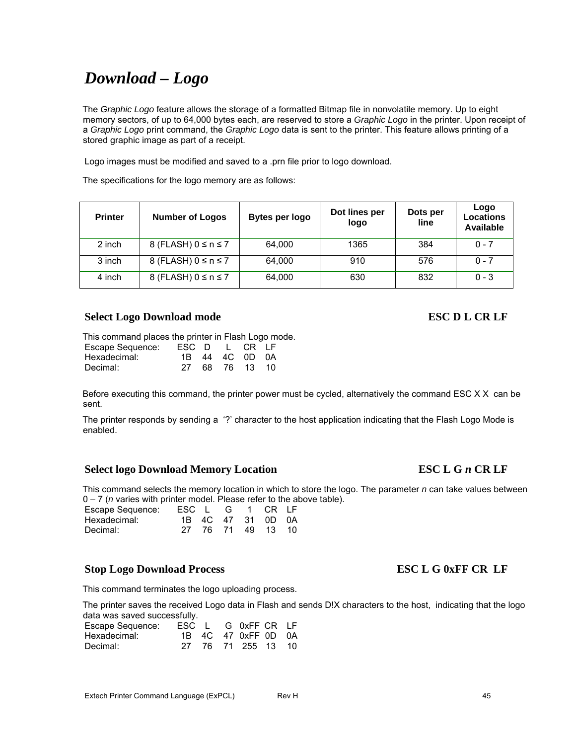# *Download – Logo*

The *Graphic Logo* feature allows the storage of a formatted Bitmap file in nonvolatile memory. Up to eight memory sectors, of up to 64,000 bytes each, are reserved to store a *Graphic Logo* in the printer. Upon receipt of a *Graphic Logo* print command, the *Graphic Logo* data is sent to the printer. This feature allows printing of a stored graphic image as part of a receipt.

Logo images must be modified and saved to a .prn file prior to logo download.

The specifications for the logo memory are as follows:

| Printer | Number of Logos | Bytes per logo | Dot lines per logo | Dots per line | Logo Locations Available |
|---|---|---|---|---|---|
| 2 inch | 8 (FLASH) 0 ≤ n ≤ 7 | 64,000 | 1365 | 384 | 0 - 7 |
| 3 inch | 8 (FLASH) 0 ≤ n ≤ 7 | 64,000 | 910 | 576 | 0 - 7 |
| 4 inch | 8 (FLASH) 0 ≤ n ≤ 7 | 64,000 | 630 | 832 | 0 - 3 |

## Select Logo Download mode — ESC D L CR LF

This command places the printer in Flash Logo mode.

| | | | | | |
|---|---|---|---|---|---|
| Escape Sequence: | ESC | D | L | CR | LF |
| Hexadecimal: | 1B | 44 | 4C | 0D | 0A |
| Decimal: | 27 | 68 | 76 | 13 | 10 |

Before executing this command, the printer power must be cycled, alternatively the command ESC X X can be sent.

The printer responds by sending a '?' character to the host application indicating that the Flash Logo Mode is enabled.

## Select logo Download Memory Location — ESC L G *n* CR LF

This command selects the memory location in which to store the logo. The parameter *n* can take values between 0 – 7 (*n* varies with printer model. Please refer to the above table).

| | | | | | | |
|---|---|---|---|---|---|---|
| Escape Sequence: | ESC | L | G | 1 | CR | LF |
| Hexadecimal: | 1B | 4C | 47 | 31 | 0D | 0A |
| Decimal: | 27 | 76 | 71 | 49 | 13 | 10 |

## Stop Logo Download Process — ESC L G 0xFF CR LF

This command terminates the logo uploading process.

The printer saves the received Logo data in Flash and sends D!X characters to the host, indicating that the logo data was saved successfully.

| | | | | | | |
|---|---|---|---|---|---|---|
| Escape Sequence: | ESC | L | G | 0xFF | CR | LF |
| Hexadecimal: | 1B | 4C | 47 | 0xFF | 0D | 0A |
| Decimal: | 27 | 76 | 71 | 255 | 13 | 10 |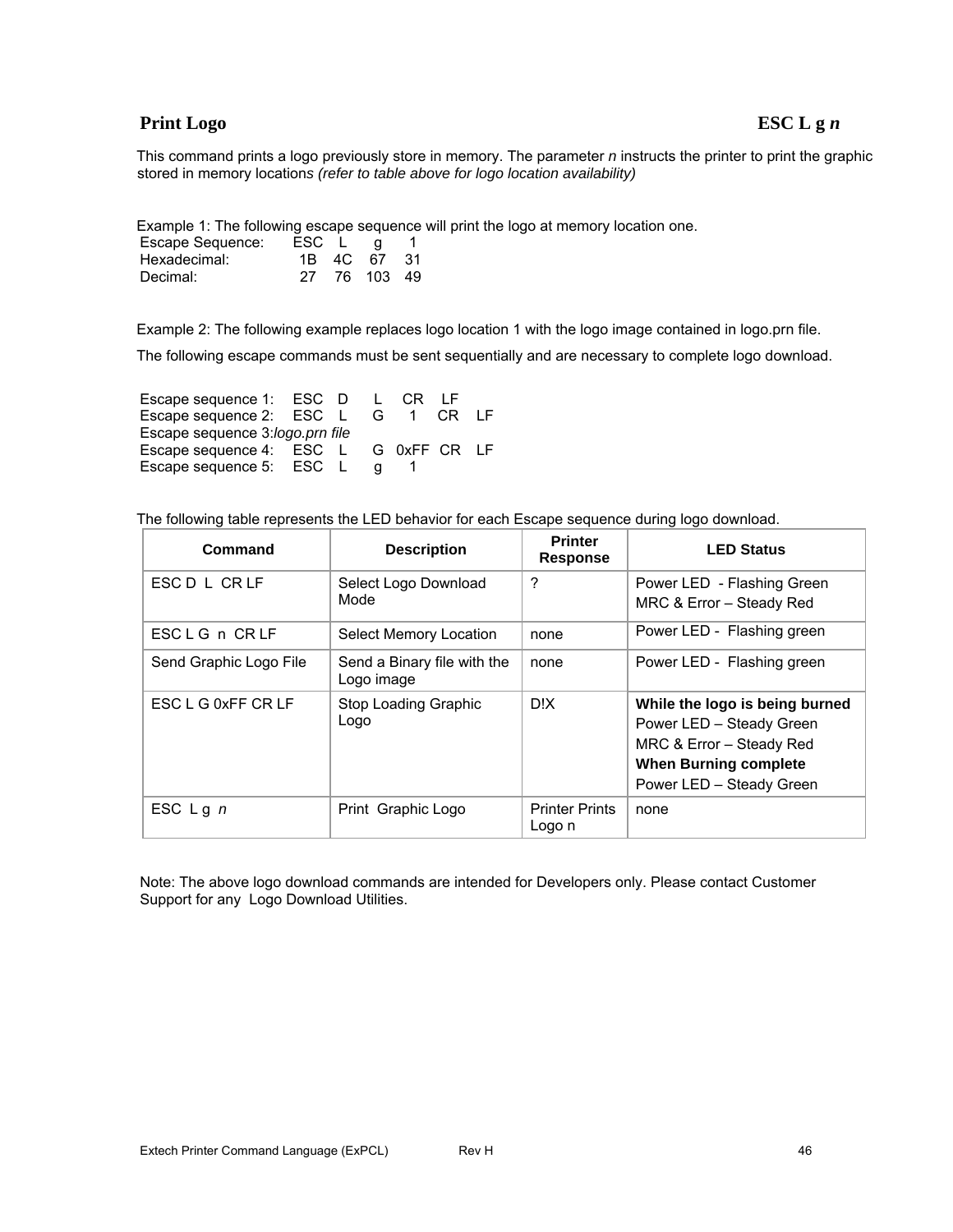## Print Logo ESC L g *n*

This command prints a logo previously store in memory. The parameter *n* instructs the printer to print the graphic stored in memory locations *(refer to table above for logo location availability)*

Example 1: The following escape sequence will print the logo at memory location one.

| | | | | |
|---|---|---|---|---|
| Escape Sequence: | ESC | L | g | 1 |
| Hexadecimal: | 1B | 4C | 67 | 31 |
| Decimal: | 27 | 76 | 103 | 49 |

Example 2: The following example replaces logo location 1 with the logo image contained in logo.prn file.

The following escape commands must be sent sequentially and are necessary to complete logo download.

```
Escape sequence 1:   ESC   D     L    CR    LF
Escape sequence 2:   ESC   L     G     1    CR   LF
Escape sequence 3:logo.prn file
Escape sequence 4:   ESC   L     G  0xFF  CR   LF
Escape sequence 5:   ESC   L     g     1
```

The following table represents the LED behavior for each Escape sequence during logo download.

| Command | Description | Printer Response | LED Status |
|---|---|---|---|
| ESC D L CR LF | Select Logo Download Mode | ? | Power LED - Flashing Green<br>MRC & Error – Steady Red |
| ESC L G n CR LF | Select Memory Location | none | Power LED - Flashing green |
| Send Graphic Logo File | Send a Binary file with the Logo image | none | Power LED - Flashing green |
| ESC L G 0xFF CR LF | Stop Loading Graphic Logo | D!X | **While the logo is being burned**<br>Power LED – Steady Green<br>MRC & Error – Steady Red<br>**When Burning complete**<br>Power LED – Steady Green |
| ESC L g *n* | Print Graphic Logo | Printer Prints Logo n | none |

Note: The above logo download commands are intended for Developers only. Please contact Customer Support for any Logo Download Utilities.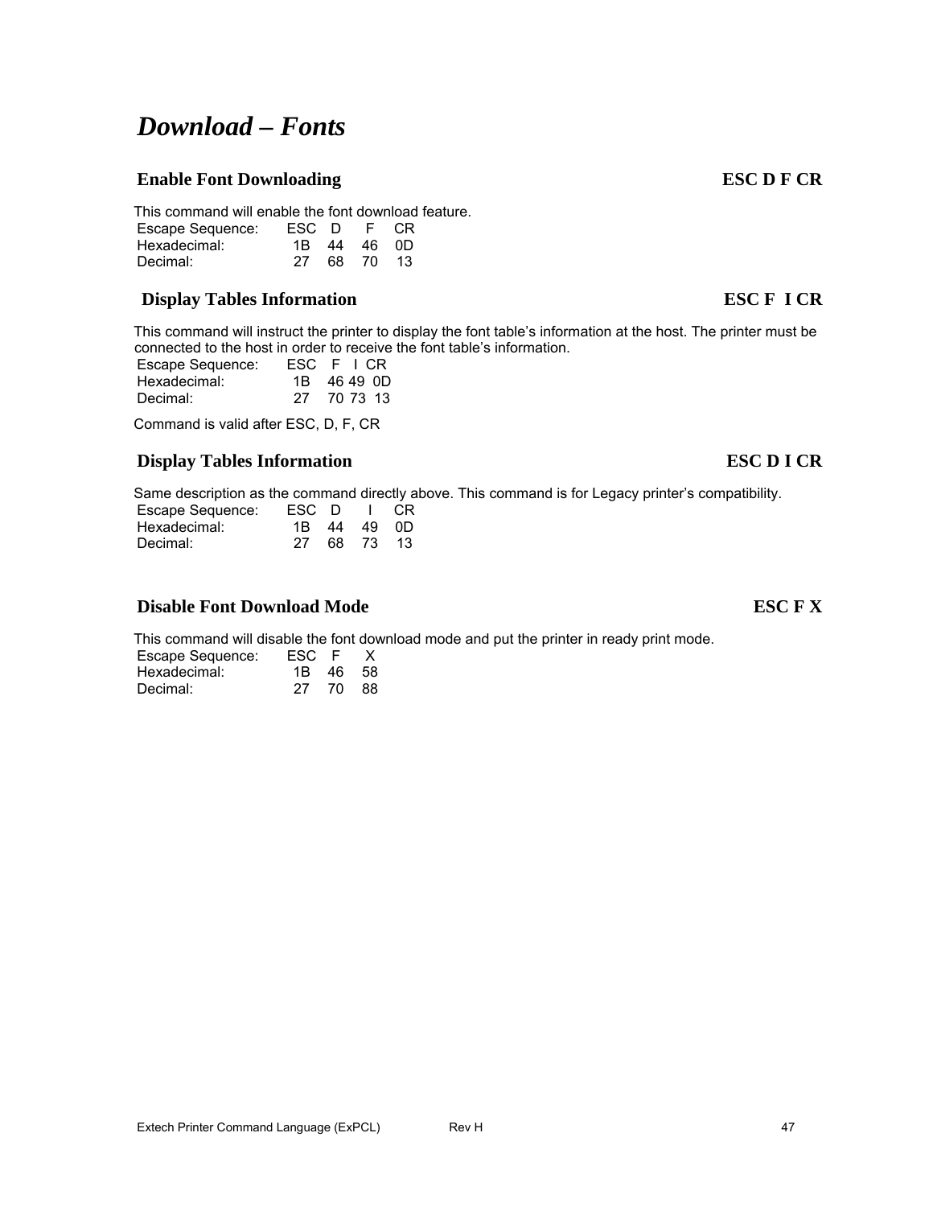# *Download – Fonts*

## Enable Font Downloading — ESC D F CR

This command will enable the font download feature.

| Escape Sequence: | ESC | D | F | CR |
|---|---|---|---|---|
| Hexadecimal: | 1B | 44 | 46 | 0D |
| Decimal: | 27 | 68 | 70 | 13 |

## Display Tables Information — ESC F I CR

This command will instruct the printer to display the font table's information at the host. The printer must be connected to the host in order to receive the font table's information.

| Escape Sequence: | ESC | F | I | CR |
|---|---|---|---|---|
| Hexadecimal: | 1B | 46 | 49 | 0D |
| Decimal: | 27 | 70 | 73 | 13 |

Command is valid after ESC, D, F, CR

## Display Tables Information — ESC D I CR

Same description as the command directly above. This command is for Legacy printer's compatibility.

| Escape Sequence: | ESC | D | I | CR |
|---|---|---|---|---|
| Hexadecimal: | 1B | 44 | 49 | 0D |
| Decimal: | 27 | 68 | 73 | 13 |

## Disable Font Download Mode — ESC F X

This command will disable the font download mode and put the printer in ready print mode.

| Escape Sequence: | ESC | F | X |
|---|---|---|---|
| Hexadecimal: | 1B | 46 | 58 |
| Decimal: | 27 | 70 | 88 |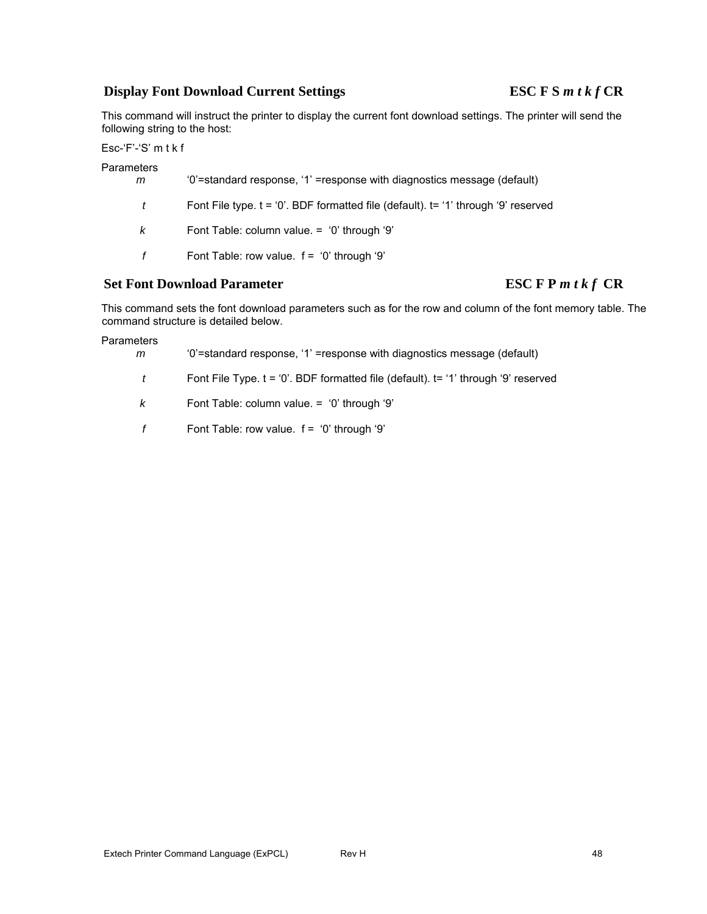## Display Font Download Current Settings ESC F S *m t k f* CR

This command will instruct the printer to display the current font download settings. The printer will send the following string to the host:

Esc-‘F’-‘S’ m t k f

Parameters

| | |
|---|---|
| *m* | ‘0’=standard response, ‘1’ =response with diagnostics message (default) |
| *t* | Font File type. t = ‘0’. BDF formatted file (default). t= ‘1’ through ‘9’ reserved |
| *k* | Font Table: column value. = ‘0’ through ‘9’ |
| *f* | Font Table: row value. f = ‘0’ through ‘9’ |

## Set Font Download Parameter ESC F P *m t k f* CR

This command sets the font download parameters such as for the row and column of the font memory table. The command structure is detailed below.

Parameters

| | |
|---|---|
| *m* | ‘0’=standard response, ‘1’ =response with diagnostics message (default) |
| *t* | Font File Type. t = ‘0’. BDF formatted file (default). t= ‘1’ through ‘9’ reserved |
| *k* | Font Table: column value. = ‘0’ through ‘9’ |
| *f* | Font Table: row value. f = ‘0’ through ‘9’ |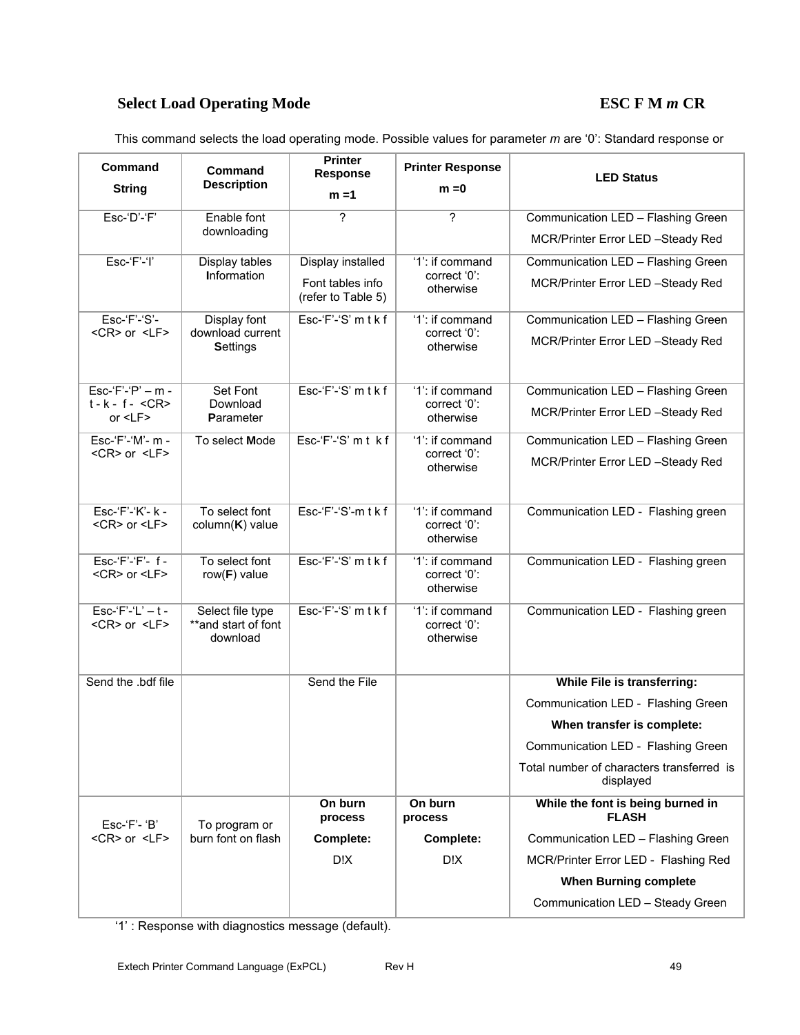## Select Load Operating Mode ESC F M *m* CR

This command selects the load operating mode. Possible values for parameter *m* are '0': Standard response or

| Command String | Command Description | Printer Response m =1 | Printer Response m =0 | LED Status |
|---|---|---|---|---|
| Esc-'D'-'F' | Enable font downloading | ? | ? | Communication LED – Flashing Green<br>MCR/Printer Error LED –Steady Red |
| Esc-'F'-'I' | Display tables **I**nformation | Display installed<br>Font tables info (refer to Table 5) | '1': if command correct '0': otherwise | Communication LED – Flashing Green<br>MCR/Printer Error LED –Steady Red |
| Esc-'F'-'S'- <CR> or <LF> | Display font download current **S**ettings | Esc-'F'-'S' m t k f | '1': if command correct '0': otherwise | Communication LED – Flashing Green<br>MCR/Printer Error LED –Steady Red |
| Esc-'F'-'P' – m - t - k - f - <CR> or <LF> | Set Font Download **P**arameter | Esc-'F'-'S' m t k f | '1': if command correct '0': otherwise | Communication LED – Flashing Green<br>MCR/Printer Error LED –Steady Red |
| Esc-'F'-'M'- m - <CR> or <LF> | To select **M**ode | Esc-'F'-'S' m t k f | '1': if command correct '0': otherwise | Communication LED – Flashing Green<br>MCR/Printer Error LED –Steady Red |
| Esc-'F'-'K'- k - <CR> or <LF> | To select font column(**K**) value | Esc-'F'-'S'-m t k f | '1': if command correct '0': otherwise | Communication LED - Flashing green |
| Esc-'F'-'F'- f - <CR> or <LF> | To select font row(**F**) value | Esc-'F'-'S' m t k f | '1': if command correct '0': otherwise | Communication LED - Flashing green |
| Esc-'F'-'L' – t - <CR> or <LF> | Select file type **and start of font download | Esc-'F'-'S' m t k f | '1': if command correct '0': otherwise | Communication LED - Flashing green |
| Send the .bdf file | | Send the File | | **While File is transferring:**<br>Communication LED - Flashing Green<br>**When transfer is complete:**<br>Communication LED - Flashing Green<br>Total number of characters transferred is displayed |
| Esc-'F'- 'B' <CR> or <LF> | To program or burn font on flash | **On burn process**<br>**Complete:**<br>D!X | **On burn process**<br>**Complete:**<br>D!X | **While the font is being burned in FLASH**<br>Communication LED – Flashing Green<br>MCR/Printer Error LED - Flashing Red<br>**When Burning complete**<br>Communication LED – Steady Green |

'1' : Response with diagnostics message (default).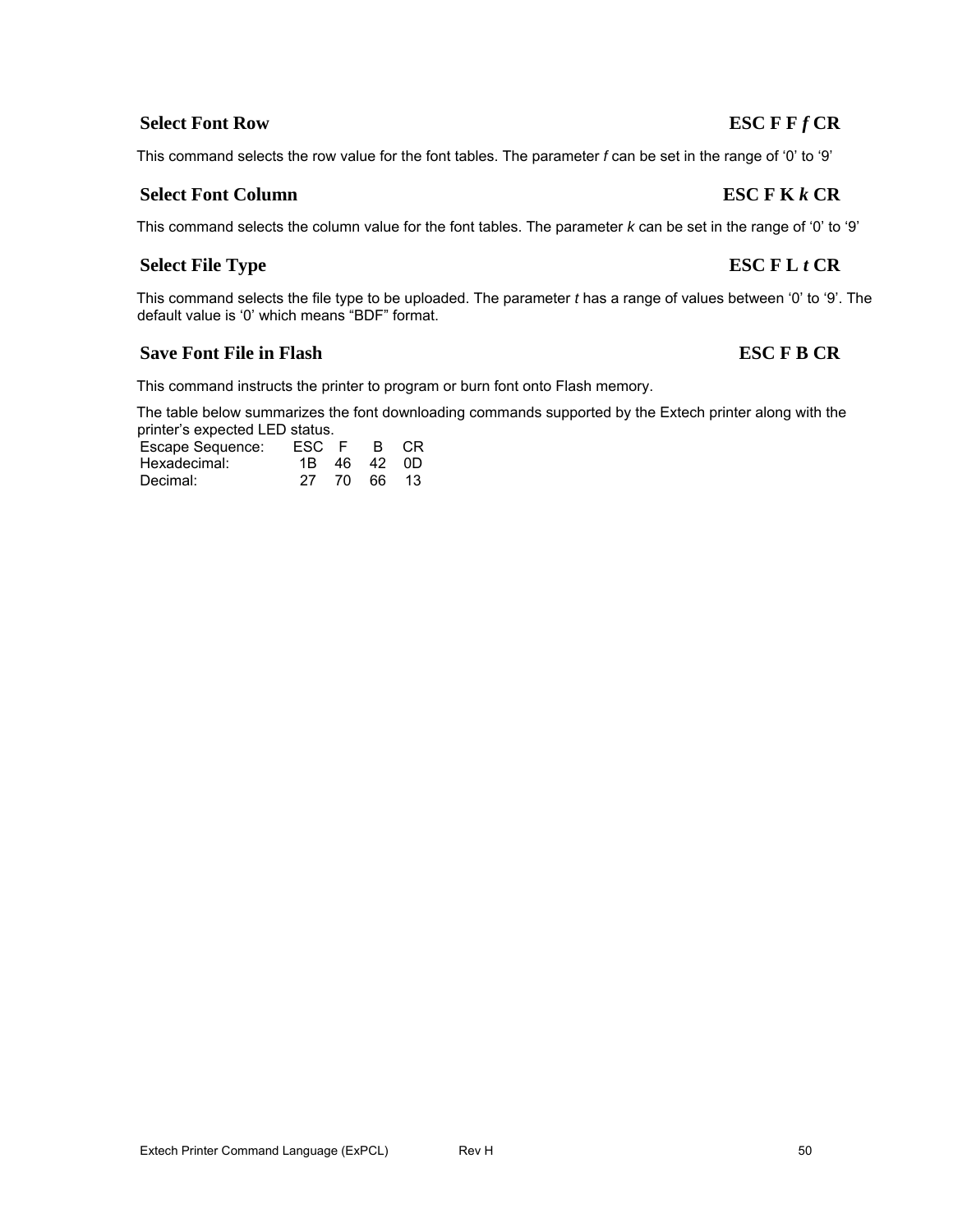### Select Font Row — ESC F F *f* CR

This command selects the row value for the font tables. The parameter *f* can be set in the range of ‘0’ to ‘9’

### Select Font Column — ESC F K *k* CR

This command selects the column value for the font tables. The parameter *k* can be set in the range of ‘0’ to ‘9’

### Select File Type — ESC F L *t* CR

This command selects the file type to be uploaded. The parameter *t* has a range of values between ‘0’ to ‘9’. The default value is ‘0’ which means “BDF” format.

### Save Font File in Flash — ESC F B CR

This command instructs the printer to program or burn font onto Flash memory.

The table below summarizes the font downloading commands supported by the Extech printer along with the printer’s expected LED status.

| Escape Sequence: | ESC | F | B | CR |
|---|---|---|---|---|
| Hexadecimal: | 1B | 46 | 42 | 0D |
| Decimal: | 27 | 70 | 66 | 13 |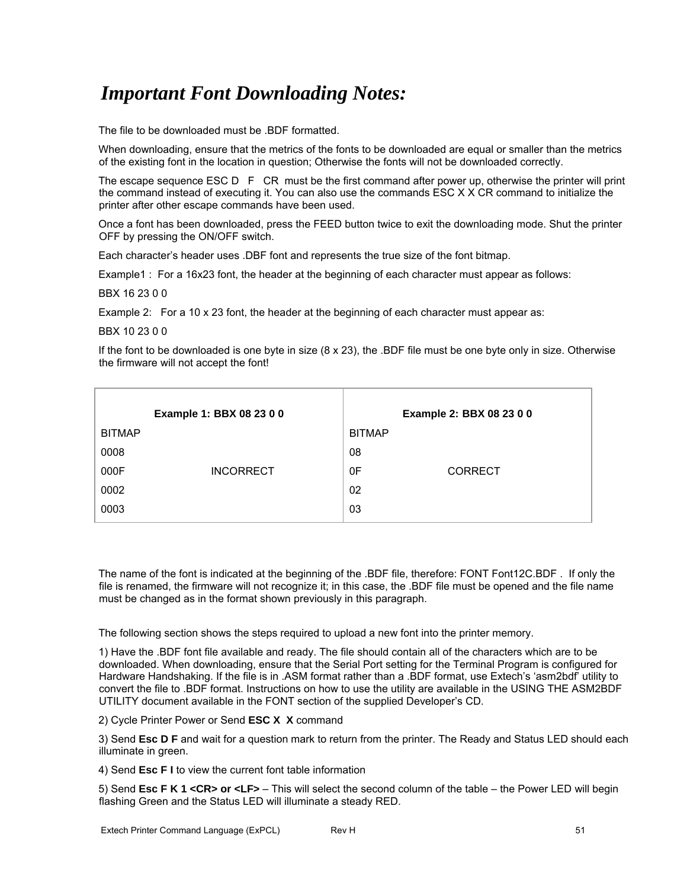# *Important Font Downloading Notes:*

The file to be downloaded must be .BDF formatted.

When downloading, ensure that the metrics of the fonts to be downloaded are equal or smaller than the metrics of the existing font in the location in question; Otherwise the fonts will not be downloaded correctly.

The escape sequence ESC D F CR must be the first command after power up, otherwise the printer will print the command instead of executing it. You can also use the commands ESC X X CR command to initialize the printer after other escape commands have been used.

Once a font has been downloaded, press the FEED button twice to exit the downloading mode. Shut the printer OFF by pressing the ON/OFF switch.

Each character's header uses .DBF font and represents the true size of the font bitmap.

Example1 : For a 16x23 font, the header at the beginning of each character must appear as follows:

BBX 16 23 0 0

Example 2: For a 10 x 23 font, the header at the beginning of each character must appear as:

BBX 10 23 0 0

If the font to be downloaded is one byte in size (8 x 23), the .BDF file must be one byte only in size. Otherwise the firmware will not accept the font!

| **Example 1: BBX 08 23 0 0** | | **Example 2: BBX 08 23 0 0** | |
|---|---|---|---|
| BITMAP | | BITMAP | |
| 0008 | | 08 | |
| 000F | INCORRECT | 0F | CORRECT |
| 0002 | | 02 | |
| 0003 | | 03 | |

The name of the font is indicated at the beginning of the .BDF file, therefore: FONT Font12C.BDF . If only the file is renamed, the firmware will not recognize it; in this case, the .BDF file must be opened and the file name must be changed as in the format shown previously in this paragraph.

The following section shows the steps required to upload a new font into the printer memory.

1) Have the .BDF font file available and ready. The file should contain all of the characters which are to be downloaded. When downloading, ensure that the Serial Port setting for the Terminal Program is configured for Hardware Handshaking. If the file is in .ASM format rather than a .BDF format, use Extech's 'asm2bdf' utility to convert the file to .BDF format. Instructions on how to use the utility are available in the USING THE ASM2BDF UTILITY document available in the FONT section of the supplied Developer's CD.

2) Cycle Printer Power or Send **ESC X X** command

3) Send **Esc D F** and wait for a question mark to return from the printer. The Ready and Status LED should each illuminate in green.

4) Send **Esc F I** to view the current font table information

5) Send **Esc F K 1 <CR> or <LF>** – This will select the second column of the table – the Power LED will begin flashing Green and the Status LED will illuminate a steady RED.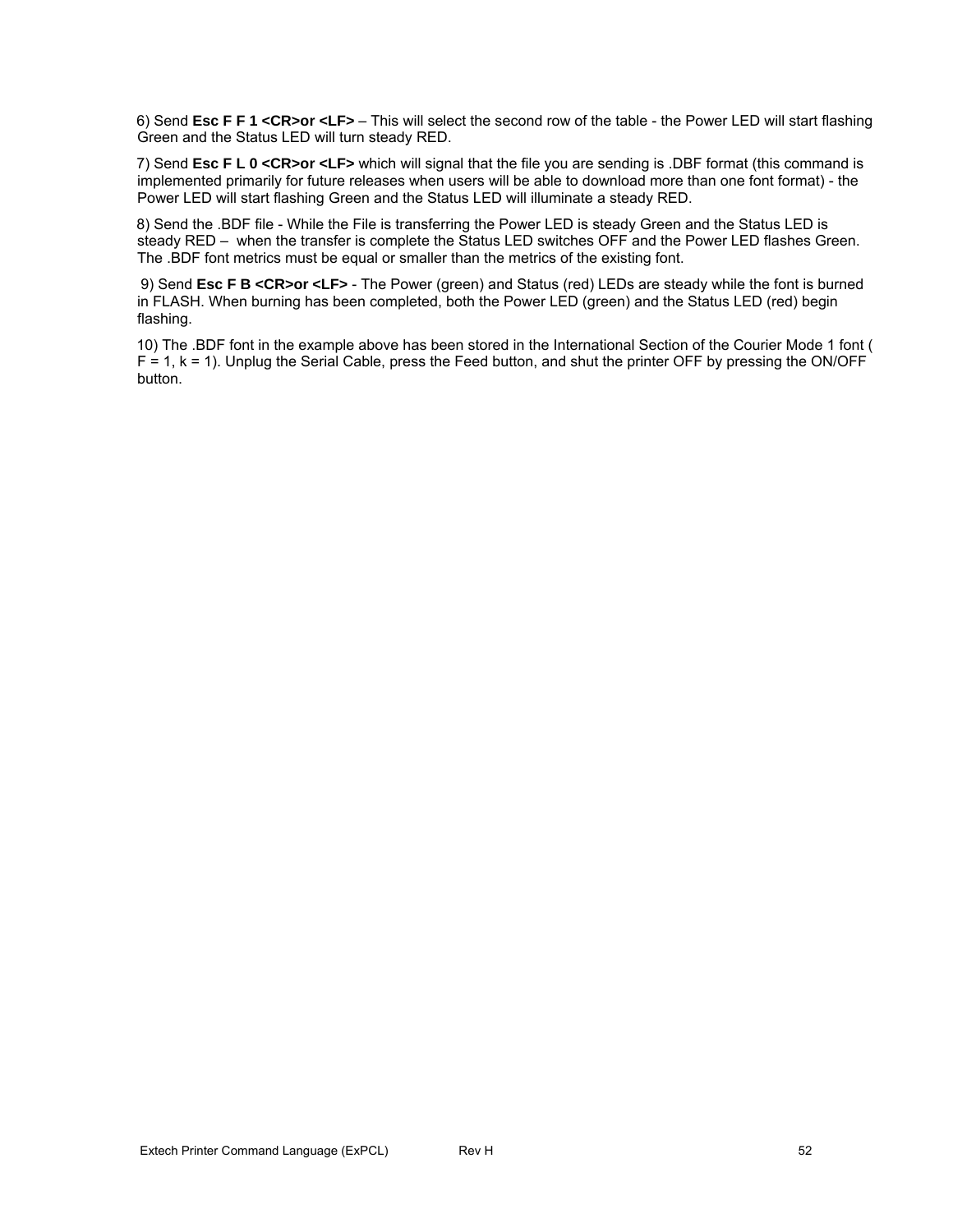6) Send **Esc F F 1 <CR>or <LF>** – This will select the second row of the table - the Power LED will start flashing Green and the Status LED will turn steady RED.

7) Send **Esc F L 0 <CR>or <LF>** which will signal that the file you are sending is .DBF format (this command is implemented primarily for future releases when users will be able to download more than one font format) - the Power LED will start flashing Green and the Status LED will illuminate a steady RED.

8) Send the .BDF file - While the File is transferring the Power LED is steady Green and the Status LED is steady RED – when the transfer is complete the Status LED switches OFF and the Power LED flashes Green. The .BDF font metrics must be equal or smaller than the metrics of the existing font.

9) Send **Esc F B <CR>or <LF>** - The Power (green) and Status (red) LEDs are steady while the font is burned in FLASH. When burning has been completed, both the Power LED (green) and the Status LED (red) begin flashing.

10) The .BDF font in the example above has been stored in the International Section of the Courier Mode 1 font ( F = 1, k = 1). Unplug the Serial Cable, press the Feed button, and shut the printer OFF by pressing the ON/OFF button.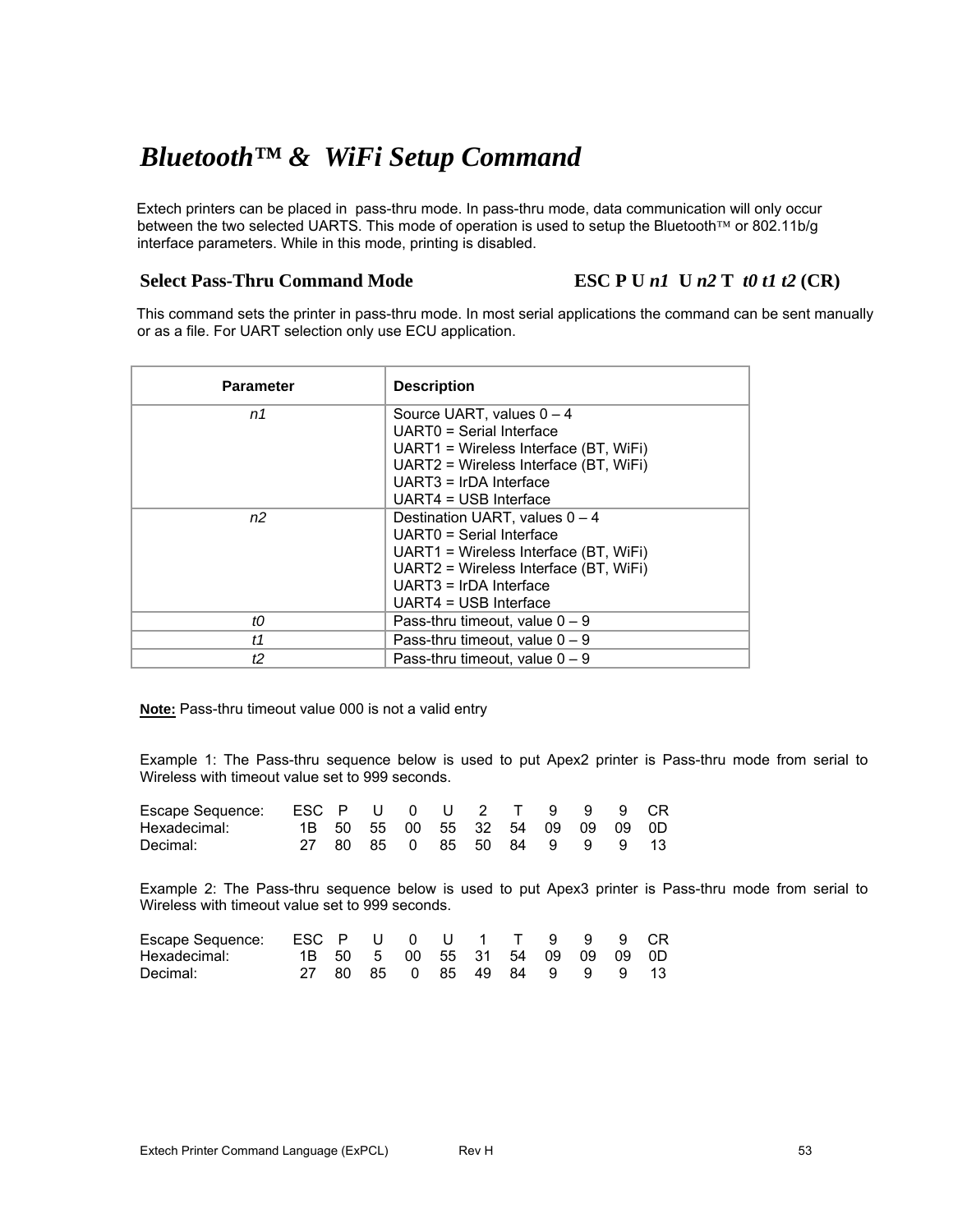# *Bluetooth™ & WiFi Setup Command*

Extech printers can be placed in pass-thru mode. In pass-thru mode, data communication will only occur between the two selected UARTS. This mode of operation is used to setup the Bluetooth™ or 802.11b/g interface parameters. While in this mode, printing is disabled.

## Select Pass-Thru Command Mode — ESC P U *n1* U *n2* T *t0 t1 t2* (CR)

This command sets the printer in pass-thru mode. In most serial applications the command can be sent manually or as a file. For UART selection only use ECU application.

| Parameter | Description |
|---|---|
| *n1* | Source UART, values 0 – 4<br>UART0 = Serial Interface<br>UART1 = Wireless Interface (BT, WiFi)<br>UART2 = Wireless Interface (BT, WiFi)<br>UART3 = IrDA Interface<br>UART4 = USB Interface |
| *n2* | Destination UART, values 0 – 4<br>UART0 = Serial Interface<br>UART1 = Wireless Interface (BT, WiFi)<br>UART2 = Wireless Interface (BT, WiFi)<br>UART3 = IrDA Interface<br>UART4 = USB Interface |
| *t0* | Pass-thru timeout, value 0 – 9 |
| *t1* | Pass-thru timeout, value 0 – 9 |
| *t2* | Pass-thru timeout, value 0 – 9 |

**Note:** Pass-thru timeout value 000 is not a valid entry

Example 1: The Pass-thru sequence below is used to put Apex2 printer is Pass-thru mode from serial to Wireless with timeout value set to 999 seconds.

| Escape Sequence: | ESC | P | U | 0 | U | 2 | T | 9 | 9 | 9 | CR |
|---|---|---|---|---|---|---|---|---|---|---|---|
| Hexadecimal: | 1B | 50 | 55 | 00 | 55 | 32 | 54 | 09 | 09 | 09 | 0D |
| Decimal: | 27 | 80 | 85 | 0 | 85 | 50 | 84 | 9 | 9 | 9 | 13 |

Example 2: The Pass-thru sequence below is used to put Apex3 printer is Pass-thru mode from serial to Wireless with timeout value set to 999 seconds.

| Escape Sequence: | ESC | P | U | 0 | U | 1 | T | 9 | 9 | 9 | CR |
|---|---|---|---|---|---|---|---|---|---|---|---|
| Hexadecimal: | 1B | 50 | 5 | 00 | 55 | 31 | 54 | 09 | 09 | 09 | 0D |
| Decimal: | 27 | 80 | 85 | 0 | 85 | 49 | 84 | 9 | 9 | 9 | 13 |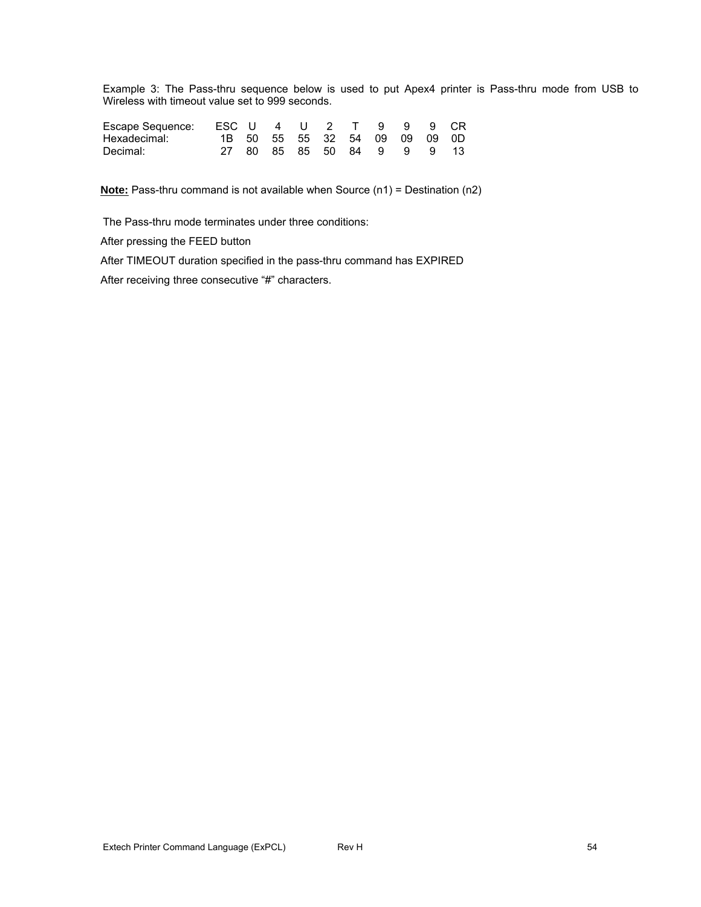Example 3: The Pass-thru sequence below is used to put Apex4 printer is Pass-thru mode from USB to Wireless with timeout value set to 999 seconds.

| Escape Sequence: | ESC | U | 4 | U | 2 | T | 9 | 9 | 9 | CR |
|---|---|---|---|---|---|---|---|---|---|---|
| Hexadecimal: | 1B | 50 | 55 | 55 | 32 | 54 | 09 | 09 | 09 | 0D |
| Decimal: | 27 | 80 | 85 | 85 | 50 | 84 | 9 | 9 | 9 | 13 |

**Note:** Pass-thru command is not available when Source (n1) = Destination (n2)

The Pass-thru mode terminates under three conditions:

After pressing the FEED button

After TIMEOUT duration specified in the pass-thru command has EXPIRED

After receiving three consecutive "#" characters.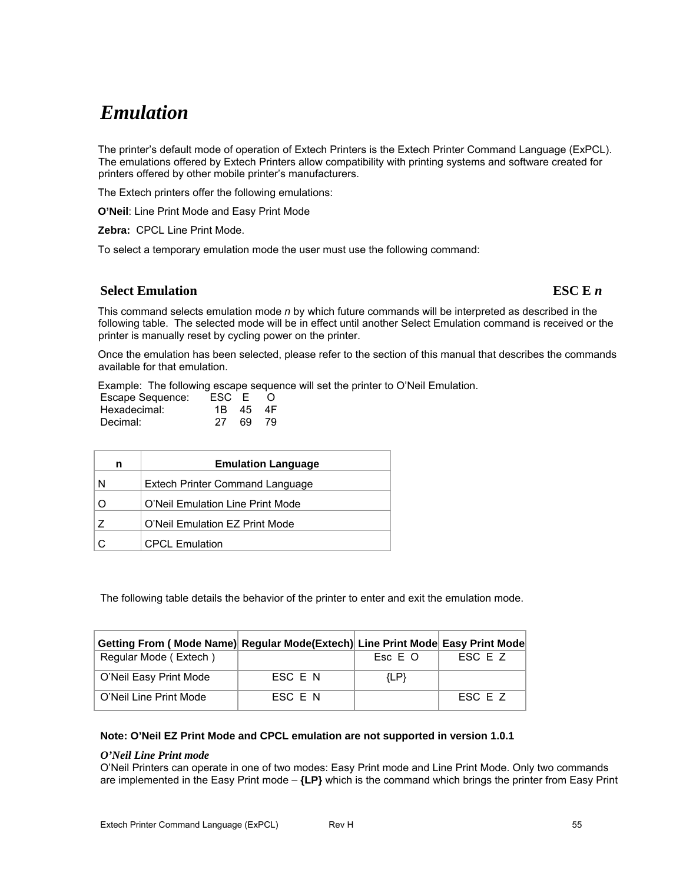# *Emulation*

The printer's default mode of operation of Extech Printers is the Extech Printer Command Language (ExPCL). The emulations offered by Extech Printers allow compatibility with printing systems and software created for printers offered by other mobile printer's manufacturers.

The Extech printers offer the following emulations:

**O'Neil**: Line Print Mode and Easy Print Mode

**Zebra:** CPCL Line Print Mode.

To select a temporary emulation mode the user must use the following command:

## Select Emulation ESC E *n*

This command selects emulation mode *n* by which future commands will be interpreted as described in the following table. The selected mode will be in effect until another Select Emulation command is received or the printer is manually reset by cycling power on the printer.

Once the emulation has been selected, please refer to the section of this manual that describes the commands available for that emulation.

Example: The following escape sequence will set the printer to O'Neil Emulation.

```
Escape Sequence:    ESC  E   O
Hexadecimal:         1B  45  4F
Decimal:             27  69  79
```

| n | Emulation Language |
|---|---|
| N | Extech Printer Command Language |
| O | O'Neil Emulation Line Print Mode |
| Z | O'Neil Emulation EZ Print Mode |
| C | CPCL Emulation |

The following table details the behavior of the printer to enter and exit the emulation mode.

| Getting From ( Mode Name) | Regular Mode(Extech) | Line Print Mode | Easy Print Mode |
|---|---|---|---|
| Regular Mode ( Extech ) | | Esc E O | ESC E Z |
| O'Neil Easy Print Mode | ESC E N | {LP} | |
| O'Neil Line Print Mode | ESC E N | | ESC E Z |

**Note: O'Neil EZ Print Mode and CPCL emulation are not supported in version 1.0.1**

***O'Neil Line Print mode***

O'Neil Printers can operate in one of two modes: Easy Print mode and Line Print Mode. Only two commands are implemented in the Easy Print mode – **{LP}** which is the command which brings the printer from Easy Print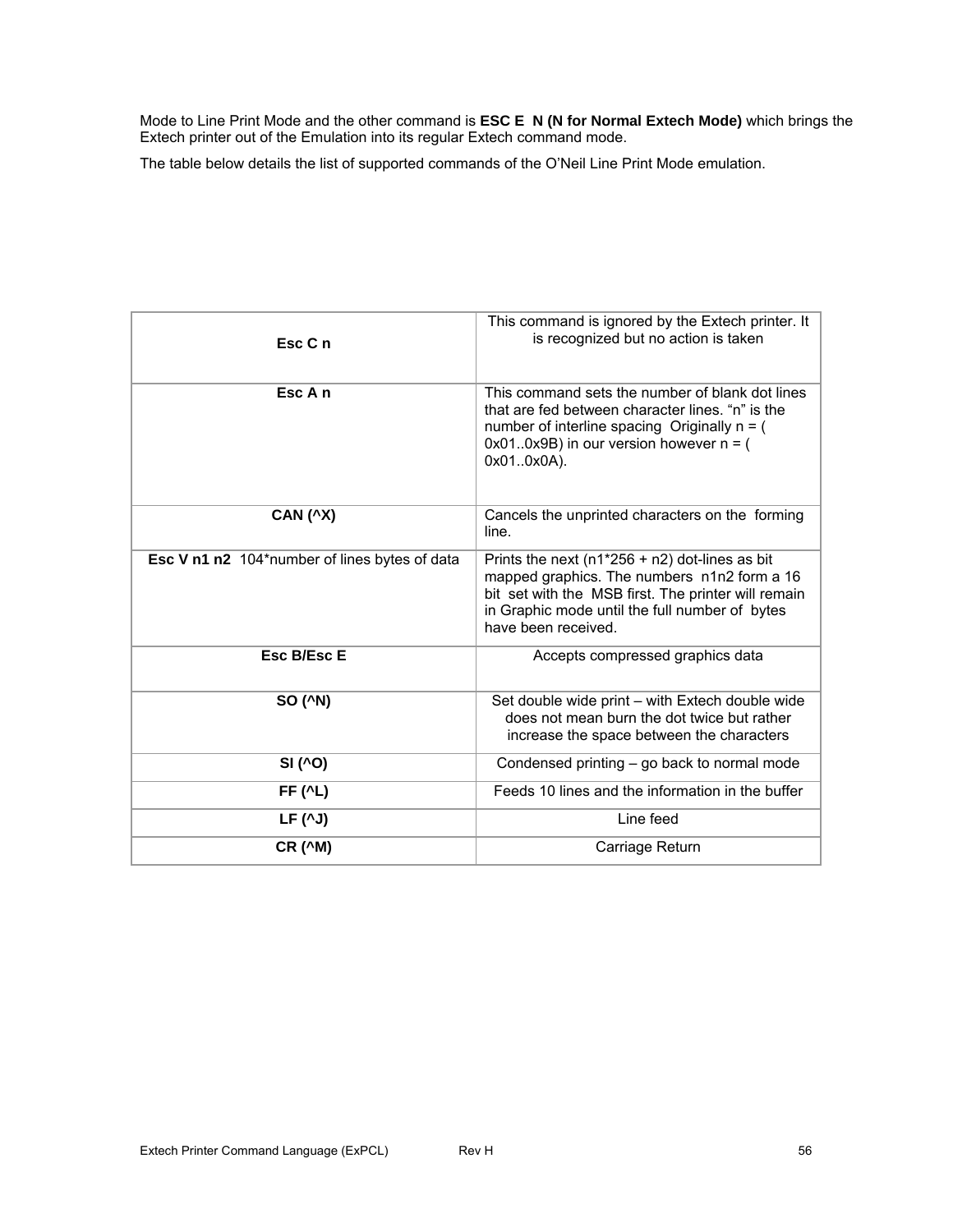Mode to Line Print Mode and the other command is **ESC E N (N for Normal Extech Mode)** which brings the Extech printer out of the Emulation into its regular Extech command mode.

The table below details the list of supported commands of the O'Neil Line Print Mode emulation.

| | |
|---|---|
| **Esc C n** | This command is ignored by the Extech printer. It is recognized but no action is taken |
| **Esc A n** | This command sets the number of blank dot lines that are fed between character lines. "n" is the number of interline spacing Originally n = ( 0x01..0x9B) in our version however n = ( 0x01..0x0A). |
| **CAN (^X)** | Cancels the unprinted characters on the forming line. |
| **Esc V n1 n2** 104*number of lines bytes of data | Prints the next (n1*256 + n2) dot-lines as bit mapped graphics. The numbers n1n2 form a 16 bit set with the MSB first. The printer will remain in Graphic mode until the full number of bytes have been received. |
| **Esc B/Esc E** | Accepts compressed graphics data |
| **SO (^N)** | Set double wide print – with Extech double wide does not mean burn the dot twice but rather increase the space between the characters |
| **SI (^O)** | Condensed printing – go back to normal mode |
| **FF (^L)** | Feeds 10 lines and the information in the buffer |
| **LF (^J)** | Line feed |
| **CR (^M)** | Carriage Return |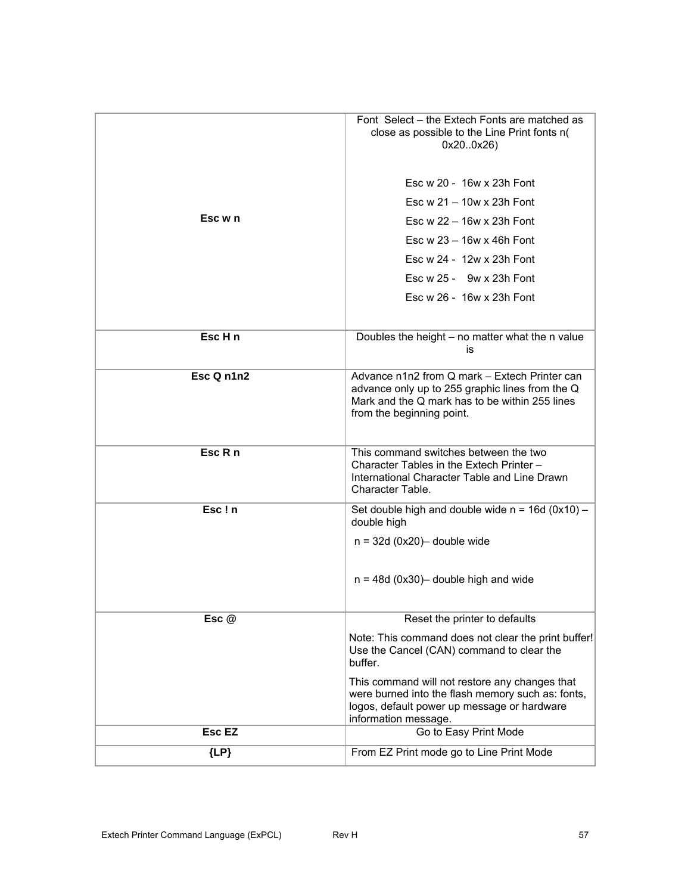| | |
|---|---|
| **Esc w n** | Font Select – the Extech Fonts are matched as close as possible to the Line Print fonts n( 0x20..0x26)<br><br>Esc w 20 - 16w x 23h Font<br>Esc w 21 – 10w x 23h Font<br>Esc w 22 – 16w x 23h Font<br>Esc w 23 – 16w x 46h Font<br>Esc w 24 - 12w x 23h Font<br>Esc w 25 - 9w x 23h Font<br>Esc w 26 - 16w x 23h Font |
| **Esc H n** | Doubles the height – no matter what the n value is |
| **Esc Q n1n2** | Advance n1n2 from Q mark – Extech Printer can advance only up to 255 graphic lines from the Q Mark and the Q mark has to be within 255 lines from the beginning point. |
| **Esc R n** | This command switches between the two Character Tables in the Extech Printer – International Character Table and Line Drawn Character Table. |
| **Esc ! n** | Set double high and double wide n = 16d (0x10) – double high<br>n = 32d (0x20)– double wide<br><br>n = 48d (0x30)– double high and wide |
| **Esc @** | Reset the printer to defaults<br>Note: This command does not clear the print buffer! Use the Cancel (CAN) command to clear the buffer.<br>This command will not restore any changes that were burned into the flash memory such as: fonts, logos, default power up message or hardware information message. |
| **Esc EZ** | Go to Easy Print Mode |
| **{LP}** | From EZ Print mode go to Line Print Mode |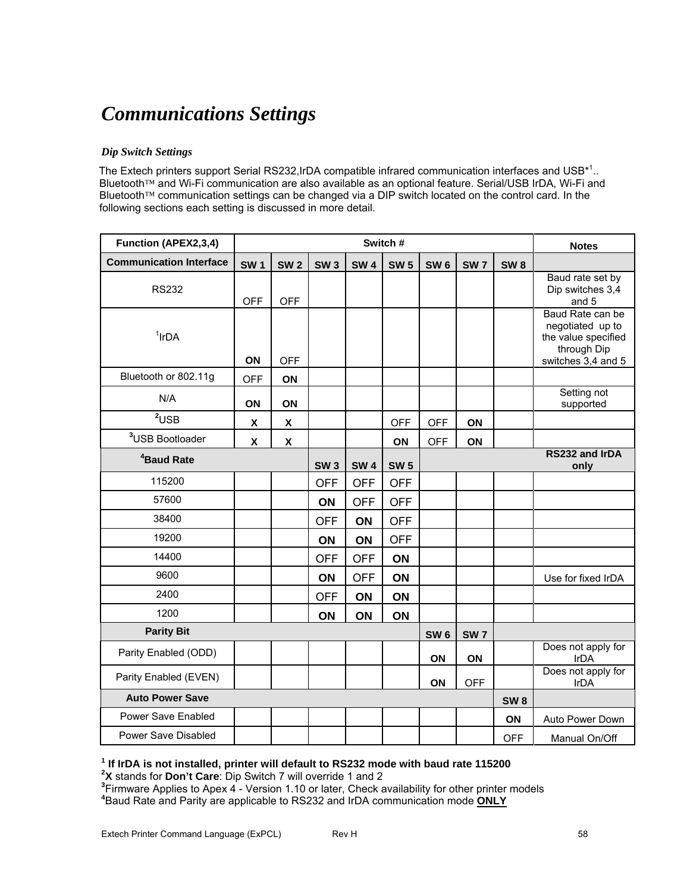# Communications Settings

### Dip Switch Settings

The Extech printers support Serial RS232,IrDA compatible infrared communication interfaces and USB*[1].. Bluetooth™ and Wi-Fi communication are also available as an optional feature. Serial/USB IrDA, Wi-Fi and Bluetooth™ communication settings can be changed via a DIP switch located on the control card. In the following sections each setting is discussed in more detail.

| Function (APEX2,3,4) | Switch # | | | | | | | | Notes |
|---|---|---|---|---|---|---|---|---|---|
| **Communication Interface** | **SW 1** | **SW 2** | **SW 3** | **SW 4** | **SW 5** | **SW 6** | **SW 7** | **SW 8** | |
| RS232 | OFF | OFF | | | | | | | Baud rate set by Dip switches 3,4 and 5 |
| [1]IrDA | **ON** | OFF | | | | | | | Baud Rate can be negotiated up to the value specified through Dip switches 3,4 and 5 |
| Bluetooth or 802.11g | OFF | **ON** | | | | | | | |
| N/A | **ON** | **ON** | | | | | | | Setting not supported |
| [2]USB | **X** | **X** | | | OFF | OFF | **ON** | | |
| [3]USB Bootloader | **X** | **X** | | | **ON** | OFF | **ON** | | |
| **[4]Baud Rate** | | | **SW 3** | **SW 4** | **SW 5** | | | | **RS232 and IrDA only** |
| 115200 | | | OFF | OFF | OFF | | | | |
| 57600 | | | **ON** | OFF | OFF | | | | |
| 38400 | | | OFF | **ON** | OFF | | | | |
| 19200 | | | **ON** | **ON** | OFF | | | | |
| 14400 | | | OFF | OFF | **ON** | | | | |
| 9600 | | | **ON** | OFF | **ON** | | | | Use for fixed IrDA |
| 2400 | | | OFF | **ON** | **ON** | | | | |
| 1200 | | | **ON** | **ON** | **ON** | | | | |
| **Parity Bit** | | | | | | **SW 6** | **SW 7** | | |
| Parity Enabled (ODD) | | | | | | **ON** | **ON** | | Does not apply for IrDA |
| Parity Enabled (EVEN) | | | | | | **ON** | OFF | | Does not apply for IrDA |
| **Auto Power Save** | | | | | | | | **SW 8** | |
| Power Save Enabled | | | | | | | | **ON** | Auto Power Down |
| Power Save Disabled | | | | | | | | OFF | Manual On/Off |

**[1] If IrDA is not installed, printer will default to RS232 mode with baud rate 115200**
[2]**X** stands for **Don't Care**: Dip Switch 7 will override 1 and 2
[3]Firmware Applies to Apex 4 - Version 1.10 or later, Check availability for other printer models
[4]Baud Rate and Parity are applicable to RS232 and IrDA communication mode **ONLY**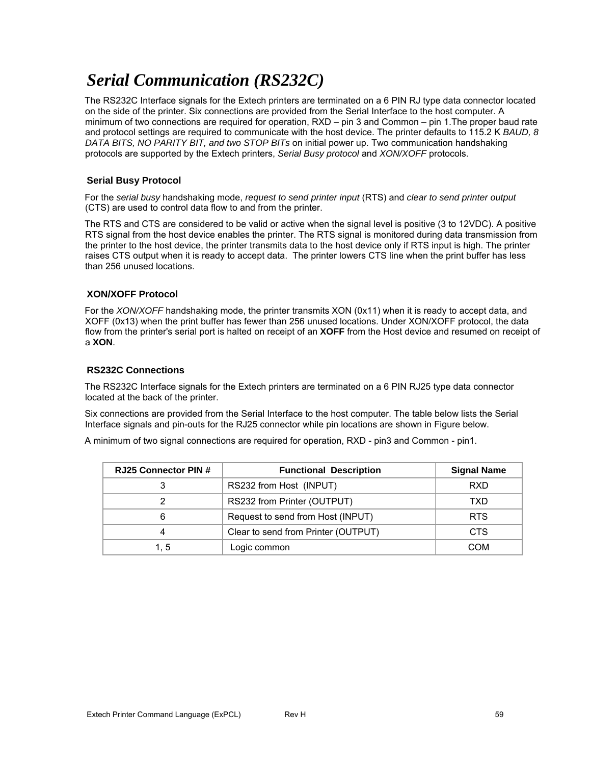# *Serial Communication (RS232C)*

The RS232C Interface signals for the Extech printers are terminated on a 6 PIN RJ type data connector located on the side of the printer. Six connections are provided from the Serial Interface to the host computer. A minimum of two connections are required for operation, RXD – pin 3 and Common – pin 1.The proper baud rate and protocol settings are required to communicate with the host device. The printer defaults to 115.2 K *BAUD, 8 DATA BITS, NO PARITY BIT, and two STOP BITs* on initial power up. Two communication handshaking protocols are supported by the Extech printers, *Serial Busy protocol* and *XON/XOFF* protocols.

### Serial Busy Protocol

For the *serial busy* handshaking mode, *request to send printer input* (RTS) and *clear to send printer output* (CTS) are used to control data flow to and from the printer.

The RTS and CTS are considered to be valid or active when the signal level is positive (3 to 12VDC). A positive RTS signal from the host device enables the printer. The RTS signal is monitored during data transmission from the printer to the host device, the printer transmits data to the host device only if RTS input is high. The printer raises CTS output when it is ready to accept data. The printer lowers CTS line when the print buffer has less than 256 unused locations.

### XON/XOFF Protocol

For the *XON/XOFF* handshaking mode, the printer transmits XON (0x11) when it is ready to accept data, and XOFF (0x13) when the print buffer has fewer than 256 unused locations. Under XON/XOFF protocol, the data flow from the printer's serial port is halted on receipt of an **XOFF** from the Host device and resumed on receipt of a **XON**.

### RS232C Connections

The RS232C Interface signals for the Extech printers are terminated on a 6 PIN RJ25 type data connector located at the back of the printer.

Six connections are provided from the Serial Interface to the host computer. The table below lists the Serial Interface signals and pin-outs for the RJ25 connector while pin locations are shown in Figure below.

A minimum of two signal connections are required for operation, RXD - pin3 and Common - pin1.

| RJ25 Connector PIN # | Functional Description | Signal Name |
|---|---|---|
| 3 | RS232 from Host (INPUT) | RXD |
| 2 | RS232 from Printer (OUTPUT) | TXD |
| 6 | Request to send from Host (INPUT) | RTS |
| 4 | Clear to send from Printer (OUTPUT) | CTS |
| 1, 5 | Logic common | COM |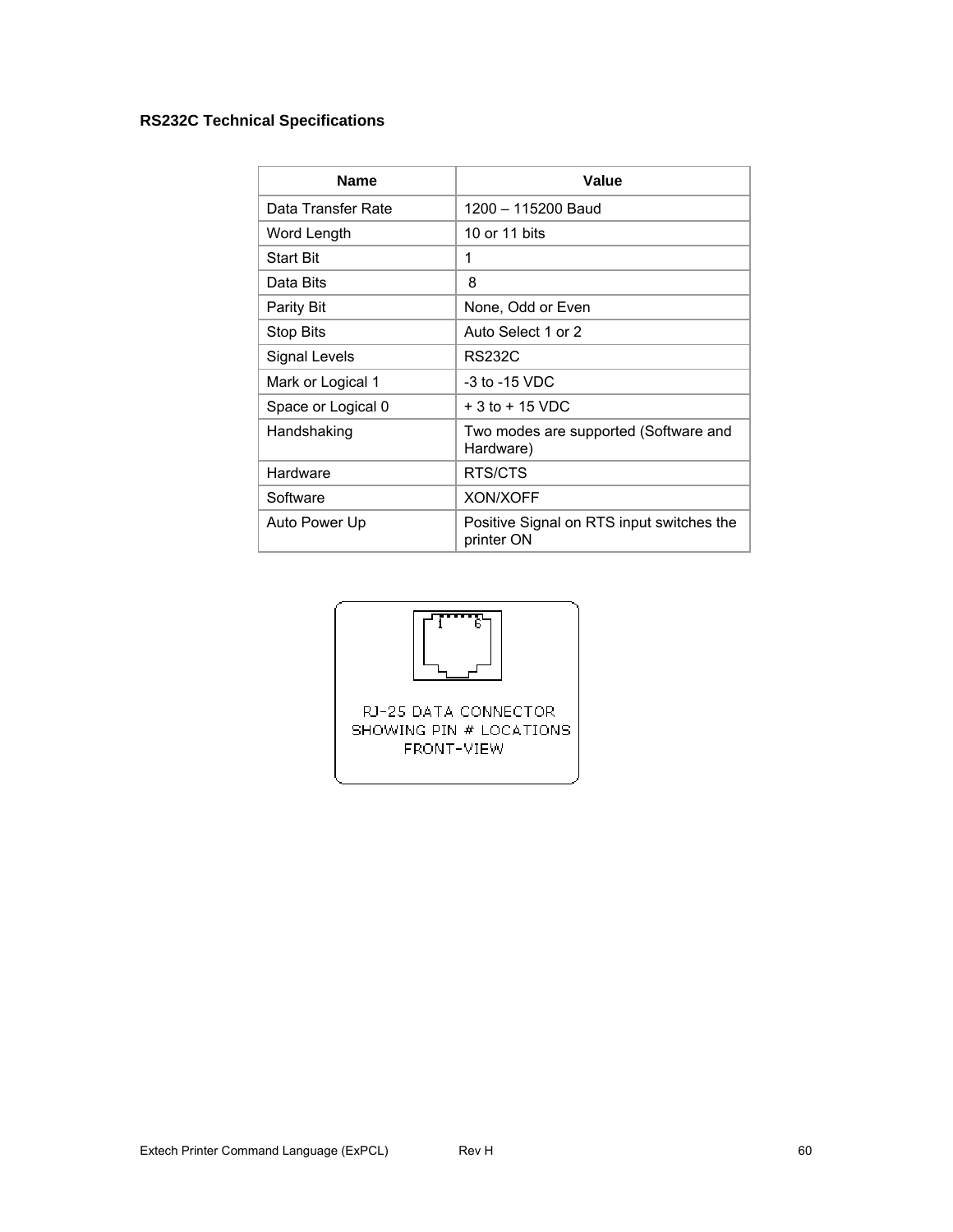### RS232C Technical Specifications

| Name | Value |
|---|---|
| Data Transfer Rate | 1200 – 115200 Baud |
| Word Length | 10 or 11 bits |
| Start Bit | 1 |
| Data Bits | 8 |
| Parity Bit | None, Odd or Even |
| Stop Bits | Auto Select 1 or 2 |
| Signal Levels | RS232C |
| Mark or Logical 1 | -3 to -15 VDC |
| Space or Logical 0 | + 3 to + 15 VDC |
| Handshaking | Two modes are supported (Software and Hardware) |
| Hardware | RTS/CTS |
| Software | XON/XOFF |
| Auto Power Up | Positive Signal on RTS input switches the printer ON |

RJ-25 DATA CONNECTOR
SHOWING PIN # LOCATIONS
FRONT-VIEW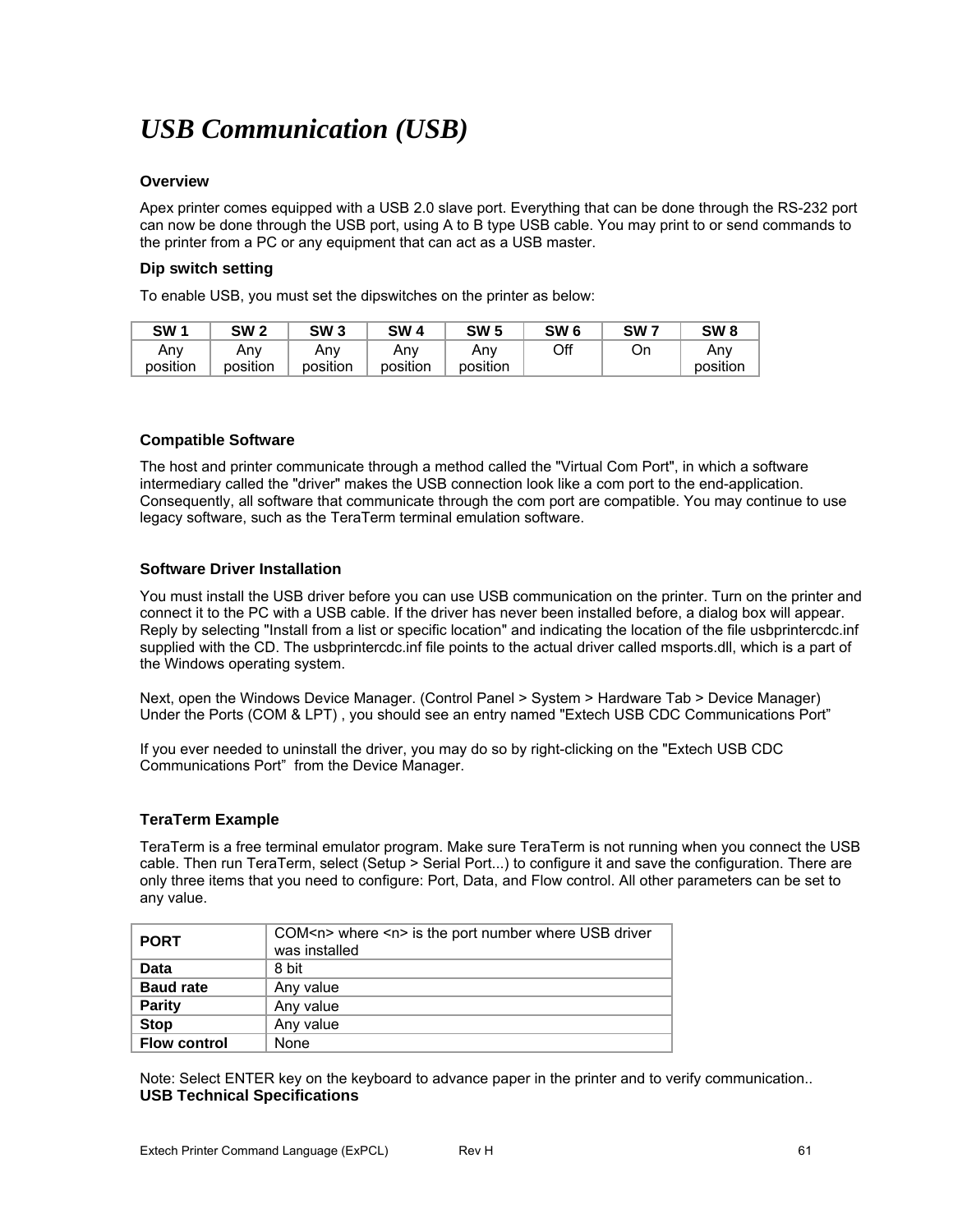# *USB Communication (USB)*

### Overview

Apex printer comes equipped with a USB 2.0 slave port. Everything that can be done through the RS-232 port can now be done through the USB port, using A to B type USB cable. You may print to or send commands to the printer from a PC or any equipment that can act as a USB master.

### Dip switch setting

To enable USB, you must set the dipswitches on the printer as below:

| SW 1 | SW 2 | SW 3 | SW 4 | SW 5 | SW 6 | SW 7 | SW 8 |
|---|---|---|---|---|---|---|---|
| Any position | Any position | Any position | Any position | Any position | Off | On | Any position |

### Compatible Software

The host and printer communicate through a method called the "Virtual Com Port", in which a software intermediary called the "driver" makes the USB connection look like a com port to the end-application. Consequently, all software that communicate through the com port are compatible. You may continue to use legacy software, such as the TeraTerm terminal emulation software.

### Software Driver Installation

You must install the USB driver before you can use USB communication on the printer. Turn on the printer and connect it to the PC with a USB cable. If the driver has never been installed before, a dialog box will appear. Reply by selecting "Install from a list or specific location" and indicating the location of the file usbprintercdc.inf supplied with the CD. The usbprintercdc.inf file points to the actual driver called msports.dll, which is a part of the Windows operating system.

Next, open the Windows Device Manager. (Control Panel > System > Hardware Tab > Device Manager) Under the Ports (COM & LPT) , you should see an entry named "Extech USB CDC Communications Port"

If you ever needed to uninstall the driver, you may do so by right-clicking on the "Extech USB CDC Communications Port" from the Device Manager.

### TeraTerm Example

TeraTerm is a free terminal emulator program. Make sure TeraTerm is not running when you connect the USB cable. Then run TeraTerm, select (Setup > Serial Port...) to configure it and save the configuration. There are only three items that you need to configure: Port, Data, and Flow control. All other parameters can be set to any value.

| PORT | COM<n> where <n> is the port number where USB driver was installed |
|---|---|
| **Data** | 8 bit |
| **Baud rate** | Any value |
| **Parity** | Any value |
| **Stop** | Any value |
| **Flow control** | None |

Note: Select ENTER key on the keyboard to advance paper in the printer and to verify communication..

### USB Technical Specifications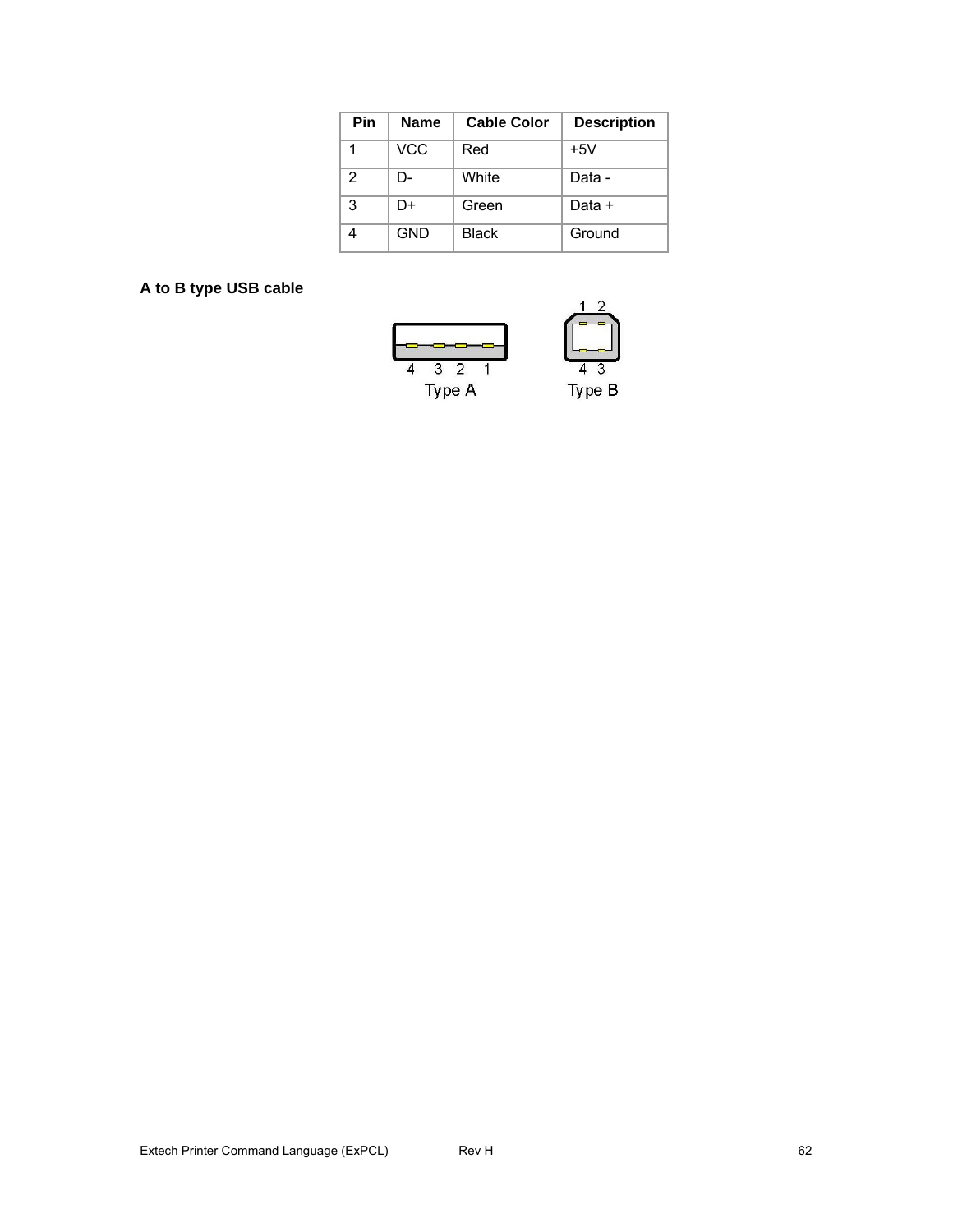| Pin | Name | Cable Color | Description |
|---|---|---|---|
| 1 | VCC | Red | +5V |
| 2 | D- | White | Data - |
| 3 | D+ | Green | Data + |
| 4 | GND | Black | Ground |

**A to B type USB cable**

4 3 2 1
Type A

1 2
4 3
Type B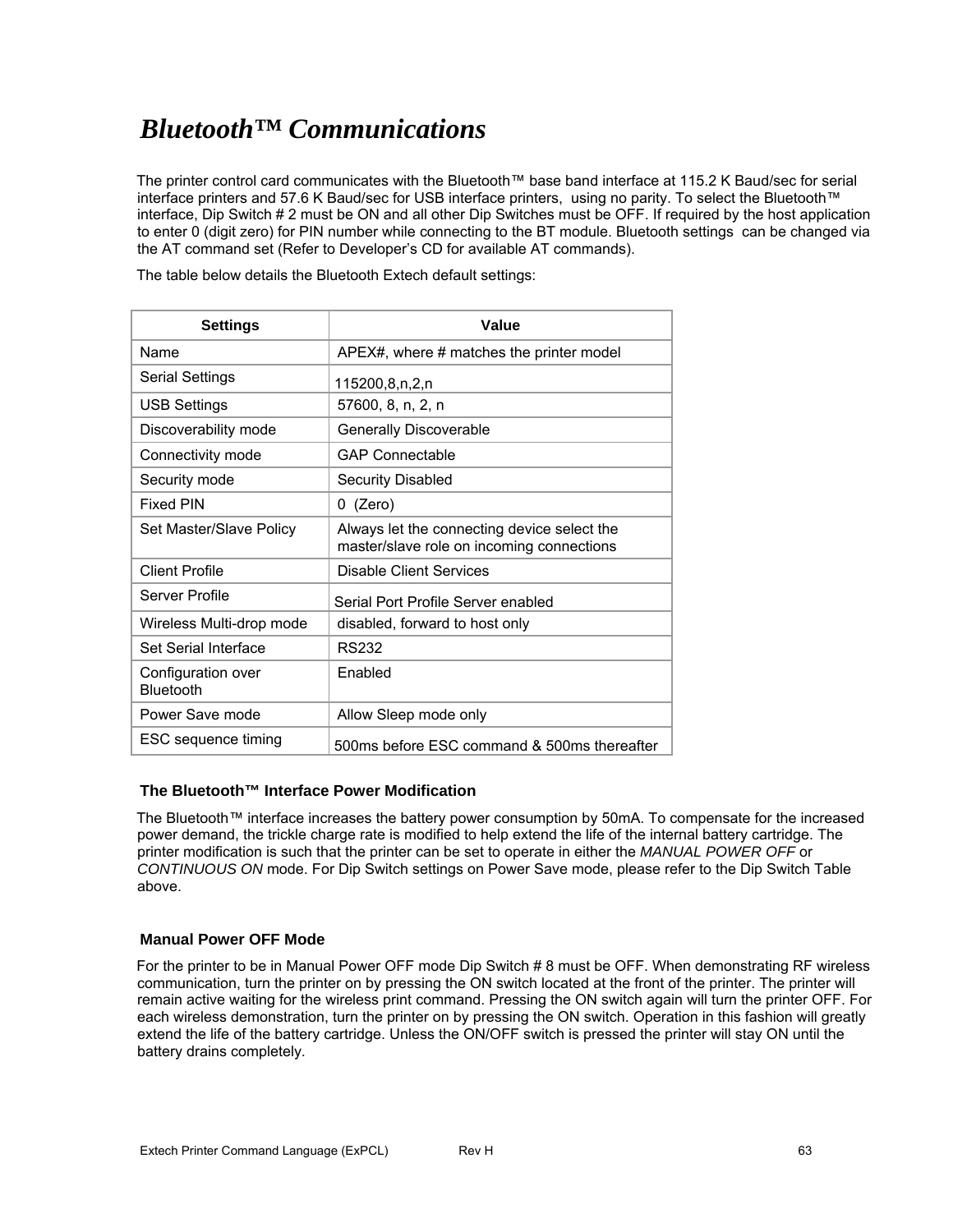# *Bluetooth™ Communications*

The printer control card communicates with the Bluetooth™ base band interface at 115.2 K Baud/sec for serial interface printers and 57.6 K Baud/sec for USB interface printers, using no parity. To select the Bluetooth™ interface, Dip Switch # 2 must be ON and all other Dip Switches must be OFF. If required by the host application to enter 0 (digit zero) for PIN number while connecting to the BT module. Bluetooth settings can be changed via the AT command set (Refer to Developer's CD for available AT commands).

The table below details the Bluetooth Extech default settings:

| Settings | Value |
|---|---|
| Name | APEX#, where # matches the printer model |
| Serial Settings | 115200,8,n,2,n |
| USB Settings | 57600, 8, n, 2, n |
| Discoverability mode | Generally Discoverable |
| Connectivity mode | GAP Connectable |
| Security mode | Security Disabled |
| Fixed PIN | 0 (Zero) |
| Set Master/Slave Policy | Always let the connecting device select the master/slave role on incoming connections |
| Client Profile | Disable Client Services |
| Server Profile | Serial Port Profile Server enabled |
| Wireless Multi-drop mode | disabled, forward to host only |
| Set Serial Interface | RS232 |
| Configuration over Bluetooth | Enabled |
| Power Save mode | Allow Sleep mode only |
| ESC sequence timing | 500ms before ESC command & 500ms thereafter |

### The Bluetooth™ Interface Power Modification

The Bluetooth™ interface increases the battery power consumption by 50mA. To compensate for the increased power demand, the trickle charge rate is modified to help extend the life of the internal battery cartridge. The printer modification is such that the printer can be set to operate in either the *MANUAL POWER OFF* or *CONTINUOUS ON* mode. For Dip Switch settings on Power Save mode, please refer to the Dip Switch Table above.

### Manual Power OFF Mode

For the printer to be in Manual Power OFF mode Dip Switch # 8 must be OFF. When demonstrating RF wireless communication, turn the printer on by pressing the ON switch located at the front of the printer. The printer will remain active waiting for the wireless print command. Pressing the ON switch again will turn the printer OFF. For each wireless demonstration, turn the printer on by pressing the ON switch. Operation in this fashion will greatly extend the life of the battery cartridge. Unless the ON/OFF switch is pressed the printer will stay ON until the battery drains completely.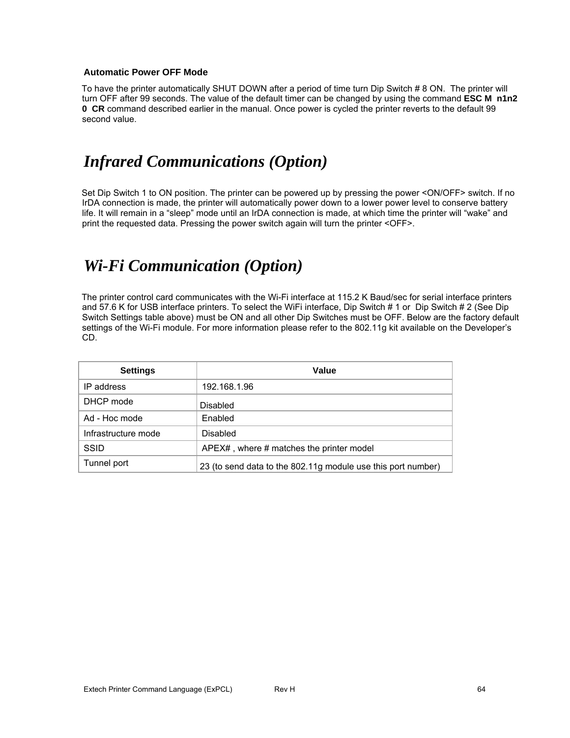### Automatic Power OFF Mode

To have the printer automatically SHUT DOWN after a period of time turn Dip Switch # 8 ON.  The printer will turn OFF after 99 seconds. The value of the default timer can be changed by using the command **ESC M  n1n2 0  CR** command described earlier in the manual. Once power is cycled the printer reverts to the default 99 second value.

# *Infrared Communications (Option)*

Set Dip Switch 1 to ON position. The printer can be powered up by pressing the power <ON/OFF> switch. If no IrDA connection is made, the printer will automatically power down to a lower power level to conserve battery life. It will remain in a “sleep” mode until an IrDA connection is made, at which time the printer will “wake” and print the requested data. Pressing the power switch again will turn the printer <OFF>.

# *Wi-Fi Communication (Option)*

The printer control card communicates with the Wi-Fi interface at 115.2 K Baud/sec for serial interface printers and 57.6 K for USB interface printers. To select the WiFi interface, Dip Switch # 1 or  Dip Switch # 2 (See Dip Switch Settings table above) must be ON and all other Dip Switches must be OFF. Below are the factory default settings of the Wi-Fi module. For more information please refer to the 802.11g kit available on the Developer’s CD.

| Settings | Value |
|---|---|
| IP address | 192.168.1.96 |
| DHCP mode | Disabled |
| Ad - Hoc mode | Enabled |
| Infrastructure mode | Disabled |
| SSID | APEX# , where # matches the printer model |
| Tunnel port | 23 (to send data to the 802.11g module use this port number) |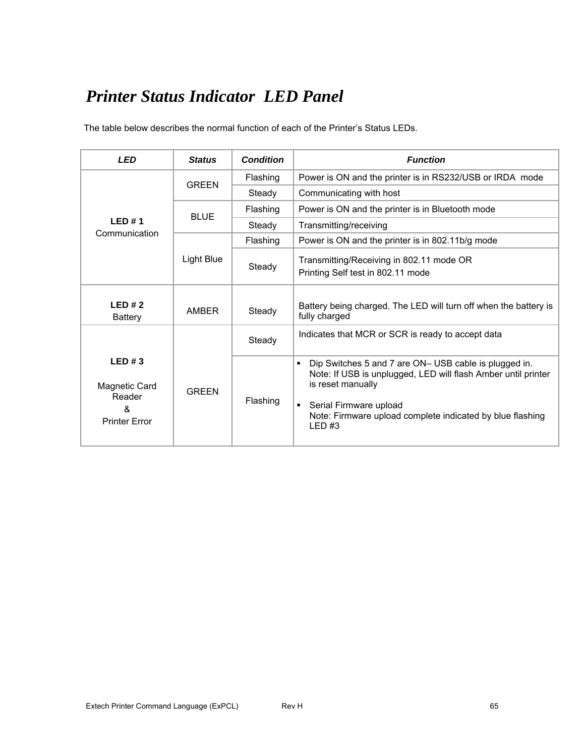# *Printer Status Indicator LED Panel*

The table below describes the normal function of each of the Printer's Status LEDs.

| ***LED*** | ***Status*** | ***Condition*** | ***Function*** |
|---|---|---|---|
| **LED # 1** Communication | GREEN | Flashing | Power is ON and the printer is in RS232/USB or IRDA mode |
| | | Steady | Communicating with host |
| | BLUE | Flashing | Power is ON and the printer is in Bluetooth mode |
| | | Steady | Transmitting/receiving |
| | Light Blue | Flashing | Power is ON and the printer is in 802.11b/g mode |
| | | Steady | Transmitting/Receiving in 802.11 mode OR<br>Printing Self test in 802.11 mode |
| **LED # 2** Battery | AMBER | Steady | Battery being charged. The LED will turn off when the battery is fully charged |
| **LED # 3**<br><br>Magnetic Card Reader<br>&<br>Printer Error | GREEN | Steady | Indicates that MCR or SCR is ready to accept data |
| | | Flashing | ▪ Dip Switches 5 and 7 are ON– USB cable is plugged in. Note: If USB is unplugged, LED will flash Amber until printer is reset manually<br><br>▪ Serial Firmware upload Note: Firmware upload complete indicated by blue flashing LED #3 |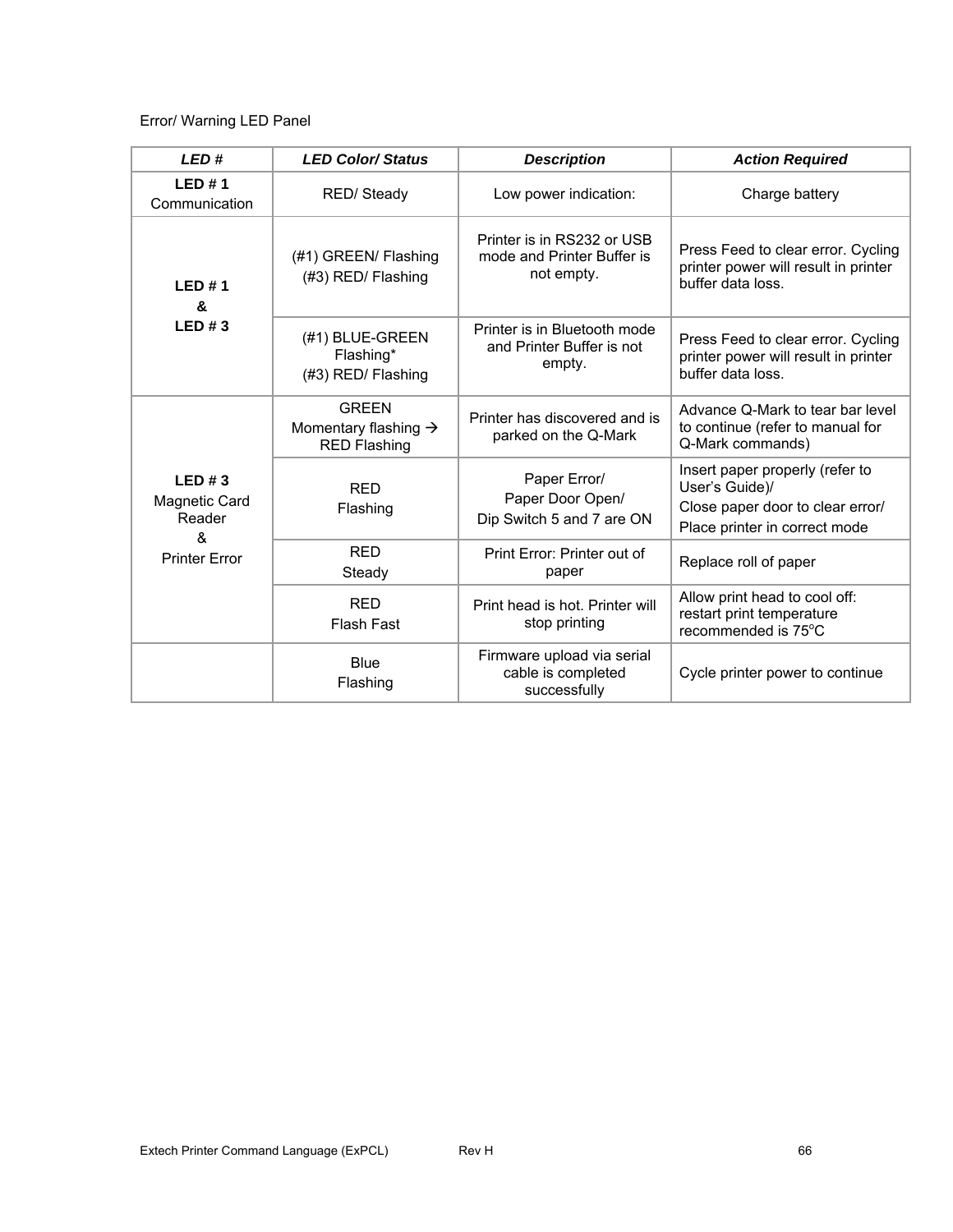Error/ Warning LED Panel

| ***LED #*** | ***LED Color/ Status*** | ***Description*** | ***Action Required*** |
|---|---|---|---|
| **LED # 1** Communication | RED/ Steady | Low power indication: | Charge battery |
| **LED # 1 & LED # 3** | (#1) GREEN/ Flashing (#3) RED/ Flashing | Printer is in RS232 or USB mode and Printer Buffer is not empty. | Press Feed to clear error. Cycling printer power will result in printer buffer data loss. |
| | (#1) BLUE-GREEN Flashing* (#3) RED/ Flashing | Printer is in Bluetooth mode and Printer Buffer is not empty. | Press Feed to clear error. Cycling printer power will result in printer buffer data loss. |
| **LED # 3** Magnetic Card Reader & Printer Error | GREEN Momentary flashing → RED Flashing | Printer has discovered and is parked on the Q-Mark | Advance Q-Mark to tear bar level to continue (refer to manual for Q-Mark commands) |
| | RED Flashing | Paper Error/ Paper Door Open/ Dip Switch 5 and 7 are ON | Insert paper properly (refer to User's Guide)/ Close paper door to clear error/ Place printer in correct mode |
| | RED Steady | Print Error: Printer out of paper | Replace roll of paper |
| | RED Flash Fast | Print head is hot. Printer will stop printing | Allow print head to cool off: restart print temperature recommended is 75$^{o}$C |
| | Blue Flashing | Firmware upload via serial cable is completed successfully | Cycle printer power to continue |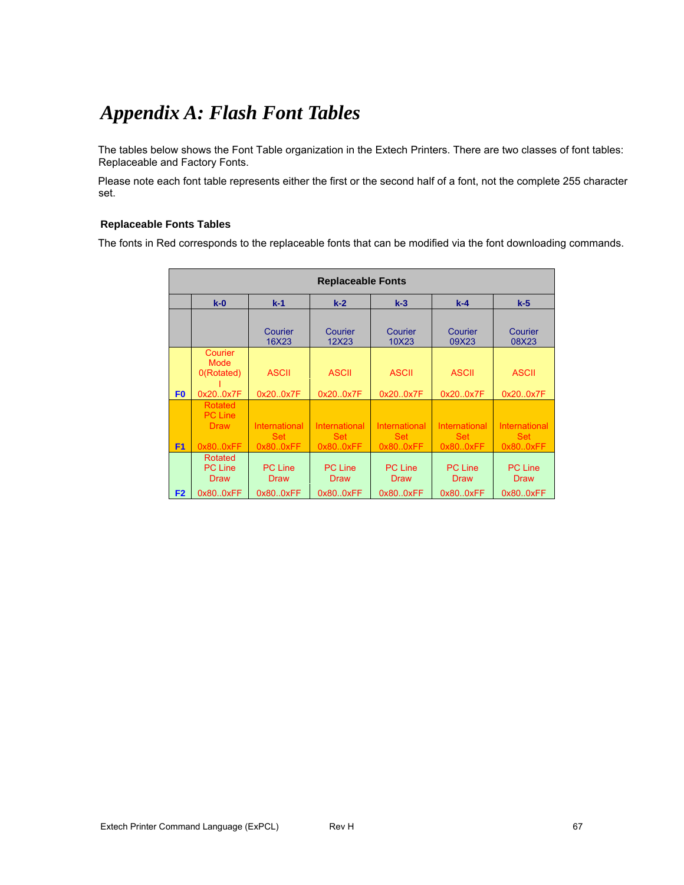# *Appendix A: Flash Font Tables*

The tables below shows the Font Table organization in the Extech Printers. There are two classes of font tables: Replaceable and Factory Fonts.

Please note each font table represents either the first or the second half of a font, not the complete 255 character set.

### Replaceable Fonts Tables

The fonts in Red corresponds to the replaceable fonts that can be modified via the font downloading commands.

| Replaceable Fonts | | | | | | |
|---|---|---|---|---|---|---|
| | **k-0** | **k-1** | **k-2** | **k-3** | **k-4** | **k-5** |
| | | Courier 16X23 | Courier 12X23 | Courier 10X23 | Courier 09X23 | Courier 08X23 |
| **F0** | Courier Mode 0(Rotated) I 0x20..0x7F | ASCII 0x20..0x7F | ASCII 0x20..0x7F | ASCII 0x20..0x7F | ASCII 0x20..0x7F | ASCII 0x20..0x7F |
| **F1** | Rotated PC Line Draw 0x80..0xFF | International Set 0x80..0xFF | International Set 0x80..0xFF | International Set 0x80..0xFF | International Set 0x80..0xFF | International Set 0x80..0xFF |
| **F2** | Rotated PC Line Draw 0x80..0xFF | PC Line Draw 0x80..0xFF | PC Line Draw 0x80..0xFF | PC Line Draw 0x80..0xFF | PC Line Draw 0x80..0xFF | PC Line Draw 0x80..0xFF |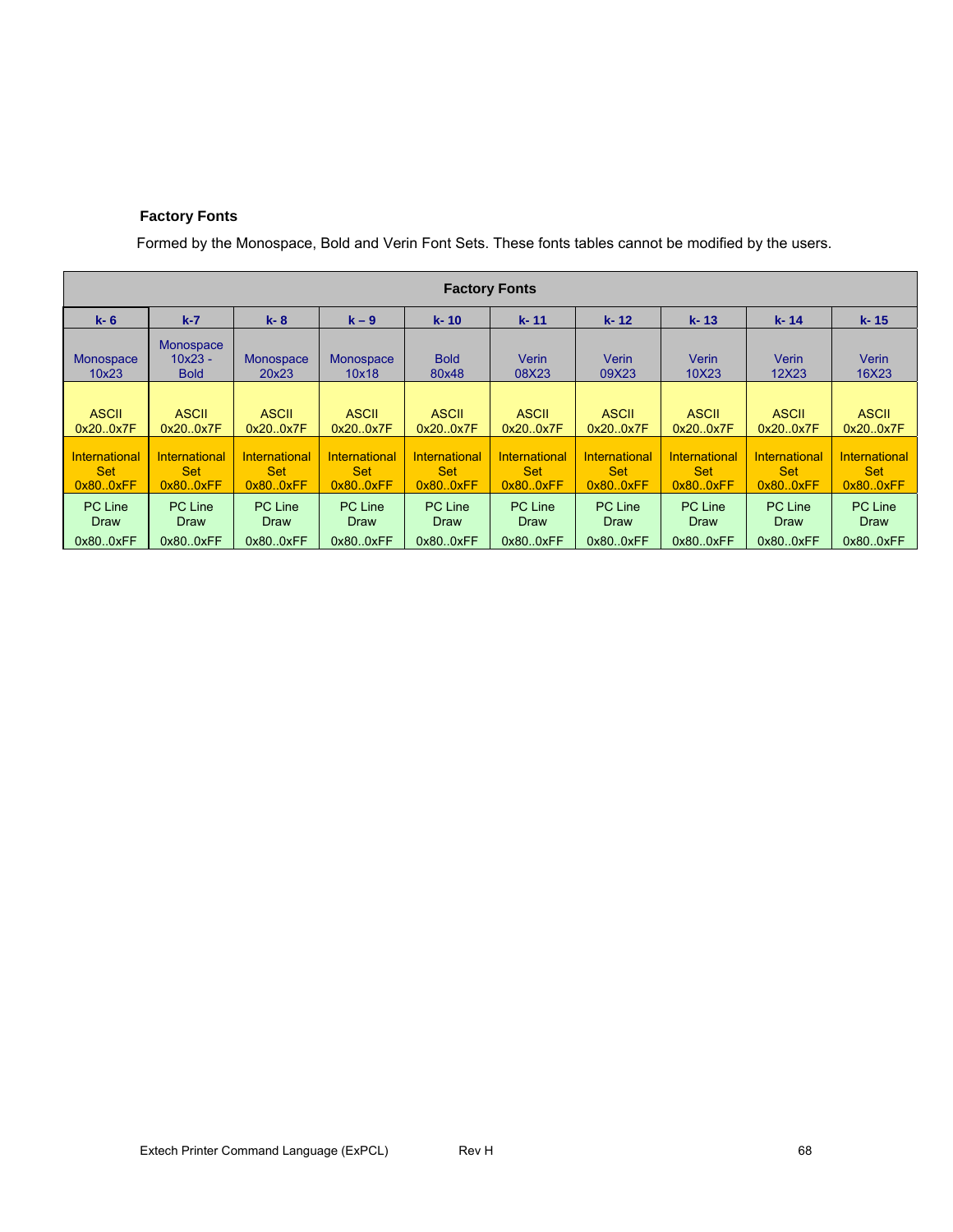**Factory Fonts**

Formed by the Monospace, Bold and Verin Font Sets. These fonts tables cannot be modified by the users.

| Factory Fonts | | | | | | | | | |
|---|---|---|---|---|---|---|---|---|---|
| **k- 6** | **k-7** | **k- 8** | **k – 9** | **k- 10** | **k- 11** | **k- 12** | **k- 13** | **k- 14** | **k- 15** |
| Monospace 10x23 | Monospace 10x23 - Bold | Monospace 20x23 | Monospace 10x18 | Bold 80x48 | Verin 08X23 | Verin 09X23 | Verin 10X23 | Verin 12X23 | Verin 16X23 |
| ASCII 0x20..0x7F | ASCII 0x20..0x7F | ASCII 0x20..0x7F | ASCII 0x20..0x7F | ASCII 0x20..0x7F | ASCII 0x20..0x7F | ASCII 0x20..0x7F | ASCII 0x20..0x7F | ASCII 0x20..0x7F | ASCII 0x20..0x7F |
| International Set 0x80..0xFF | International Set 0x80..0xFF | International Set 0x80..0xFF | International Set 0x80..0xFF | International Set 0x80..0xFF | International Set 0x80..0xFF | International Set 0x80..0xFF | International Set 0x80..0xFF | International Set 0x80..0xFF | International Set 0x80..0xFF |
| PC Line Draw 0x80..0xFF | PC Line Draw 0x80..0xFF | PC Line Draw 0x80..0xFF | PC Line Draw 0x80..0xFF | PC Line Draw 0x80..0xFF | PC Line Draw 0x80..0xFF | PC Line Draw 0x80..0xFF | PC Line Draw 0x80..0xFF | PC Line Draw 0x80..0xFF | PC Line Draw 0x80..0xFF |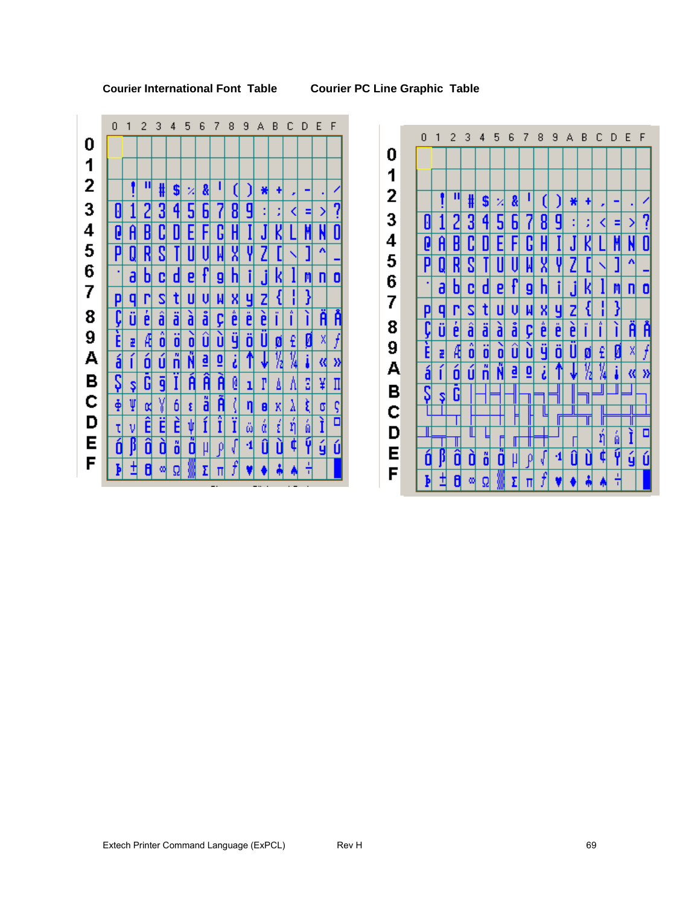**Courier International Font Table**

| | 0 | 1 | 2 | 3 | 4 | 5 | 6 | 7 | 8 | 9 | A | B | C | D | E | F |
|---|---|---|---|---|---|---|---|---|---|---|---|---|---|---|---|---|
| 0 | | | | | | | | | | | | | | | | |
| 1 | | | | | | | | | | | | | | | | |
| 2 | | ! | " | # | $ | % | & | ' | ( | ) | * | + | , | - | . | / |
| 3 | 0 | 1 | 2 | 3 | 4 | 5 | 6 | 7 | 8 | 9 | : | ; | < | = | > | ? |
| 4 | @ | A | B | C | D | E | F | G | H | I | J | K | L | M | N | O |
| 5 | P | Q | R | S | T | U | V | W | X | Y | Z | [ | \ | ] | ^ | _ |
| 6 | ` | a | b | c | d | e | f | g | h | i | j | k | l | m | n | o |
| 7 | p | q | r | s | t | u | v | w | x | y | z | { | ¦ | } | | |
| 8 | Ç | ü | é | â | ä | à | å | ç | ê | ë | è | ï | î | ì | Ä | Å |
| 9 | É | æ | Æ | ô | ö | ò | û | ù | ÿ | Ö | Ü | ø | £ | Ø | × | ƒ |
| A | á | í | ó | ú | ñ | Ñ | ª | º | ¿ | ↑ | ↓ | ½ | ¼ | ¡ | « | » |
| B | Ş | ş | Ğ | ğ | İ | Á | Â | À | © | ı | Γ | Δ | Λ | Ξ | ¥ | Π |
| C | Φ | Ψ | α | γ | δ | ε | ã | Ã | ζ | η | θ | κ | λ | ξ | σ | ς |
| D | τ | υ | Ê | Ë | È | ψ | Í | Î | Ï | ϋ | ά | έ | ή | ώ | Ì | □ |
| E | Ó | ß | Ô | Ò | õ | Õ | µ | ρ | √ | ¹ | Û | Ù | ¢ | Ý | ý | Ú |
| F | Þ | ± | θ | ∞ | Ω | ▒ | Σ | π | ƒ | ♥ | ♦ | ♣ | ♠ | ÷ | | █ |

**Courier PC Line Graphic Table**

| | 0 | 1 | 2 | 3 | 4 | 5 | 6 | 7 | 8 | 9 | A | B | C | D | E | F |
|---|---|---|---|---|---|---|---|---|---|---|---|---|---|---|---|---|
| 0 | | | | | | | | | | | | | | | | |
| 1 | | | | | | | | | | | | | | | | |
| 2 | | ! | " | # | $ | % | & | ' | ( | ) | * | + | , | - | . | / |
| 3 | 0 | 1 | 2 | 3 | 4 | 5 | 6 | 7 | 8 | 9 | : | ; | < | = | > | ? |
| 4 | @ | A | B | C | D | E | F | G | H | I | J | K | L | M | N | O |
| 5 | P | Q | R | S | T | U | V | W | X | Y | Z | [ | \ | ] | ^ | _ |
| 6 | ` | a | b | c | d | e | f | g | h | i | j | k | l | m | n | o |
| 7 | p | q | r | s | t | u | v | w | x | y | z | { | ¦ | } | | |
| 8 | Ç | ü | é | â | ä | à | å | ç | ê | ë | è | ï | î | ì | Ä | Å |
| 9 | É | æ | Æ | ô | ö | ò | û | ù | ÿ | Ö | Ü | ø | £ | Ø | × | ƒ |
| A | á | í | ó | ú | ñ | Ñ | ª | º | ¿ | ↑ | ↓ | ½ | ¼ | ¡ | « | » |
| B | Ş | ş | Ğ | │ | ┤ | ╡ | ╢ | ╖ | ╕ | ╣ | ║ | ╗ | ╝ | ╜ | ╛ | ┐ |
| C | └ | ┴ | ┬ | ├ | ─ | ┼ | ╞ | ╟ | ╚ | ╔ | ╩ | ╦ | ╠ | ═ | ╬ | ╧ |
| D | ╨ | ╤ | ╥ | ╙ | ╘ | ╒ | ╓ | ╫ | ╪ | ┘ | ┌ | | ή | ώ | Ì | □ |
| E | Ó | ß | Ô | Ò | õ | Õ | µ | ρ | √ | ¹ | Û | Ù | ¢ | Ý | ý | Ú |
| F | Þ | ± | θ | ∞ | Ω | ▒ | Σ | π | ƒ | ♥ | ♦ | ♣ | ♠ | ÷ | | █ |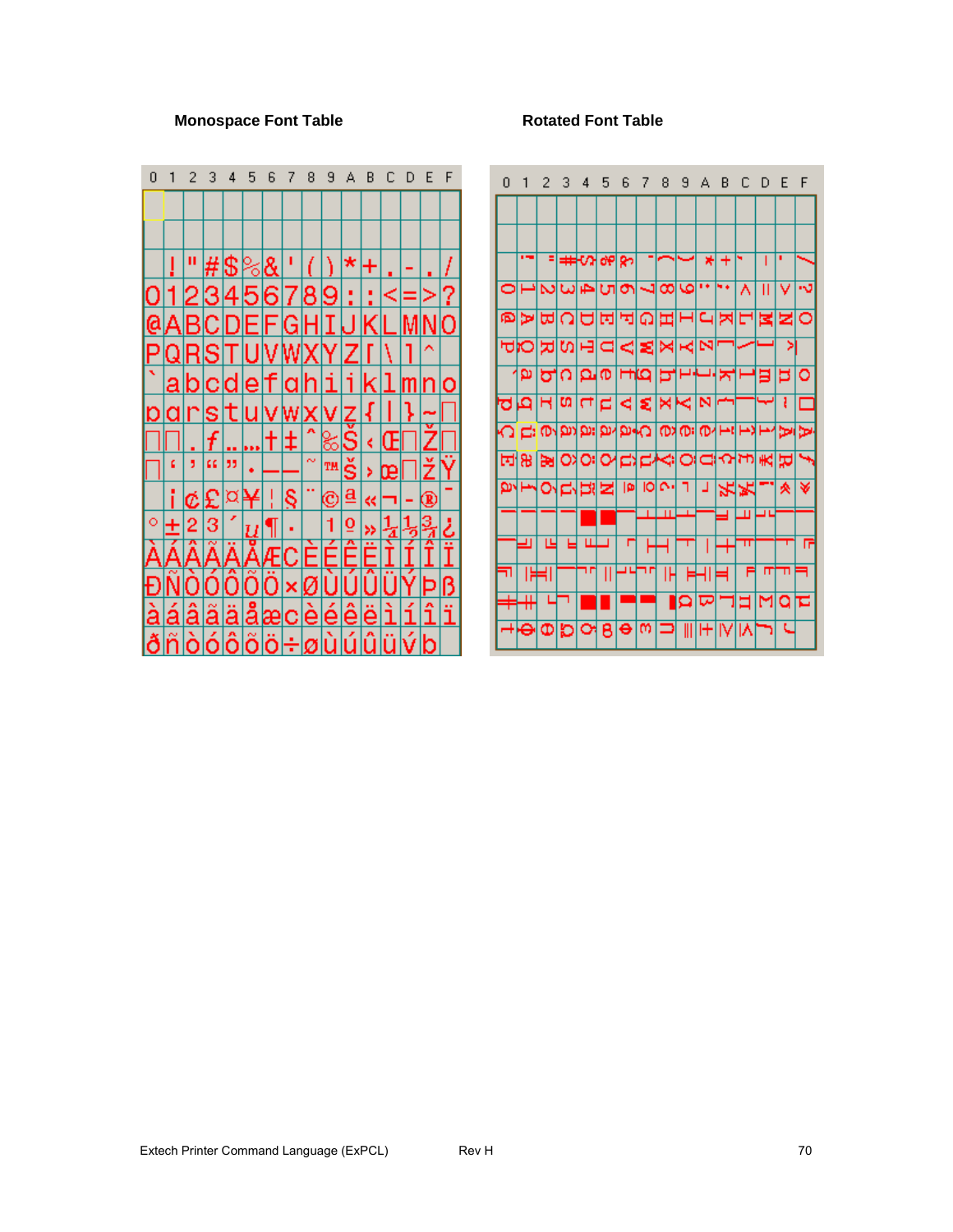**Monospace Font Table**

| 0 | 1 | 2 | 3 | 4 | 5 | 6 | 7 | 8 | 9 | A | B | C | D | E | F |
|---|---|---|---|---|---|---|---|---|---|---|---|---|---|---|---|
| | | | | | | | | | | | | | | | |
| | | | | | | | | | | | | | | | |
| | ! | " | # | $ | % | & | ' | ( | ) | * | + | , | - | . | / |
| 0 | 1 | 2 | 3 | 4 | 5 | 6 | 7 | 8 | 9 | : | ; | < | = | > | ? |
| @ | A | B | C | D | E | F | G | H | I | J | K | L | M | N | O |
| P | Q | R | S | T | U | V | W | X | Y | Z | [ | \ | ] | ^ | _ |
| ` | a | b | c | d | e | f | g | h | i | j | k | l | m | n | o |
| p | q | r | s | t | u | v | w | x | y | z | { | \| | } | ~ | □ |
| □ | □ | ‚ | ƒ | „ | … | † | ‡ | ˆ | ‰ | Š | ‹ | Œ | □ | Ž | □ |
| □ | ‘ | ’ | “ | ” | • | – | — | ˜ | ™ | š | › | œ | □ | ž | Ÿ |
| | ¡ | ¢ | £ | ¤ | ¥ | ¦ | § | ¨ | © | ª | « | ¬ | - | ® | ¯ |
| ° | ± | ² | ³ | ´ | µ | ¶ | · | ¸ | ¹ | º | » | ¼ | ½ | ¾ | ¿ |
| À | Á | Â | Ã | Ä | Å | Æ | Ç | È | É | Ê | Ë | Ì | Í | Î | Ï |
| Ð | Ñ | Ò | Ó | Ô | Õ | Ö | × | Ø | Ù | Ú | Û | Ü | Ý | Þ | ß |
| à | á | â | ã | ä | å | æ | ç | è | é | ê | ë | ì | í | î | ï |
| ð | ñ | ò | ó | ô | õ | ö | ÷ | ø | ù | ú | û | ü | ý | þ | |

**Rotated Font Table**

0 1 2 3 4 5 6 7 8 9 A B C D E F